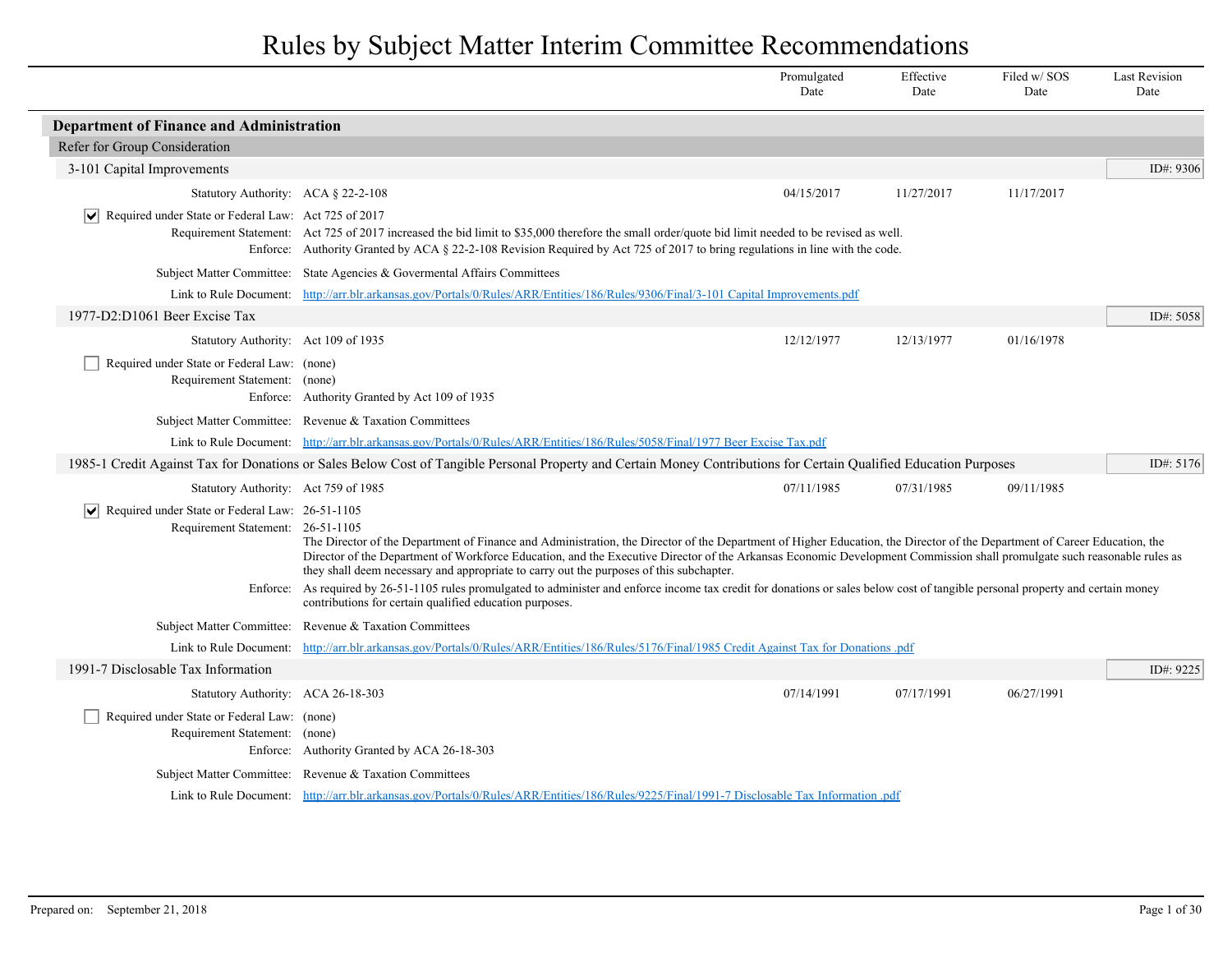# Rules by Subject Matter Interim Committee Recommendations

| | Promulgated Date | Effective Date | Filed w/ SOS Date | Last Revision Date |
|---|---|---|---|---|

## Department of Finance and Administration

### Refer for Group Consideration

#### 3-101 Capital Improvements

ID#: 9306

| | | Promulgated Date | Effective Date | Filed w/ SOS Date | Last Revision Date |
|---|---|---|---|---|---|
| Statutory Authority: | ACA § 22-2-108 | 04/15/2017 | 11/27/2017 | 11/17/2017 | |

☑ Required under State or Federal Law: Act 725 of 2017

Requirement Statement: Act 725 of 2017 increased the bid limit to $35,000 therefore the small order/quote bid limit needed to be revised as well.

Enforce: Authority Granted by ACA § 22-2-108 Revision Required by Act 725 of 2017 to bring regulations in line with the code.

Subject Matter Committee: State Agencies & Govermental Affairs Committees

Link to Rule Document: [http://arr.blr.arkansas.gov/Portals/0/Rules/ARR/Entities/186/Rules/9306/Final/3-101 Capital Improvements.pdf](http://arr.blr.arkansas.gov/Portals/0/Rules/ARR/Entities/186/Rules/9306/Final/3-101 Capital Improvements.pdf)

#### 1977-D2:D1061 Beer Excise Tax

ID#: 5058

| | | Promulgated Date | Effective Date | Filed w/ SOS Date | Last Revision Date |
|---|---|---|---|---|---|
| Statutory Authority: | Act 109 of 1935 | 12/12/1977 | 12/13/1977 | 01/16/1978 | |

☐ Required under State or Federal Law: (none)

Requirement Statement: (none)

Enforce: Authority Granted by Act 109 of 1935

Subject Matter Committee: Revenue & Taxation Committees

Link to Rule Document: [http://arr.blr.arkansas.gov/Portals/0/Rules/ARR/Entities/186/Rules/5058/Final/1977 Beer Excise Tax.pdf](http://arr.blr.arkansas.gov/Portals/0/Rules/ARR/Entities/186/Rules/5058/Final/1977 Beer Excise Tax.pdf)

#### 1985-1 Credit Against Tax for Donations or Sales Below Cost of Tangible Personal Property and Certain Money Contributions for Certain Qualified Education Purposes

ID#: 5176

| | | Promulgated Date | Effective Date | Filed w/ SOS Date | Last Revision Date |
|---|---|---|---|---|---|
| Statutory Authority: | Act 759 of 1985 | 07/11/1985 | 07/31/1985 | 09/11/1985 | |

☑ Required under State or Federal Law: 26-51-1105

Requirement Statement: 26-51-1105
The Director of the Department of Finance and Administration, the Director of the Department of Higher Education, the Director of the Department of Career Education, the Director of the Department of Workforce Education, and the Executive Director of the Arkansas Economic Development Commission shall promulgate such reasonable rules as they shall deem necessary and appropriate to carry out the purposes of this subchapter.

Enforce: As required by 26-51-1105 rules promulgated to administer and enforce income tax credit for donations or sales below cost of tangible personal property and certain money contributions for certain qualified education purposes.

Subject Matter Committee: Revenue & Taxation Committees

Link to Rule Document: [http://arr.blr.arkansas.gov/Portals/0/Rules/ARR/Entities/186/Rules/5176/Final/1985 Credit Against Tax for Donations .pdf](http://arr.blr.arkansas.gov/Portals/0/Rules/ARR/Entities/186/Rules/5176/Final/1985 Credit Against Tax for Donations .pdf)

#### 1991-7 Disclosable Tax Information

ID#: 9225

| | | Promulgated Date | Effective Date | Filed w/ SOS Date | Last Revision Date |
|---|---|---|---|---|---|
| Statutory Authority: | ACA 26-18-303 | 07/14/1991 | 07/17/1991 | 06/27/1991 | |

☐ Required under State or Federal Law: (none)

Requirement Statement: (none)

Enforce: Authority Granted by ACA 26-18-303

Subject Matter Committee: Revenue & Taxation Committees

Link to Rule Document: [http://arr.blr.arkansas.gov/Portals/0/Rules/ARR/Entities/186/Rules/9225/Final/1991-7 Disclosable Tax Information .pdf](http://arr.blr.arkansas.gov/Portals/0/Rules/ARR/Entities/186/Rules/9225/Final/1991-7 Disclosable Tax Information .pdf)

Prepared on: September 21, 2018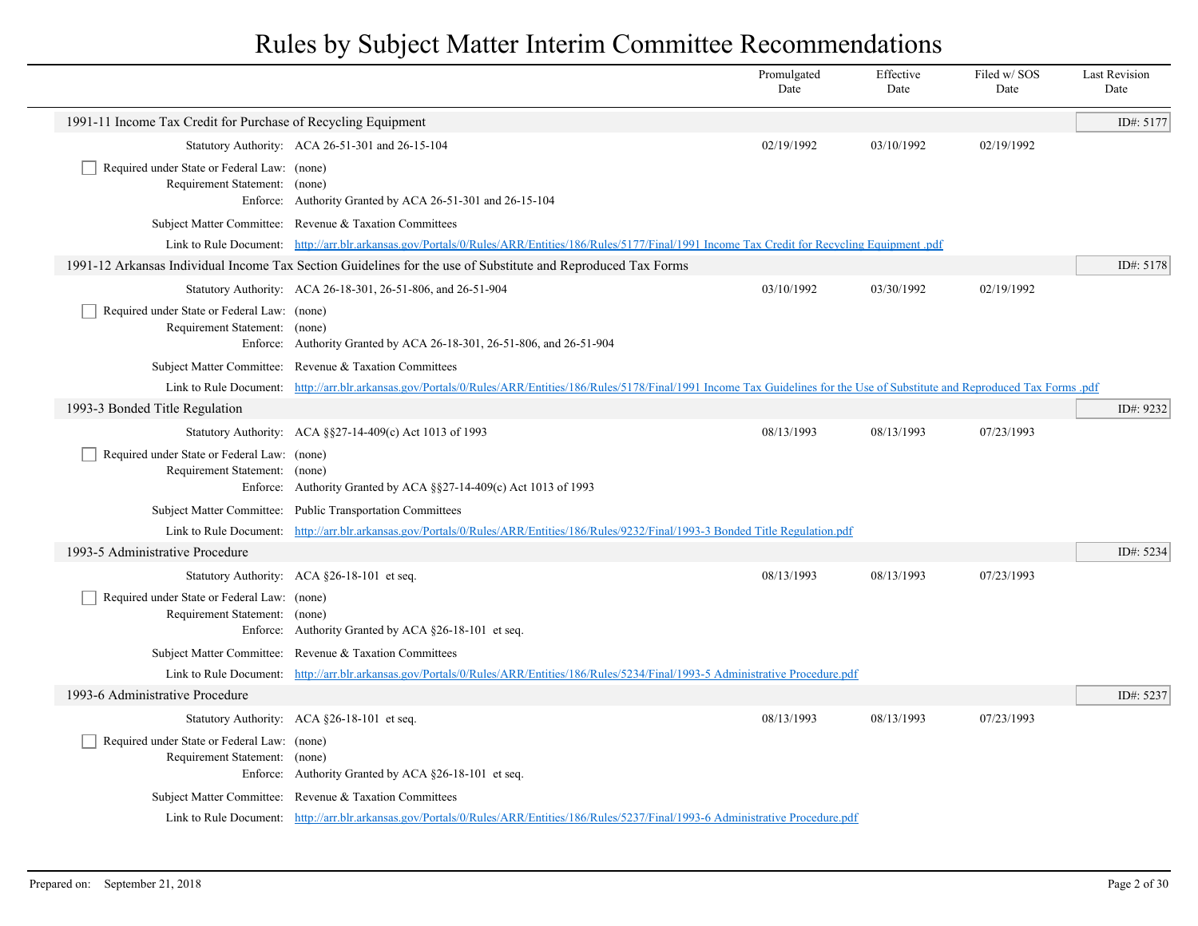# Rules by Subject Matter Interim Committee Recommendations

| | Promulgated Date | Effective Date | Filed w/ SOS Date | Last Revision Date |
|---|---|---|---|---|

## 1991-11 Income Tax Credit for Purchase of Recycling Equipment

ID#: 5177

| | | Promulgated Date | Effective Date | Filed w/ SOS Date | Last Revision Date |
|---|---|---|---|---|---|
| Statutory Authority: | ACA 26-51-301 and 26-15-104 | 02/19/1992 | 03/10/1992 | 02/19/1992 | |

- [ ] Required under State or Federal Law: (none)

Requirement Statement: (none)

Enforce: Authority Granted by ACA 26-51-301 and 26-15-104

Subject Matter Committee: Revenue & Taxation Committees

Link to Rule Document: http://arr.blr.arkansas.gov/Portals/0/Rules/ARR/Entities/186/Rules/5177/Final/1991 Income Tax Credit for Recycling Equipment .pdf

## 1991-12 Arkansas Individual Income Tax Section Guidelines for the use of Substitute and Reproduced Tax Forms

ID#: 5178

| | | Promulgated Date | Effective Date | Filed w/ SOS Date | Last Revision Date |
|---|---|---|---|---|---|
| Statutory Authority: | ACA 26-18-301, 26-51-806, and 26-51-904 | 03/10/1992 | 03/30/1992 | 02/19/1992 | |

- [ ] Required under State or Federal Law: (none)

Requirement Statement: (none)

Enforce: Authority Granted by ACA 26-18-301, 26-51-806, and 26-51-904

Subject Matter Committee: Revenue & Taxation Committees

Link to Rule Document: http://arr.blr.arkansas.gov/Portals/0/Rules/ARR/Entities/186/Rules/5178/Final/1991 Income Tax Guidelines for the Use of Substitute and Reproduced Tax Forms .pdf

## 1993-3 Bonded Title Regulation

ID#: 9232

| | | Promulgated Date | Effective Date | Filed w/ SOS Date | Last Revision Date |
|---|---|---|---|---|---|
| Statutory Authority: | ACA §§27-14-409(c) Act 1013 of 1993 | 08/13/1993 | 08/13/1993 | 07/23/1993 | |

- [ ] Required under State or Federal Law: (none)

Requirement Statement: (none)

Enforce: Authority Granted by ACA §§27-14-409(c) Act 1013 of 1993

Subject Matter Committee: Public Transportation Committees

Link to Rule Document: http://arr.blr.arkansas.gov/Portals/0/Rules/ARR/Entities/186/Rules/9232/Final/1993-3 Bonded Title Regulation.pdf

## 1993-5 Administrative Procedure

ID#: 5234

| | | Promulgated Date | Effective Date | Filed w/ SOS Date | Last Revision Date |
|---|---|---|---|---|---|
| Statutory Authority: | ACA §26-18-101 et seq. | 08/13/1993 | 08/13/1993 | 07/23/1993 | |

- [ ] Required under State or Federal Law: (none)

Requirement Statement: (none)

Enforce: Authority Granted by ACA §26-18-101 et seq.

Subject Matter Committee: Revenue & Taxation Committees

Link to Rule Document: http://arr.blr.arkansas.gov/Portals/0/Rules/ARR/Entities/186/Rules/5234/Final/1993-5 Administrative Procedure.pdf

## 1993-6 Administrative Procedure

ID#: 5237

| | | Promulgated Date | Effective Date | Filed w/ SOS Date | Last Revision Date |
|---|---|---|---|---|---|
| Statutory Authority: | ACA §26-18-101 et seq. | 08/13/1993 | 08/13/1993 | 07/23/1993 | |

- [ ] Required under State or Federal Law: (none)

Requirement Statement: (none)

Enforce: Authority Granted by ACA §26-18-101 et seq.

Subject Matter Committee: Revenue & Taxation Committees

Link to Rule Document: http://arr.blr.arkansas.gov/Portals/0/Rules/ARR/Entities/186/Rules/5237/Final/1993-6 Administrative Procedure.pdf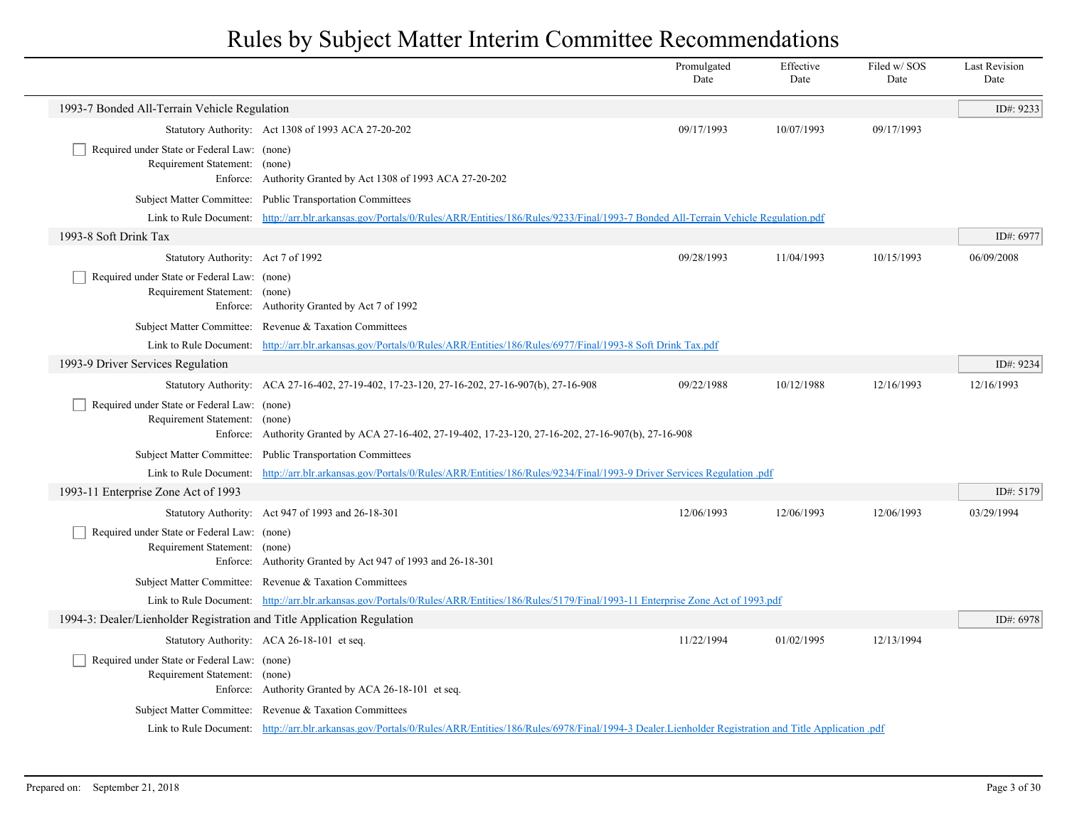# Rules by Subject Matter Interim Committee Recommendations

| | Promulgated Date | Effective Date | Filed w/ SOS Date | Last Revision Date |
|---|---|---|---|---|

## 1993-7 Bonded All-Terrain Vehicle Regulation

ID#: 9233

| | | Promulgated Date | Effective Date | Filed w/ SOS Date | Last Revision Date |
|---|---|---|---|---|---|
| Statutory Authority: | Act 1308 of 1993 ACA 27-20-202 | 09/17/1993 | 10/07/1993 | 09/17/1993 | |

- [ ] Required under State or Federal Law: (none)

Requirement Statement: (none)

Enforce: Authority Granted by Act 1308 of 1993 ACA 27-20-202

Subject Matter Committee: Public Transportation Committees

Link to Rule Document: http://arr.blr.arkansas.gov/Portals/0/Rules/ARR/Entities/186/Rules/9233/Final/1993-7 Bonded All-Terrain Vehicle Regulation.pdf

## 1993-8 Soft Drink Tax

ID#: 6977

| | | Promulgated Date | Effective Date | Filed w/ SOS Date | Last Revision Date |
|---|---|---|---|---|---|
| Statutory Authority: | Act 7 of 1992 | 09/28/1993 | 11/04/1993 | 10/15/1993 | 06/09/2008 |

- [ ] Required under State or Federal Law: (none)

Requirement Statement: (none)

Enforce: Authority Granted by Act 7 of 1992

Subject Matter Committee: Revenue & Taxation Committees

Link to Rule Document: http://arr.blr.arkansas.gov/Portals/0/Rules/ARR/Entities/186/Rules/6977/Final/1993-8 Soft Drink Tax.pdf

## 1993-9 Driver Services Regulation

ID#: 9234

| | | Promulgated Date | Effective Date | Filed w/ SOS Date | Last Revision Date |
|---|---|---|---|---|---|
| Statutory Authority: | ACA 27-16-402, 27-19-402, 17-23-120, 27-16-202, 27-16-907(b), 27-16-908 | 09/22/1988 | 10/12/1988 | 12/16/1993 | 12/16/1993 |

- [ ] Required under State or Federal Law: (none)

Requirement Statement: (none)

Enforce: Authority Granted by ACA 27-16-402, 27-19-402, 17-23-120, 27-16-202, 27-16-907(b), 27-16-908

Subject Matter Committee: Public Transportation Committees

Link to Rule Document: http://arr.blr.arkansas.gov/Portals/0/Rules/ARR/Entities/186/Rules/9234/Final/1993-9 Driver Services Regulation .pdf

## 1993-11 Enterprise Zone Act of 1993

ID#: 5179

| | | Promulgated Date | Effective Date | Filed w/ SOS Date | Last Revision Date |
|---|---|---|---|---|---|
| Statutory Authority: | Act 947 of 1993 and 26-18-301 | 12/06/1993 | 12/06/1993 | 12/06/1993 | 03/29/1994 |

- [ ] Required under State or Federal Law: (none)

Requirement Statement: (none)

Enforce: Authority Granted by Act 947 of 1993 and 26-18-301

Subject Matter Committee: Revenue & Taxation Committees

Link to Rule Document: http://arr.blr.arkansas.gov/Portals/0/Rules/ARR/Entities/186/Rules/5179/Final/1993-11 Enterprise Zone Act of 1993.pdf

## 1994-3: Dealer/Lienholder Registration and Title Application Regulation

ID#: 6978

| | | Promulgated Date | Effective Date | Filed w/ SOS Date | Last Revision Date |
|---|---|---|---|---|---|
| Statutory Authority: | ACA 26-18-101 et seq. | 11/22/1994 | 01/02/1995 | 12/13/1994 | |

- [ ] Required under State or Federal Law: (none)

Requirement Statement: (none)

Enforce: Authority Granted by ACA 26-18-101 et seq.

Subject Matter Committee: Revenue & Taxation Committees

Link to Rule Document: http://arr.blr.arkansas.gov/Portals/0/Rules/ARR/Entities/186/Rules/6978/Final/1994-3 Dealer.Lienholder Registration and Title Application .pdf

Prepared on: September 21, 2018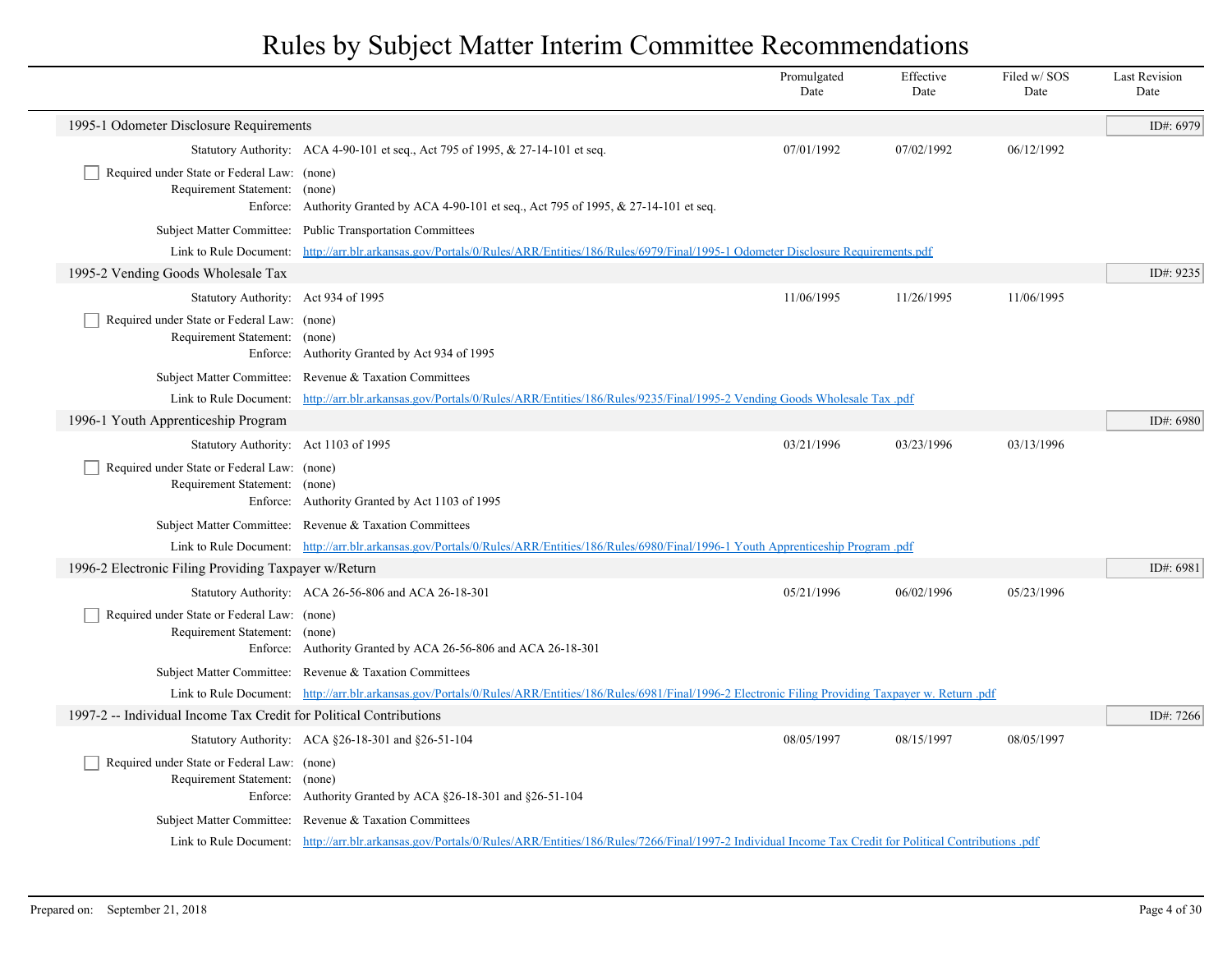# Rules by Subject Matter Interim Committee Recommendations

| | Promulgated Date | Effective Date | Filed w/ SOS Date | Last Revision Date |
|---|---|---|---|---|

## 1995-1 Odometer Disclosure Requirements

ID#: 6979

| | | Promulgated Date | Effective Date | Filed w/ SOS Date | Last Revision Date |
|---|---|---|---|---|---|
| Statutory Authority: | ACA 4-90-101 et seq., Act 795 of 1995, & 27-14-101 et seq. | 07/01/1992 | 07/02/1992 | 06/12/1992 | |

- [ ] Required under State or Federal Law: (none)

Requirement Statement: (none)

Enforce: Authority Granted by ACA 4-90-101 et seq., Act 795 of 1995, & 27-14-101 et seq.

Subject Matter Committee: Public Transportation Committees

Link to Rule Document: http://arr.blr.arkansas.gov/Portals/0/Rules/ARR/Entities/186/Rules/6979/Final/1995-1 Odometer Disclosure Requirements.pdf

## 1995-2 Vending Goods Wholesale Tax

ID#: 9235

| | | Promulgated Date | Effective Date | Filed w/ SOS Date | Last Revision Date |
|---|---|---|---|---|---|
| Statutory Authority: | Act 934 of 1995 | 11/06/1995 | 11/26/1995 | 11/06/1995 | |

- [ ] Required under State or Federal Law: (none)

Requirement Statement: (none)

Enforce: Authority Granted by Act 934 of 1995

Subject Matter Committee: Revenue & Taxation Committees

Link to Rule Document: http://arr.blr.arkansas.gov/Portals/0/Rules/ARR/Entities/186/Rules/9235/Final/1995-2 Vending Goods Wholesale Tax .pdf

## 1996-1 Youth Apprenticeship Program

ID#: 6980

| | | Promulgated Date | Effective Date | Filed w/ SOS Date | Last Revision Date |
|---|---|---|---|---|---|
| Statutory Authority: | Act 1103 of 1995 | 03/21/1996 | 03/23/1996 | 03/13/1996 | |

- [ ] Required under State or Federal Law: (none)

Requirement Statement: (none)

Enforce: Authority Granted by Act 1103 of 1995

Subject Matter Committee: Revenue & Taxation Committees

Link to Rule Document: http://arr.blr.arkansas.gov/Portals/0/Rules/ARR/Entities/186/Rules/6980/Final/1996-1 Youth Apprenticeship Program .pdf

## 1996-2 Electronic Filing Providing Taxpayer w/Return

ID#: 6981

| | | Promulgated Date | Effective Date | Filed w/ SOS Date | Last Revision Date |
|---|---|---|---|---|---|
| Statutory Authority: | ACA 26-56-806 and ACA 26-18-301 | 05/21/1996 | 06/02/1996 | 05/23/1996 | |

- [ ] Required under State or Federal Law: (none)

Requirement Statement: (none)

Enforce: Authority Granted by ACA 26-56-806 and ACA 26-18-301

Subject Matter Committee: Revenue & Taxation Committees

Link to Rule Document: http://arr.blr.arkansas.gov/Portals/0/Rules/ARR/Entities/186/Rules/6981/Final/1996-2 Electronic Filing Providing Taxpayer w. Return .pdf

## 1997-2 -- Individual Income Tax Credit for Political Contributions

ID#: 7266

| | | Promulgated Date | Effective Date | Filed w/ SOS Date | Last Revision Date |
|---|---|---|---|---|---|
| Statutory Authority: | ACA §26-18-301 and §26-51-104 | 08/05/1997 | 08/15/1997 | 08/05/1997 | |

- [ ] Required under State or Federal Law: (none)

Requirement Statement: (none)

Enforce: Authority Granted by ACA §26-18-301 and §26-51-104

Subject Matter Committee: Revenue & Taxation Committees

Link to Rule Document: http://arr.blr.arkansas.gov/Portals/0/Rules/ARR/Entities/186/Rules/7266/Final/1997-2 Individual Income Tax Credit for Political Contributions .pdf

Prepared on: September 21, 2018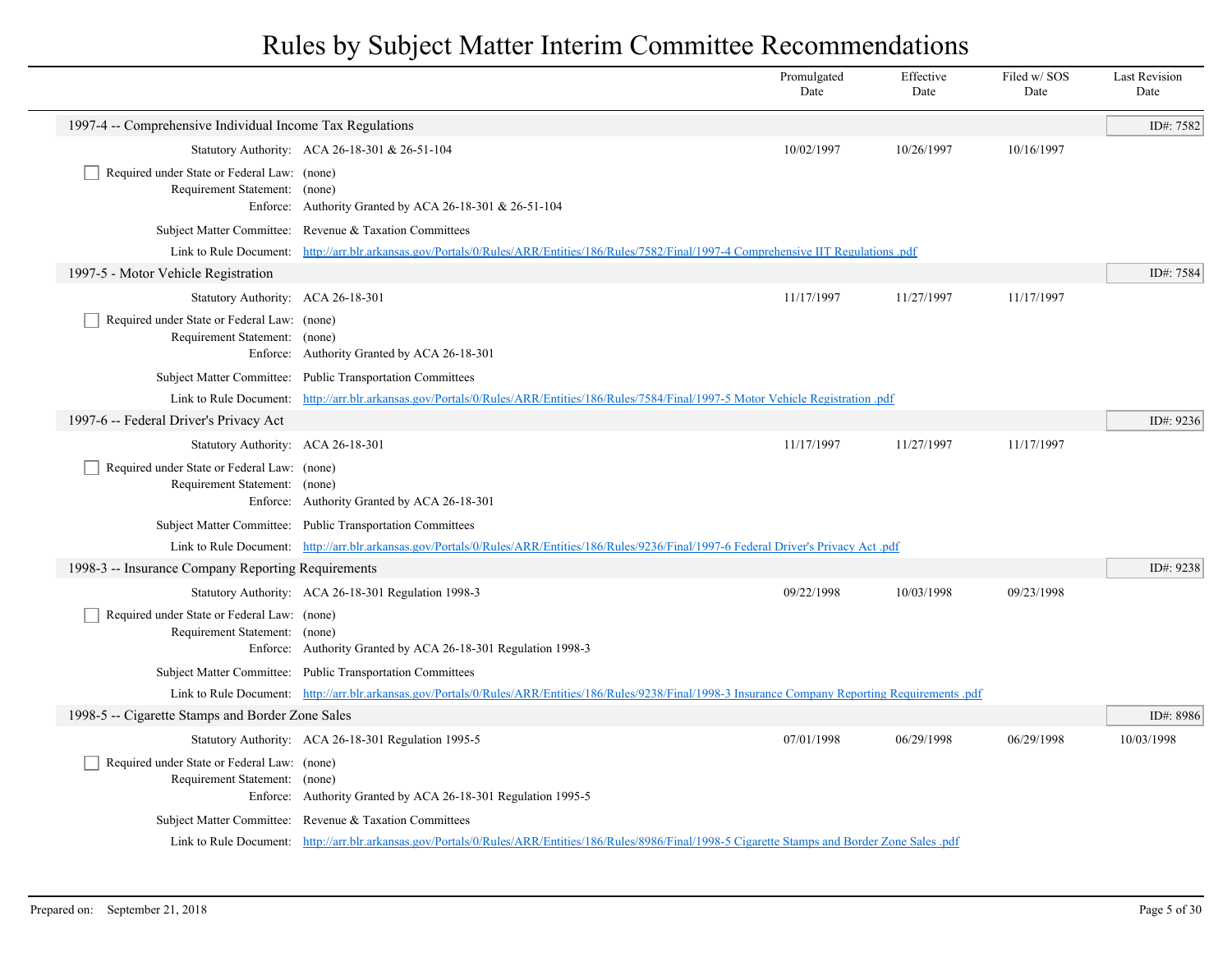# Rules by Subject Matter Interim Committee Recommendations

| | Promulgated Date | Effective Date | Filed w/ SOS Date | Last Revision Date |
|---|---|---|---|---|

## 1997-4 -- Comprehensive Individual Income Tax Regulations

ID#: 7582

| | | Promulgated Date | Effective Date | Filed w/ SOS Date | Last Revision Date |
|---|---|---|---|---|---|
| Statutory Authority: | ACA 26-18-301 & 26-51-104 | 10/02/1997 | 10/26/1997 | 10/16/1997 | |

- [ ] Required under State or Federal Law: (none)

Requirement Statement: (none)

Enforce: Authority Granted by ACA 26-18-301 & 26-51-104

Subject Matter Committee: Revenue & Taxation Committees

Link to Rule Document: http://arr.blr.arkansas.gov/Portals/0/Rules/ARR/Entities/186/Rules/7582/Final/1997-4 Comprehensive IIT Regulations .pdf

## 1997-5 - Motor Vehicle Registration

ID#: 7584

| | | Promulgated Date | Effective Date | Filed w/ SOS Date | Last Revision Date |
|---|---|---|---|---|---|
| Statutory Authority: | ACA 26-18-301 | 11/17/1997 | 11/27/1997 | 11/17/1997 | |

- [ ] Required under State or Federal Law: (none)

Requirement Statement: (none)

Enforce: Authority Granted by ACA 26-18-301

Subject Matter Committee: Public Transportation Committees

Link to Rule Document: http://arr.blr.arkansas.gov/Portals/0/Rules/ARR/Entities/186/Rules/7584/Final/1997-5 Motor Vehicle Registration .pdf

## 1997-6 -- Federal Driver's Privacy Act

ID#: 9236

| | | Promulgated Date | Effective Date | Filed w/ SOS Date | Last Revision Date |
|---|---|---|---|---|---|
| Statutory Authority: | ACA 26-18-301 | 11/17/1997 | 11/27/1997 | 11/17/1997 | |

- [ ] Required under State or Federal Law: (none)

Requirement Statement: (none)

Enforce: Authority Granted by ACA 26-18-301

Subject Matter Committee: Public Transportation Committees

Link to Rule Document: http://arr.blr.arkansas.gov/Portals/0/Rules/ARR/Entities/186/Rules/9236/Final/1997-6 Federal Driver's Privacy Act .pdf

## 1998-3 -- Insurance Company Reporting Requirements

ID#: 9238

| | | Promulgated Date | Effective Date | Filed w/ SOS Date | Last Revision Date |
|---|---|---|---|---|---|
| Statutory Authority: | ACA 26-18-301 Regulation 1998-3 | 09/22/1998 | 10/03/1998 | 09/23/1998 | |

- [ ] Required under State or Federal Law: (none)

Requirement Statement: (none)

Enforce: Authority Granted by ACA 26-18-301 Regulation 1998-3

Subject Matter Committee: Public Transportation Committees

Link to Rule Document: http://arr.blr.arkansas.gov/Portals/0/Rules/ARR/Entities/186/Rules/9238/Final/1998-3 Insurance Company Reporting Requirements .pdf

## 1998-5 -- Cigarette Stamps and Border Zone Sales

ID#: 8986

| | | Promulgated Date | Effective Date | Filed w/ SOS Date | Last Revision Date |
|---|---|---|---|---|---|
| Statutory Authority: | ACA 26-18-301 Regulation 1995-5 | 07/01/1998 | 06/29/1998 | 06/29/1998 | 10/03/1998 |

- [ ] Required under State or Federal Law: (none)

Requirement Statement: (none)

Enforce: Authority Granted by ACA 26-18-301 Regulation 1995-5

Subject Matter Committee: Revenue & Taxation Committees

Link to Rule Document: http://arr.blr.arkansas.gov/Portals/0/Rules/ARR/Entities/186/Rules/8986/Final/1998-5 Cigarette Stamps and Border Zone Sales .pdf

Prepared on: September 21, 2018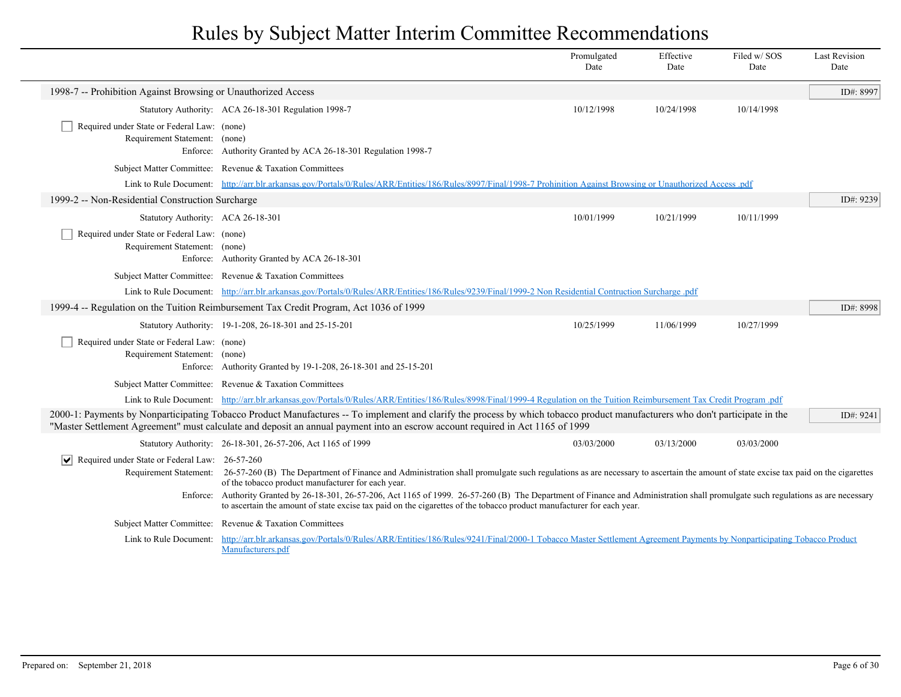# Rules by Subject Matter Interim Committee Recommendations

| | Promulgated Date | Effective Date | Filed w/ SOS Date | Last Revision Date |
|---|---|---|---|---|

## 1998-7 -- Prohibition Against Browsing or Unauthorized Access

ID#: 8997

| | | Promulgated Date | Effective Date | Filed w/ SOS Date | Last Revision Date |
|---|---|---|---|---|---|
| Statutory Authority: | ACA 26-18-301 Regulation 1998-7 | 10/12/1998 | 10/24/1998 | 10/14/1998 | |

- [ ] Required under State or Federal Law: (none)

Requirement Statement: (none)

Enforce: Authority Granted by ACA 26-18-301 Regulation 1998-7

Subject Matter Committee: Revenue & Taxation Committees

Link to Rule Document: http://arr.blr.arkansas.gov/Portals/0/Rules/ARR/Entities/186/Rules/8997/Final/1998-7 Prohinition Against Browsing or Unauthorized Access .pdf

## 1999-2 -- Non-Residential Construction Surcharge

ID#: 9239

| | | Promulgated Date | Effective Date | Filed w/ SOS Date | Last Revision Date |
|---|---|---|---|---|---|
| Statutory Authority: | ACA 26-18-301 | 10/01/1999 | 10/21/1999 | 10/11/1999 | |

- [ ] Required under State or Federal Law: (none)

Requirement Statement: (none)

Enforce: Authority Granted by ACA 26-18-301

Subject Matter Committee: Revenue & Taxation Committees

Link to Rule Document: http://arr.blr.arkansas.gov/Portals/0/Rules/ARR/Entities/186/Rules/9239/Final/1999-2 Non Residential Contruction Surcharge .pdf

## 1999-4 -- Regulation on the Tuition Reimbursement Tax Credit Program, Act 1036 of 1999

ID#: 8998

| | | Promulgated Date | Effective Date | Filed w/ SOS Date | Last Revision Date |
|---|---|---|---|---|---|
| Statutory Authority: | 19-1-208, 26-18-301 and 25-15-201 | 10/25/1999 | 11/06/1999 | 10/27/1999 | |

- [ ] Required under State or Federal Law: (none)

Requirement Statement: (none)

Enforce: Authority Granted by 19-1-208, 26-18-301 and 25-15-201

Subject Matter Committee: Revenue & Taxation Committees

Link to Rule Document: http://arr.blr.arkansas.gov/Portals/0/Rules/ARR/Entities/186/Rules/8998/Final/1999-4 Regulation on the Tuition Reimbursement Tax Credit Program .pdf

## 2000-1: Payments by Nonparticipating Tobacco Product Manufactures -- To implement and clarify the process by which tobacco product manufacturers who don't participate in the "Master Settlement Agreement" must calculate and deposit an annual payment into an escrow account required in Act 1165 of 1999

ID#: 9241

| | | Promulgated Date | Effective Date | Filed w/ SOS Date | Last Revision Date |
|---|---|---|---|---|---|
| Statutory Authority: | 26-18-301, 26-57-206, Act 1165 of 1999 | 03/03/2000 | 03/13/2000 | 03/03/2000 | |

- [x] Required under State or Federal Law: 26-57-260

Requirement Statement: 26-57-260 (B) The Department of Finance and Administration shall promulgate such regulations as are necessary to ascertain the amount of state excise tax paid on the cigarettes of the tobacco product manufacturer for each year.

Enforce: Authority Granted by 26-18-301, 26-57-206, Act 1165 of 1999. 26-57-260 (B) The Department of Finance and Administration shall promulgate such regulations as are necessary to ascertain the amount of state excise tax paid on the cigarettes of the tobacco product manufacturer for each year.

Subject Matter Committee: Revenue & Taxation Committees

Link to Rule Document: http://arr.blr.arkansas.gov/Portals/0/Rules/ARR/Entities/186/Rules/9241/Final/2000-1 Tobacco Master Settlement Agreement Payments by Nonparticipating Tobacco Product Manufacturers.pdf

Prepared on: September 21, 2018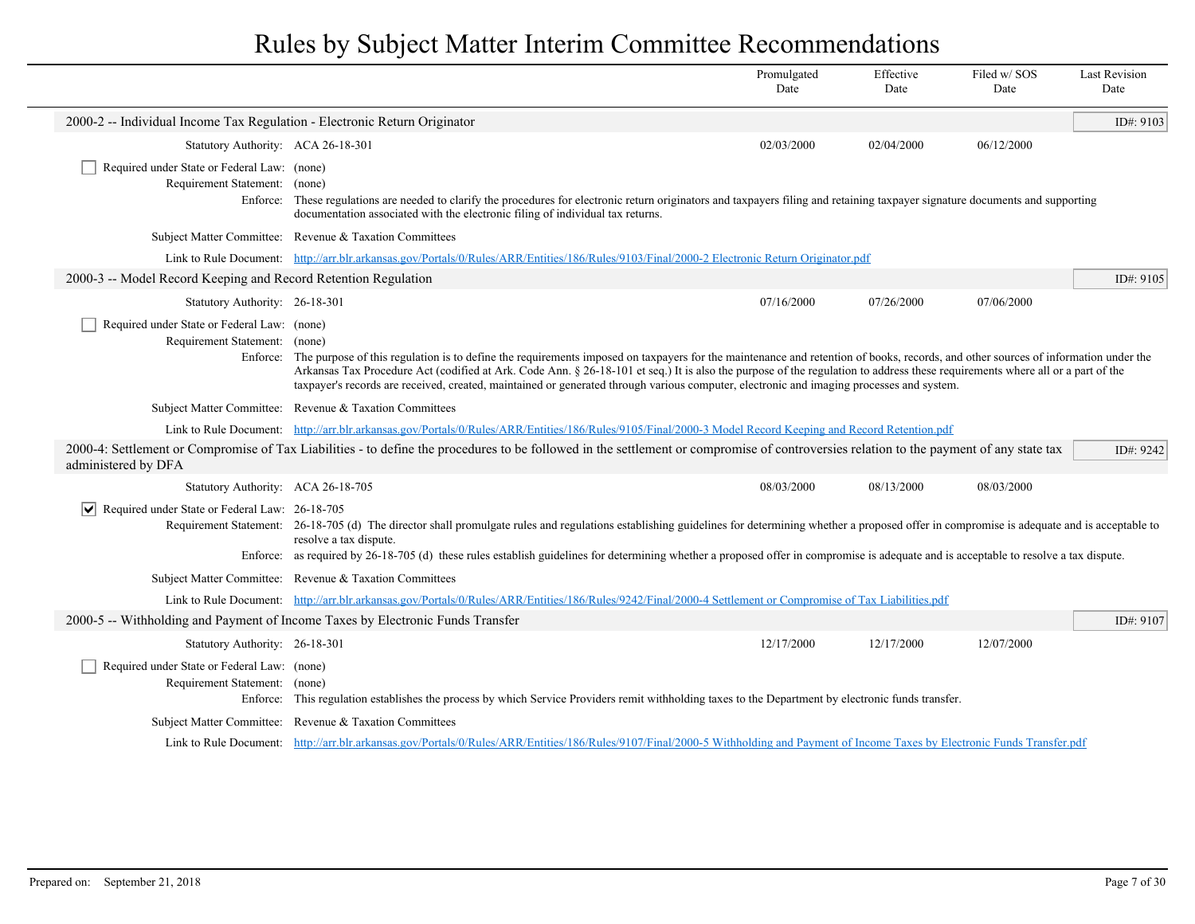# Rules by Subject Matter Interim Committee Recommendations

| | Promulgated Date | Effective Date | Filed w/ SOS Date | Last Revision Date |
|---|---|---|---|---|

## 2000-2 -- Individual Income Tax Regulation - Electronic Return Originator

ID#: 9103

| | Promulgated Date | Effective Date | Filed w/ SOS Date | Last Revision Date |
|---|---|---|---|---|
| Statutory Authority: ACA 26-18-301 | 02/03/2000 | 02/04/2000 | 06/12/2000 | |

☐ Required under State or Federal Law: (none)

Requirement Statement: (none)

Enforce: These regulations are needed to clarify the procedures for electronic return originators and taxpayers filing and retaining taxpayer signature documents and supporting documentation associated with the electronic filing of individual tax returns.

Subject Matter Committee: Revenue & Taxation Committees

Link to Rule Document: http://arr.blr.arkansas.gov/Portals/0/Rules/ARR/Entities/186/Rules/9103/Final/2000-2 Electronic Return Originator.pdf

## 2000-3 -- Model Record Keeping and Record Retention Regulation

ID#: 9105

| | Promulgated Date | Effective Date | Filed w/ SOS Date | Last Revision Date |
|---|---|---|---|---|
| Statutory Authority: 26-18-301 | 07/16/2000 | 07/26/2000 | 07/06/2000 | |

☐ Required under State or Federal Law: (none)

Requirement Statement: (none)

Enforce: The purpose of this regulation is to define the requirements imposed on taxpayers for the maintenance and retention of books, records, and other sources of information under the Arkansas Tax Procedure Act (codified at Ark. Code Ann. § 26-18-101 et seq.) It is also the purpose of the regulation to address these requirements where all or a part of the taxpayer's records are received, created, maintained or generated through various computer, electronic and imaging processes and system.

Subject Matter Committee: Revenue & Taxation Committees

Link to Rule Document: http://arr.blr.arkansas.gov/Portals/0/Rules/ARR/Entities/186/Rules/9105/Final/2000-3 Model Record Keeping and Record Retention.pdf

## 2000-4: Settlement or Compromise of Tax Liabilities - to define the procedures to be followed in the settlement or compromise of controversies relation to the payment of any state tax administered by DFA

ID#: 9242

| | Promulgated Date | Effective Date | Filed w/ SOS Date | Last Revision Date |
|---|---|---|---|---|
| Statutory Authority: ACA 26-18-705 | 08/03/2000 | 08/13/2000 | 08/03/2000 | |

☑ Required under State or Federal Law: 26-18-705

Requirement Statement: 26-18-705 (d) The director shall promulgate rules and regulations establishing guidelines for determining whether a proposed offer in compromise is adequate and is acceptable to resolve a tax dispute.

Enforce: as required by 26-18-705 (d) these rules establish guidelines for determining whether a proposed offer in compromise is adequate and is acceptable to resolve a tax dispute.

Subject Matter Committee: Revenue & Taxation Committees

Link to Rule Document: http://arr.blr.arkansas.gov/Portals/0/Rules/ARR/Entities/186/Rules/9242/Final/2000-4 Settlement or Compromise of Tax Liabilities.pdf

## 2000-5 -- Withholding and Payment of Income Taxes by Electronic Funds Transfer

ID#: 9107

| | Promulgated Date | Effective Date | Filed w/ SOS Date | Last Revision Date |
|---|---|---|---|---|
| Statutory Authority: 26-18-301 | 12/17/2000 | 12/17/2000 | 12/07/2000 | |

☐ Required under State or Federal Law: (none)

Requirement Statement: (none)

Enforce: This regulation establishes the process by which Service Providers remit withholding taxes to the Department by electronic funds transfer.

Subject Matter Committee: Revenue & Taxation Committees

Link to Rule Document: http://arr.blr.arkansas.gov/Portals/0/Rules/ARR/Entities/186/Rules/9107/Final/2000-5 Withholding and Payment of Income Taxes by Electronic Funds Transfer.pdf

Prepared on: September 21, 2018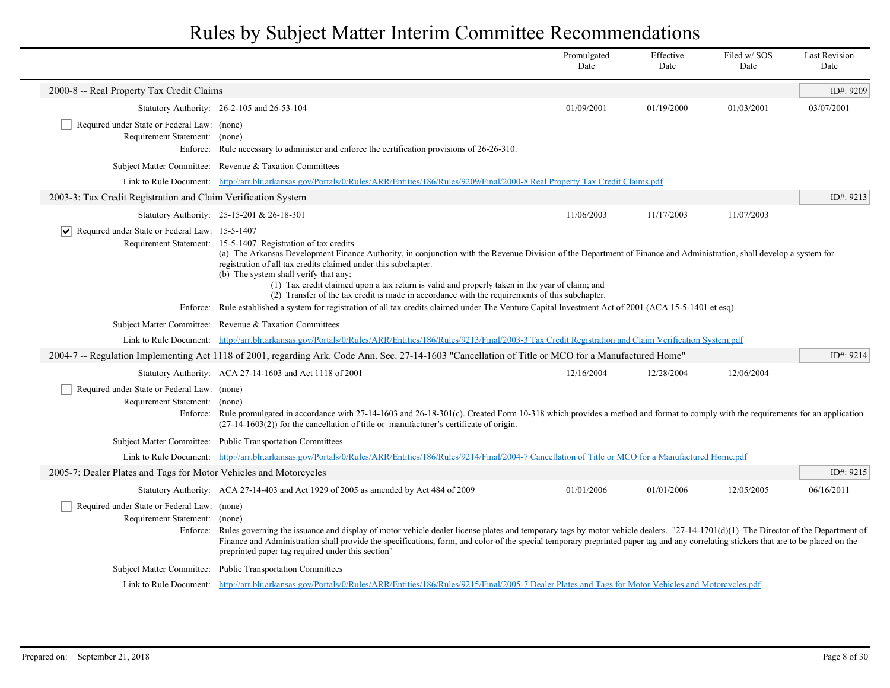# Rules by Subject Matter Interim Committee Recommendations

## 2000-8 -- Real Property Tax Credit Claims

ID#: 9209

| | Promulgated Date | Effective Date | Filed w/ SOS Date | Last Revision Date |
|---|---|---|---|---|
| Statutory Authority: 26-2-105 and 26-53-104 | 01/09/2001 | 01/19/2000 | 01/03/2001 | 03/07/2001 |

- [ ] Required under State or Federal Law: (none)

Requirement Statement: (none)

Enforce: Rule necessary to administer and enforce the certification provisions of 26-26-310.

Subject Matter Committee: Revenue & Taxation Committees

Link to Rule Document: http://arr.blr.arkansas.gov/Portals/0/Rules/ARR/Entities/186/Rules/9209/Final/2000-8 Real Property Tax Credit Claims.pdf

## 2003-3: Tax Credit Registration and Claim Verification System

ID#: 9213

| | Promulgated Date | Effective Date | Filed w/ SOS Date | Last Revision Date |
|---|---|---|---|---|
| Statutory Authority: 25-15-201 & 26-18-301 | 11/06/2003 | 11/17/2003 | 11/07/2003 | |

- [x] Required under State or Federal Law: 15-5-1407

Requirement Statement: 15-5-1407. Registration of tax credits.

(a) The Arkansas Development Finance Authority, in conjunction with the Revenue Division of the Department of Finance and Administration, shall develop a system for registration of all tax credits claimed under this subchapter.

(b) The system shall verify that any:

(1) Tax credit claimed upon a tax return is valid and properly taken in the year of claim; and

(2) Transfer of the tax credit is made in accordance with the requirements of this subchapter.

Enforce: Rule established a system for registration of all tax credits claimed under The Venture Capital Investment Act of 2001 (ACA 15-5-1401 et esq).

Subject Matter Committee: Revenue & Taxation Committees

Link to Rule Document: http://arr.blr.arkansas.gov/Portals/0/Rules/ARR/Entities/186/Rules/9213/Final/2003-3 Tax Credit Registration and Claim Verification System.pdf

## 2004-7 -- Regulation Implementing Act 1118 of 2001, regarding Ark. Code Ann. Sec. 27-14-1603 "Cancellation of Title or MCO for a Manufactured Home"

ID#: 9214

| | Promulgated Date | Effective Date | Filed w/ SOS Date | Last Revision Date |
|---|---|---|---|---|
| Statutory Authority: ACA 27-14-1603 and Act 1118 of 2001 | 12/16/2004 | 12/28/2004 | 12/06/2004 | |

- [ ] Required under State or Federal Law: (none)

Requirement Statement: (none)

Enforce: Rule promulgated in accordance with 27-14-1603 and 26-18-301(c). Created Form 10-318 which provides a method and format to comply with the requirements for an application (27-14-1603(2)) for the cancellation of title or manufacturer's certificate of origin.

Subject Matter Committee: Public Transportation Committees

Link to Rule Document: http://arr.blr.arkansas.gov/Portals/0/Rules/ARR/Entities/186/Rules/9214/Final/2004-7 Cancellation of Title or MCO for a Manufactured Home.pdf

## 2005-7: Dealer Plates and Tags for Motor Vehicles and Motorcycles

ID#: 9215

| | Promulgated Date | Effective Date | Filed w/ SOS Date | Last Revision Date |
|---|---|---|---|---|
| Statutory Authority: ACA 27-14-403 and Act 1929 of 2005 as amended by Act 484 of 2009 | 01/01/2006 | 01/01/2006 | 12/05/2005 | 06/16/2011 |

- [ ] Required under State or Federal Law: (none)

Requirement Statement: (none)

Enforce: Rules governing the issuance and display of motor vehicle dealer license plates and temporary tags by motor vehicle dealers. "27-14-1701(d)(1) The Director of the Department of Finance and Administration shall provide the specifications, form, and color of the special temporary preprinted paper tag and any correlating stickers that are to be placed on the preprinted paper tag required under this section"

Subject Matter Committee: Public Transportation Committees

Link to Rule Document: http://arr.blr.arkansas.gov/Portals/0/Rules/ARR/Entities/186/Rules/9215/Final/2005-7 Dealer Plates and Tags for Motor Vehicles and Motorcycles.pdf

Prepared on: September 21, 2018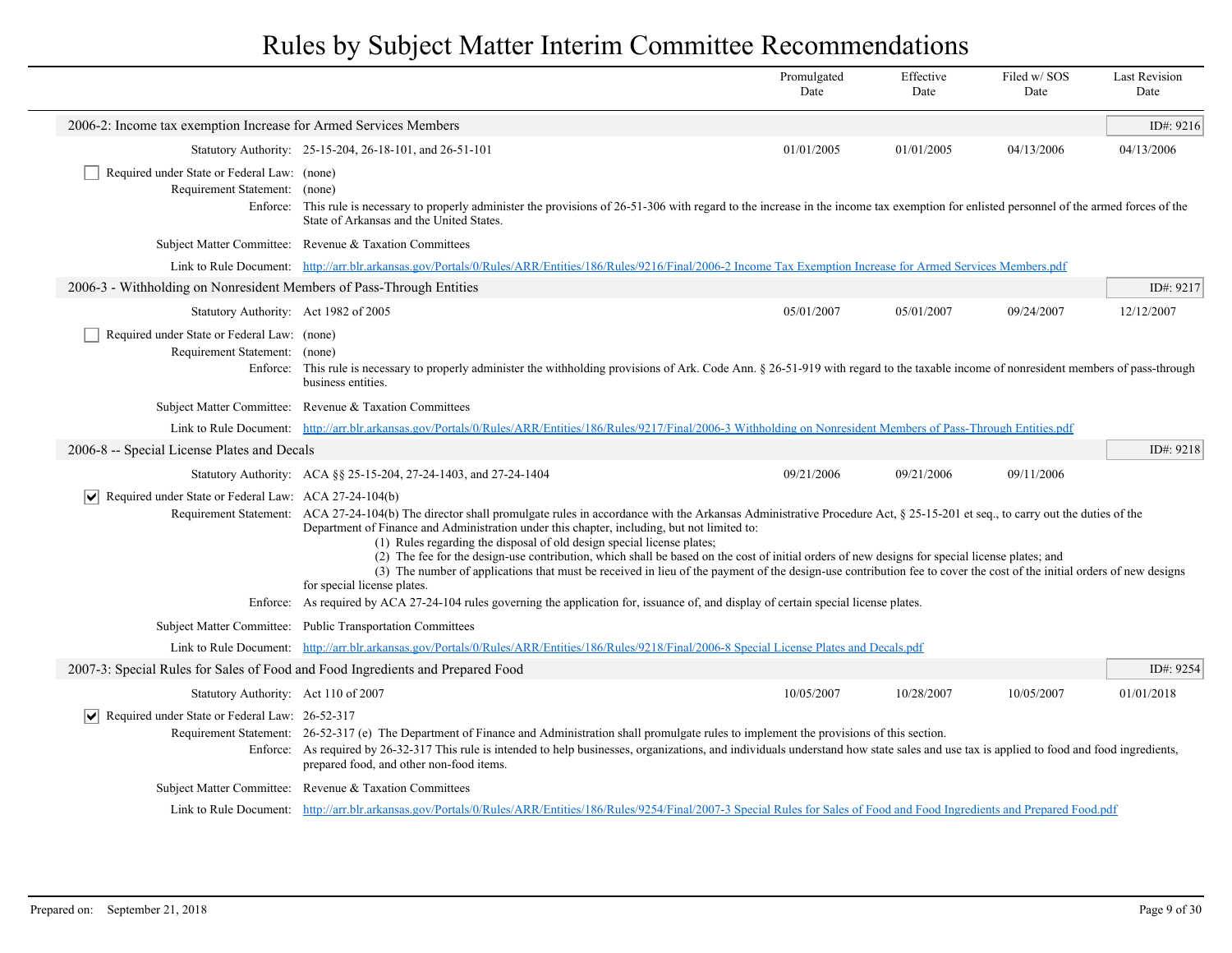# Rules by Subject Matter Interim Committee Recommendations

| | Promulgated Date | Effective Date | Filed w/ SOS Date | Last Revision Date |
|---|---|---|---|---|

## 2006-2: Income tax exemption Increase for Armed Services Members

ID#: 9216

| | Promulgated Date | Effective Date | Filed w/ SOS Date | Last Revision Date |
|---|---|---|---|---|
| Statutory Authority: 25-15-204, 26-18-101, and 26-51-101 | 01/01/2005 | 01/01/2005 | 04/13/2006 | 04/13/2006 |

☐ Required under State or Federal Law: (none)

Requirement Statement: (none)

Enforce: This rule is necessary to properly administer the provisions of 26-51-306 with regard to the increase in the income tax exemption for enlisted personnel of the armed forces of the State of Arkansas and the United States.

Subject Matter Committee: Revenue & Taxation Committees

Link to Rule Document: http://arr.blr.arkansas.gov/Portals/0/Rules/ARR/Entities/186/Rules/9216/Final/2006-2 Income Tax Exemption Increase for Armed Services Members.pdf

## 2006-3 - Withholding on Nonresident Members of Pass-Through Entities

ID#: 9217

| | Promulgated Date | Effective Date | Filed w/ SOS Date | Last Revision Date |
|---|---|---|---|---|
| Statutory Authority: Act 1982 of 2005 | 05/01/2007 | 05/01/2007 | 09/24/2007 | 12/12/2007 |

☐ Required under State or Federal Law: (none)

Requirement Statement: (none)

Enforce: This rule is necessary to properly administer the withholding provisions of Ark. Code Ann. § 26-51-919 with regard to the taxable income of nonresident members of pass-through business entities.

Subject Matter Committee: Revenue & Taxation Committees

Link to Rule Document: http://arr.blr.arkansas.gov/Portals/0/Rules/ARR/Entities/186/Rules/9217/Final/2006-3 Withholding on Nonresident Members of Pass-Through Entities.pdf

## 2006-8 -- Special License Plates and Decals

ID#: 9218

| | Promulgated Date | Effective Date | Filed w/ SOS Date | Last Revision Date |
|---|---|---|---|---|
| Statutory Authority: ACA §§ 25-15-204, 27-24-1403, and 27-24-1404 | 09/21/2006 | 09/21/2006 | 09/11/2006 | |

☑ Required under State or Federal Law: ACA 27-24-104(b)

Requirement Statement: ACA 27-24-104(b) The director shall promulgate rules in accordance with the Arkansas Administrative Procedure Act, § 25-15-201 et seq., to carry out the duties of the Department of Finance and Administration under this chapter, including, but not limited to:

(1) Rules regarding the disposal of old design special license plates;
(2) The fee for the design-use contribution, which shall be based on the cost of initial orders of new designs for special license plates; and
(3) The number of applications that must be received in lieu of the payment of the design-use contribution fee to cover the cost of the initial orders of new designs for special license plates.

Enforce: As required by ACA 27-24-104 rules governing the application for, issuance of, and display of certain special license plates.

Subject Matter Committee: Public Transportation Committees

Link to Rule Document: http://arr.blr.arkansas.gov/Portals/0/Rules/ARR/Entities/186/Rules/9218/Final/2006-8 Special License Plates and Decals.pdf

## 2007-3: Special Rules for Sales of Food and Food Ingredients and Prepared Food

ID#: 9254

| | Promulgated Date | Effective Date | Filed w/ SOS Date | Last Revision Date |
|---|---|---|---|---|
| Statutory Authority: Act 110 of 2007 | 10/05/2007 | 10/28/2007 | 10/05/2007 | 01/01/2018 |

☑ Required under State or Federal Law: 26-52-317

Requirement Statement: 26-52-317 (e) The Department of Finance and Administration shall promulgate rules to implement the provisions of this section.

Enforce: As required by 26-32-317 This rule is intended to help businesses, organizations, and individuals understand how state sales and use tax is applied to food and food ingredients, prepared food, and other non-food items.

Subject Matter Committee: Revenue & Taxation Committees

Link to Rule Document: http://arr.blr.arkansas.gov/Portals/0/Rules/ARR/Entities/186/Rules/9254/Final/2007-3 Special Rules for Sales of Food and Food Ingredients and Prepared Food.pdf

Prepared on: September 21, 2018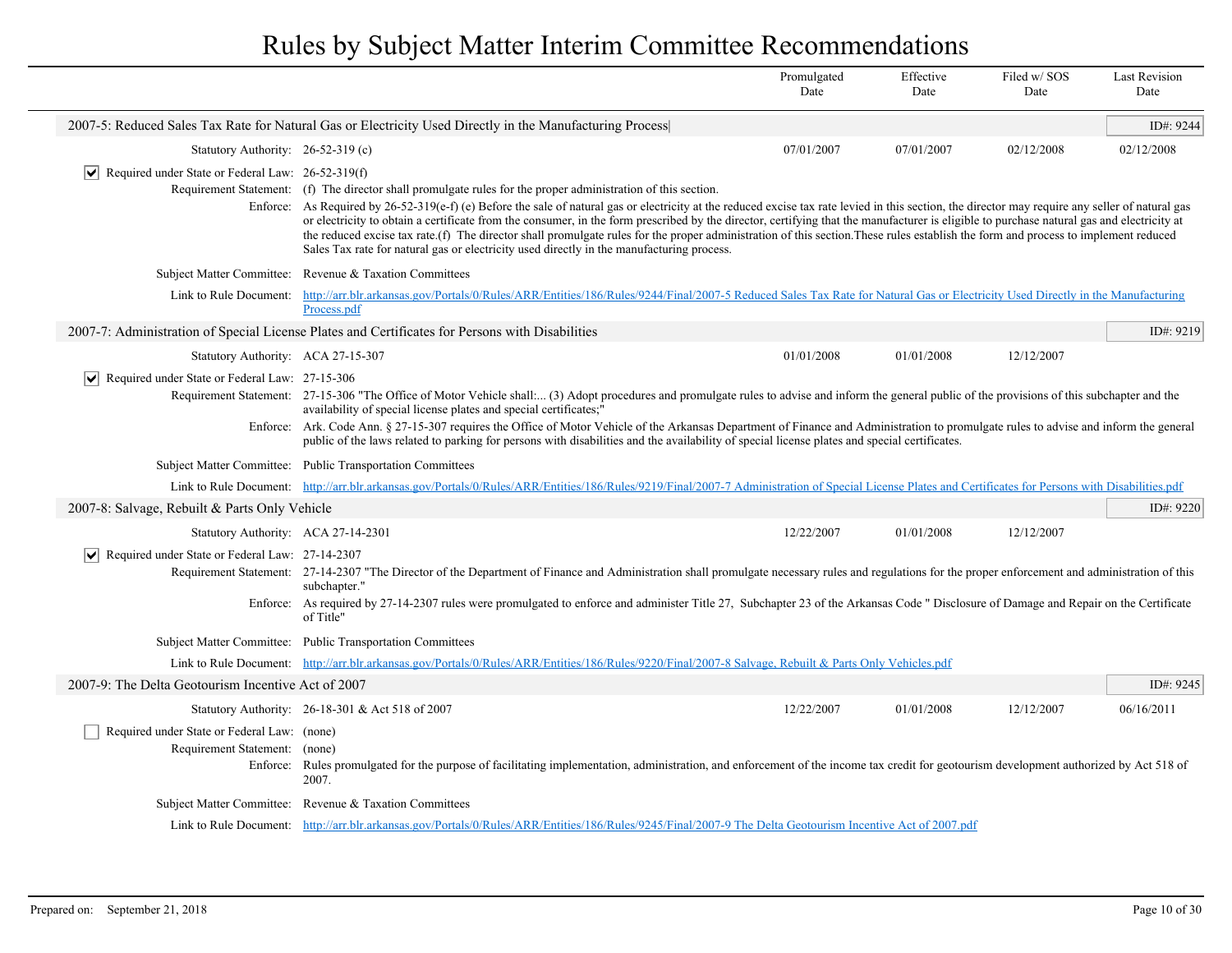# Rules by Subject Matter Interim Committee Recommendations

| | Promulgated Date | Effective Date | Filed w/ SOS Date | Last Revision Date |
|---|---|---|---|---|

## 2007-5: Reduced Sales Tax Rate for Natural Gas or Electricity Used Directly in the Manufacturing Process

ID#: 9244

**Statutory Authority:** 26-52-319 (c)

| Promulgated Date | Effective Date | Filed w/ SOS Date | Last Revision Date |
|---|---|---|---|
| 07/01/2007 | 07/01/2007 | 02/12/2008 | 02/12/2008 |

☑ **Required under State or Federal Law:** 26-52-319(f)

**Requirement Statement:** (f) The director shall promulgate rules for the proper administration of this section.

**Enforce:** As Required by 26-52-319(e-f) (e) Before the sale of natural gas or electricity at the reduced excise tax rate levied in this section, the director may require any seller of natural gas or electricity to obtain a certificate from the consumer, in the form prescribed by the director, certifying that the manufacturer is eligible to purchase natural gas and electricity at the reduced excise tax rate.(f) The director shall promulgate rules for the proper administration of this section.These rules establish the form and process to implement reduced Sales Tax rate for natural gas or electricity used directly in the manufacturing process.

**Subject Matter Committee:** Revenue & Taxation Committees

**Link to Rule Document:** http://arr.blr.arkansas.gov/Portals/0/Rules/ARR/Entities/186/Rules/9244/Final/2007-5 Reduced Sales Tax Rate for Natural Gas or Electricity Used Directly in the Manufacturing Process.pdf

## 2007-7: Administration of Special License Plates and Certificates for Persons with Disabilities

ID#: 9219

**Statutory Authority:** ACA 27-15-307

| Promulgated Date | Effective Date | Filed w/ SOS Date | Last Revision Date |
|---|---|---|---|
| 01/01/2008 | 01/01/2008 | 12/12/2007 | |

☑ **Required under State or Federal Law:** 27-15-306

**Requirement Statement:** 27-15-306 "The Office of Motor Vehicle shall:... (3) Adopt procedures and promulgate rules to advise and inform the general public of the provisions of this subchapter and the availability of special license plates and special certificates;"

**Enforce:** Ark. Code Ann. § 27-15-307 requires the Office of Motor Vehicle of the Arkansas Department of Finance and Administration to promulgate rules to advise and inform the general public of the laws related to parking for persons with disabilities and the availability of special license plates and special certificates.

**Subject Matter Committee:** Public Transportation Committees

**Link to Rule Document:** http://arr.blr.arkansas.gov/Portals/0/Rules/ARR/Entities/186/Rules/9219/Final/2007-7 Administration of Special License Plates and Certificates for Persons with Disabilities.pdf

## 2007-8: Salvage, Rebuilt & Parts Only Vehicle

ID#: 9220

**Statutory Authority:** ACA 27-14-2301

| Promulgated Date | Effective Date | Filed w/ SOS Date | Last Revision Date |
|---|---|---|---|
| 12/22/2007 | 01/01/2008 | 12/12/2007 | |

☑ **Required under State or Federal Law:** 27-14-2307

**Requirement Statement:** 27-14-2307 "The Director of the Department of Finance and Administration shall promulgate necessary rules and regulations for the proper enforcement and administration of this subchapter."

**Enforce:** As required by 27-14-2307 rules were promulgated to enforce and administer Title 27, Subchapter 23 of the Arkansas Code " Disclosure of Damage and Repair on the Certificate of Title"

**Subject Matter Committee:** Public Transportation Committees

**Link to Rule Document:** http://arr.blr.arkansas.gov/Portals/0/Rules/ARR/Entities/186/Rules/9220/Final/2007-8 Salvage, Rebuilt & Parts Only Vehicles.pdf

## 2007-9: The Delta Geotourism Incentive Act of 2007

ID#: 9245

**Statutory Authority:** 26-18-301 & Act 518 of 2007

| Promulgated Date | Effective Date | Filed w/ SOS Date | Last Revision Date |
|---|---|---|---|
| 12/22/2007 | 01/01/2008 | 12/12/2007 | 06/16/2011 |

☐ **Required under State or Federal Law:** (none)

**Requirement Statement:** (none)

**Enforce:** Rules promulgated for the purpose of facilitating implementation, administration, and enforcement of the income tax credit for geotourism development authorized by Act 518 of 2007.

**Subject Matter Committee:** Revenue & Taxation Committees

**Link to Rule Document:** http://arr.blr.arkansas.gov/Portals/0/Rules/ARR/Entities/186/Rules/9245/Final/2007-9 The Delta Geotourism Incentive Act of 2007.pdf

Prepared on: September 21, 2018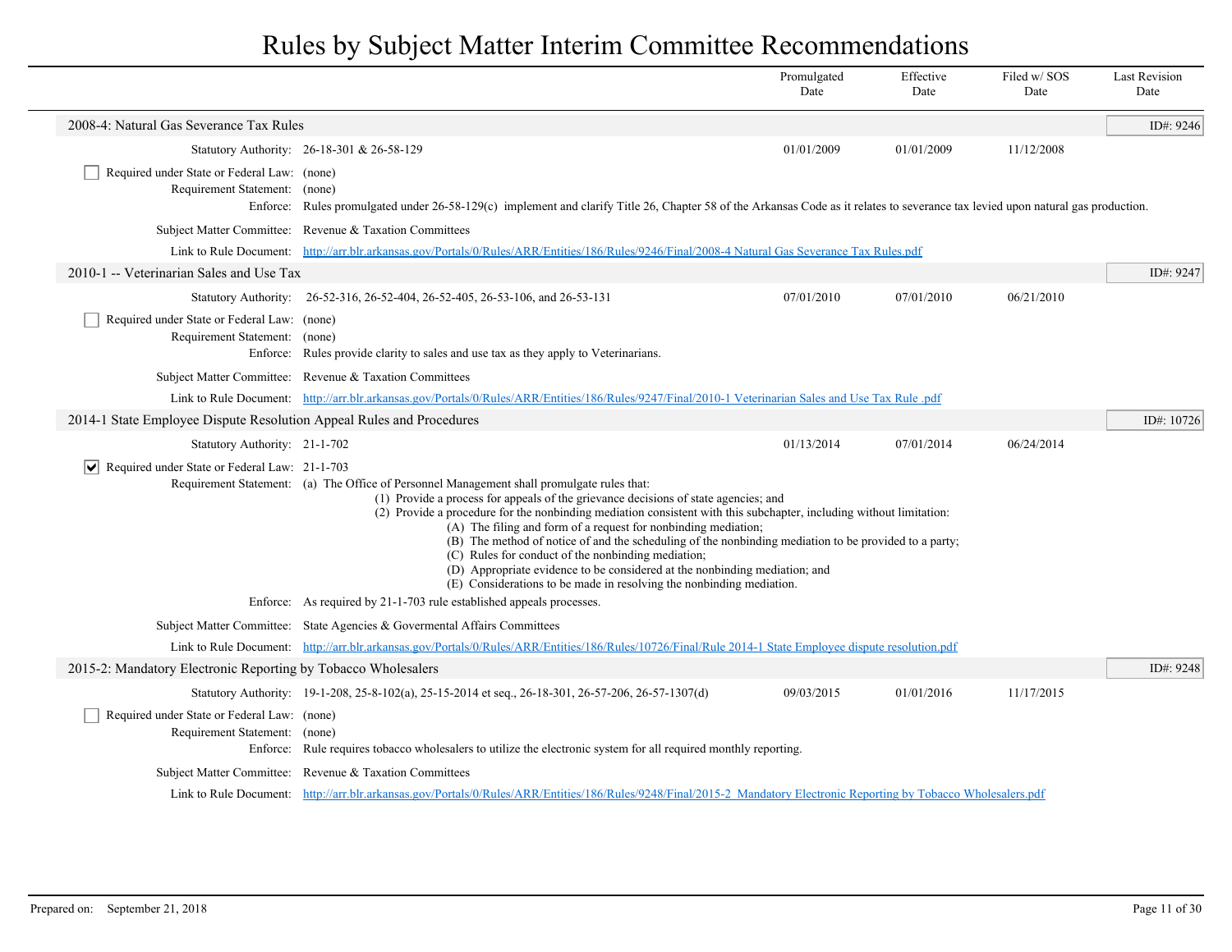# Rules by Subject Matter Interim Committee Recommendations

| | Promulgated Date | Effective Date | Filed w/ SOS Date | Last Revision Date |
|---|---|---|---|---|

## 2008-4: Natural Gas Severance Tax Rules

ID#: 9246

| | Promulgated Date | Effective Date | Filed w/ SOS Date | Last Revision Date |
|---|---|---|---|---|
| Statutory Authority: 26-18-301 & 26-58-129 | 01/01/2009 | 01/01/2009 | 11/12/2008 | |

- [ ] Required under State or Federal Law: (none)

Requirement Statement: (none)

Enforce: Rules promulgated under 26-58-129(c) implement and clarify Title 26, Chapter 58 of the Arkansas Code as it relates to severance tax levied upon natural gas production.

Subject Matter Committee: Revenue & Taxation Committees

Link to Rule Document: http://arr.blr.arkansas.gov/Portals/0/Rules/ARR/Entities/186/Rules/9246/Final/2008-4 Natural Gas Severance Tax Rules.pdf

## 2010-1 -- Veterinarian Sales and Use Tax

ID#: 9247

| | Promulgated Date | Effective Date | Filed w/ SOS Date | Last Revision Date |
|---|---|---|---|---|
| Statutory Authority: 26-52-316, 26-52-404, 26-52-405, 26-53-106, and 26-53-131 | 07/01/2010 | 07/01/2010 | 06/21/2010 | |

- [ ] Required under State or Federal Law: (none)

Requirement Statement: (none)

Enforce: Rules provide clarity to sales and use tax as they apply to Veterinarians.

Subject Matter Committee: Revenue & Taxation Committees

Link to Rule Document: http://arr.blr.arkansas.gov/Portals/0/Rules/ARR/Entities/186/Rules/9247/Final/2010-1 Veterinarian Sales and Use Tax Rule .pdf

## 2014-1 State Employee Dispute Resolution Appeal Rules and Procedures

ID#: 10726

| | Promulgated Date | Effective Date | Filed w/ SOS Date | Last Revision Date |
|---|---|---|---|---|
| Statutory Authority: 21-1-702 | 01/13/2014 | 07/01/2014 | 06/24/2014 | |

- [x] Required under State or Federal Law: 21-1-703

Requirement Statement: (a) The Office of Personnel Management shall promulgate rules that:

- (1) Provide a process for appeals of the grievance decisions of state agencies; and
- (2) Provide a procedure for the nonbinding mediation consistent with this subchapter, including without limitation:
  - (A) The filing and form of a request for nonbinding mediation;
  - (B) The method of notice of and the scheduling of the nonbinding mediation to be provided to a party;
  - (C) Rules for conduct of the nonbinding mediation;
  - (D) Appropriate evidence to be considered at the nonbinding mediation; and
  - (E) Considerations to be made in resolving the nonbinding mediation.

Enforce: As required by 21-1-703 rule established appeals processes.

Subject Matter Committee: State Agencies & Govermental Affairs Committees

Link to Rule Document: http://arr.blr.arkansas.gov/Portals/0/Rules/ARR/Entities/186/Rules/10726/Final/Rule 2014-1 State Employee dispute resolution.pdf

## 2015-2: Mandatory Electronic Reporting by Tobacco Wholesalers

ID#: 9248

| | Promulgated Date | Effective Date | Filed w/ SOS Date | Last Revision Date |
|---|---|---|---|---|
| Statutory Authority: 19-1-208, 25-8-102(a), 25-15-2014 et seq., 26-18-301, 26-57-206, 26-57-1307(d) | 09/03/2015 | 01/01/2016 | 11/17/2015 | |

- [ ] Required under State or Federal Law: (none)

Requirement Statement: (none)

Enforce: Rule requires tobacco wholesalers to utilize the electronic system for all required monthly reporting.

Subject Matter Committee: Revenue & Taxation Committees

Link to Rule Document: http://arr.blr.arkansas.gov/Portals/0/Rules/ARR/Entities/186/Rules/9248/Final/2015-2_Mandatory Electronic Reporting by Tobacco Wholesalers.pdf

Prepared on: September 21, 2018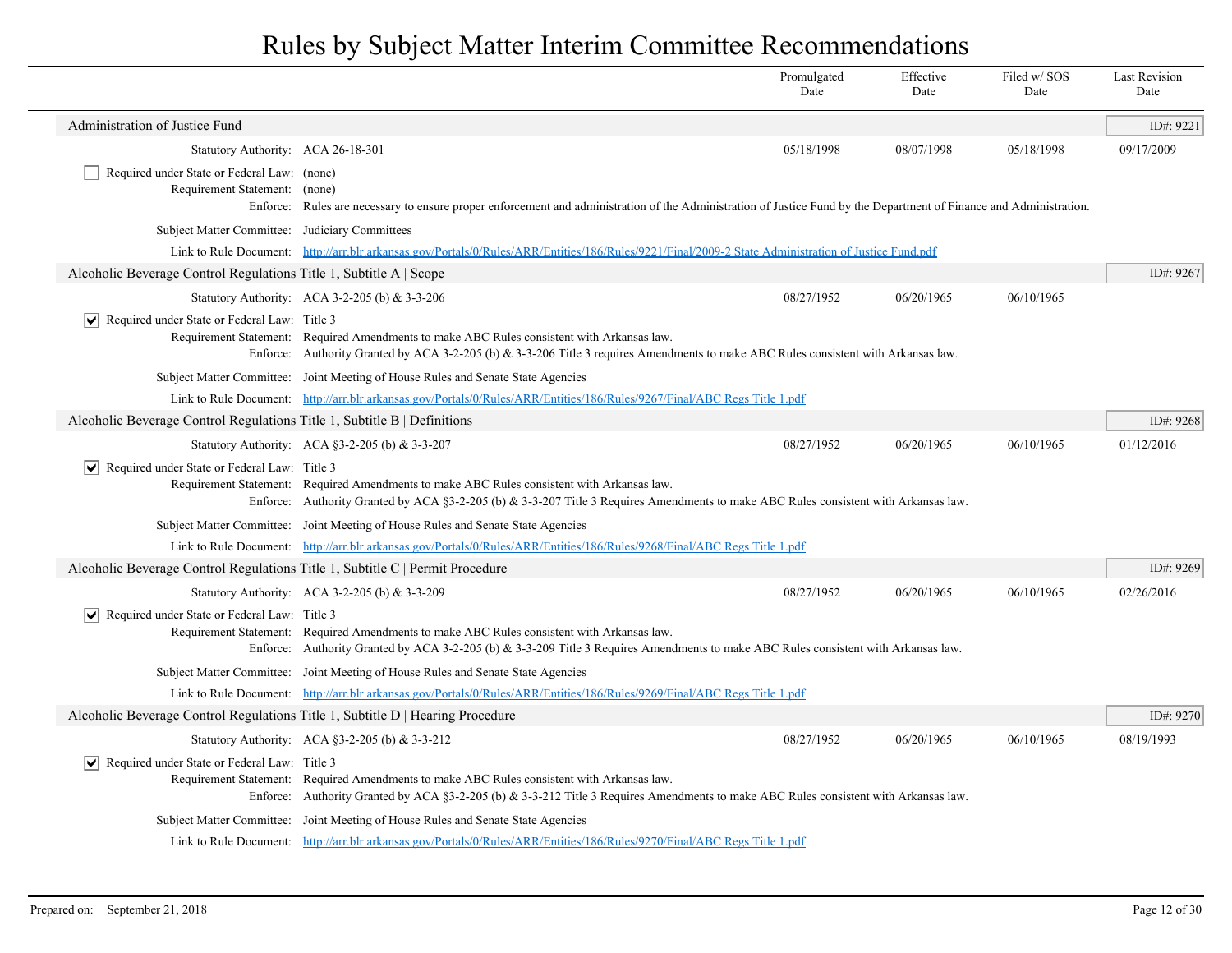# Rules by Subject Matter Interim Committee Recommendations

| | Promulgated Date | Effective Date | Filed w/ SOS Date | Last Revision Date |
|---|---|---|---|---|

## Administration of Justice Fund

ID#: 9221

| | | Promulgated Date | Effective Date | Filed w/ SOS Date | Last Revision Date |
|---|---|---|---|---|---|
| Statutory Authority: | ACA 26-18-301 | 05/18/1998 | 08/07/1998 | 05/18/1998 | 09/17/2009 |

☐ Required under State or Federal Law: (none)

Requirement Statement: (none)

Enforce: Rules are necessary to ensure proper enforcement and administration of the Administration of Justice Fund by the Department of Finance and Administration.

Subject Matter Committee: Judiciary Committees

Link to Rule Document: [http://arr.blr.arkansas.gov/Portals/0/Rules/ARR/Entities/186/Rules/9221/Final/2009-2 State Administration of Justice Fund.pdf](http://arr.blr.arkansas.gov/Portals/0/Rules/ARR/Entities/186/Rules/9221/Final/2009-2 State Administration of Justice Fund.pdf)

## Alcoholic Beverage Control Regulations Title 1, Subtitle A | Scope

ID#: 9267

| | | Promulgated Date | Effective Date | Filed w/ SOS Date | Last Revision Date |
|---|---|---|---|---|---|
| Statutory Authority: | ACA 3-2-205 (b) & 3-3-206 | 08/27/1952 | 06/20/1965 | 06/10/1965 | |

☑ Required under State or Federal Law: Title 3

Requirement Statement: Required Amendments to make ABC Rules consistent with Arkansas law.

Enforce: Authority Granted by ACA 3-2-205 (b) & 3-3-206 Title 3 requires Amendments to make ABC Rules consistent with Arkansas law.

Subject Matter Committee: Joint Meeting of House Rules and Senate State Agencies

Link to Rule Document: [http://arr.blr.arkansas.gov/Portals/0/Rules/ARR/Entities/186/Rules/9267/Final/ABC Regs Title 1.pdf](http://arr.blr.arkansas.gov/Portals/0/Rules/ARR/Entities/186/Rules/9267/Final/ABC Regs Title 1.pdf)

## Alcoholic Beverage Control Regulations Title 1, Subtitle B | Definitions

ID#: 9268

| | | Promulgated Date | Effective Date | Filed w/ SOS Date | Last Revision Date |
|---|---|---|---|---|---|
| Statutory Authority: | ACA §3-2-205 (b) & 3-3-207 | 08/27/1952 | 06/20/1965 | 06/10/1965 | 01/12/2016 |

☑ Required under State or Federal Law: Title 3

Requirement Statement: Required Amendments to make ABC Rules consistent with Arkansas law.

Enforce: Authority Granted by ACA §3-2-205 (b) & 3-3-207 Title 3 Requires Amendments to make ABC Rules consistent with Arkansas law.

Subject Matter Committee: Joint Meeting of House Rules and Senate State Agencies

Link to Rule Document: [http://arr.blr.arkansas.gov/Portals/0/Rules/ARR/Entities/186/Rules/9268/Final/ABC Regs Title 1.pdf](http://arr.blr.arkansas.gov/Portals/0/Rules/ARR/Entities/186/Rules/9268/Final/ABC Regs Title 1.pdf)

## Alcoholic Beverage Control Regulations Title 1, Subtitle C | Permit Procedure

ID#: 9269

| | | Promulgated Date | Effective Date | Filed w/ SOS Date | Last Revision Date |
|---|---|---|---|---|---|
| Statutory Authority: | ACA 3-2-205 (b) & 3-3-209 | 08/27/1952 | 06/20/1965 | 06/10/1965 | 02/26/2016 |

☑ Required under State or Federal Law: Title 3

Requirement Statement: Required Amendments to make ABC Rules consistent with Arkansas law.

Enforce: Authority Granted by ACA 3-2-205 (b) & 3-3-209 Title 3 Requires Amendments to make ABC Rules consistent with Arkansas law.

Subject Matter Committee: Joint Meeting of House Rules and Senate State Agencies

Link to Rule Document: [http://arr.blr.arkansas.gov/Portals/0/Rules/ARR/Entities/186/Rules/9269/Final/ABC Regs Title 1.pdf](http://arr.blr.arkansas.gov/Portals/0/Rules/ARR/Entities/186/Rules/9269/Final/ABC Regs Title 1.pdf)

## Alcoholic Beverage Control Regulations Title 1, Subtitle D | Hearing Procedure

ID#: 9270

| | | Promulgated Date | Effective Date | Filed w/ SOS Date | Last Revision Date |
|---|---|---|---|---|---|
| Statutory Authority: | ACA §3-2-205 (b) & 3-3-212 | 08/27/1952 | 06/20/1965 | 06/10/1965 | 08/19/1993 |

☑ Required under State or Federal Law: Title 3

Requirement Statement: Required Amendments to make ABC Rules consistent with Arkansas law.

Enforce: Authority Granted by ACA §3-2-205 (b) & 3-3-212 Title 3 Requires Amendments to make ABC Rules consistent with Arkansas law.

Subject Matter Committee: Joint Meeting of House Rules and Senate State Agencies

Link to Rule Document: [http://arr.blr.arkansas.gov/Portals/0/Rules/ARR/Entities/186/Rules/9270/Final/ABC Regs Title 1.pdf](http://arr.blr.arkansas.gov/Portals/0/Rules/ARR/Entities/186/Rules/9270/Final/ABC Regs Title 1.pdf)

Prepared on: September 21, 2018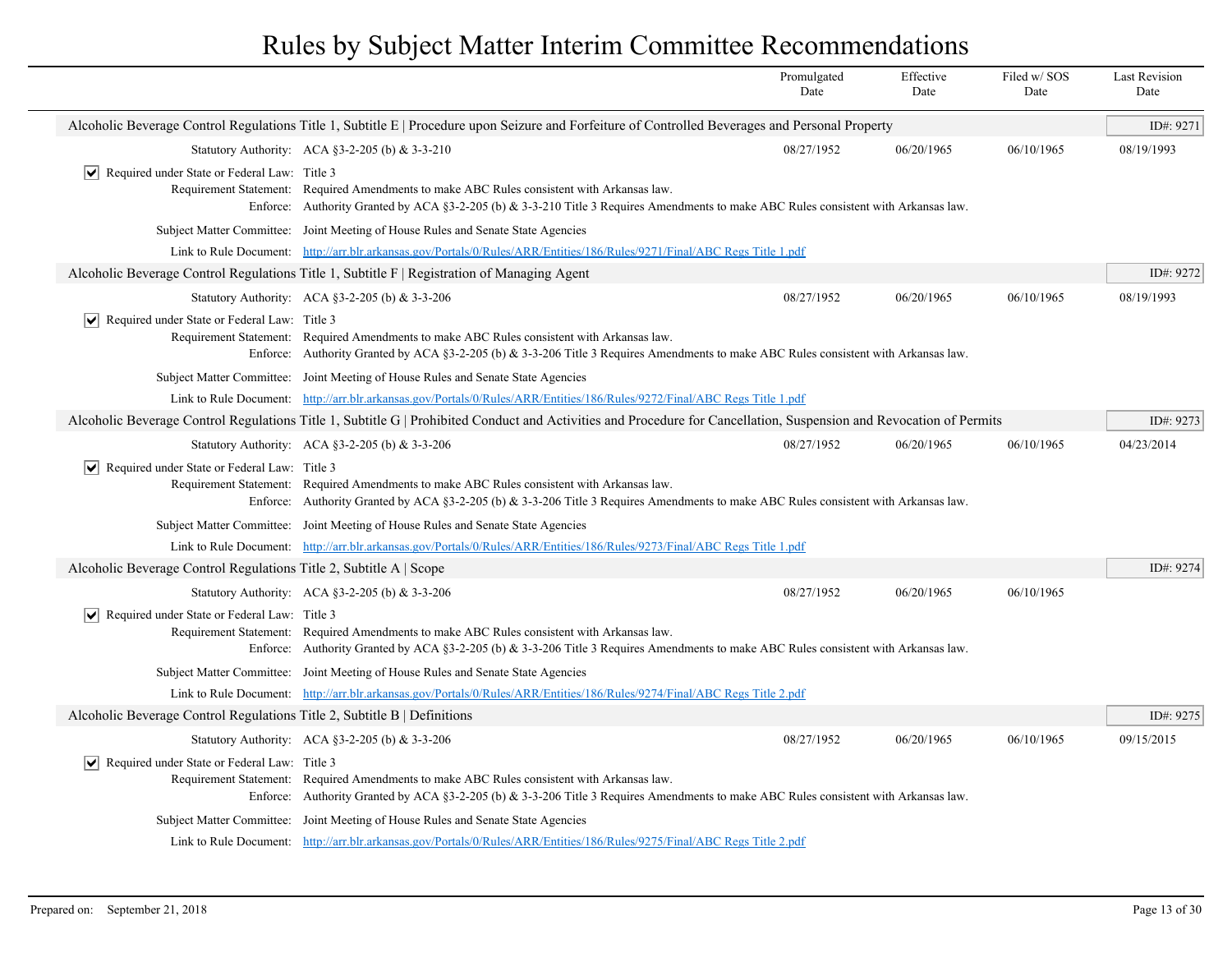# Rules by Subject Matter Interim Committee Recommendations

| | Promulgated Date | Effective Date | Filed w/ SOS Date | Last Revision Date |
|---|---|---|---|---|

### Alcoholic Beverage Control Regulations Title 1, Subtitle E | Procedure upon Seizure and Forfeiture of Controlled Beverages and Personal Property

ID#: 9271

| Statutory Authority: ACA §3-2-205 (b) & 3-3-210 | Promulgated Date | Effective Date | Filed w/ SOS Date | Last Revision Date |
|---|---|---|---|---|
| | 08/27/1952 | 06/20/1965 | 06/10/1965 | 08/19/1993 |

☑ Required under State or Federal Law: Title 3

Requirement Statement: Required Amendments to make ABC Rules consistent with Arkansas law.

Enforce: Authority Granted by ACA §3-2-205 (b) & 3-3-210 Title 3 Requires Amendments to make ABC Rules consistent with Arkansas law.

Subject Matter Committee: Joint Meeting of House Rules and Senate State Agencies

Link to Rule Document: http://arr.blr.arkansas.gov/Portals/0/Rules/ARR/Entities/186/Rules/9271/Final/ABC Regs Title 1.pdf

### Alcoholic Beverage Control Regulations Title 1, Subtitle F | Registration of Managing Agent

ID#: 9272

| Statutory Authority: ACA §3-2-205 (b) & 3-3-206 | Promulgated Date | Effective Date | Filed w/ SOS Date | Last Revision Date |
|---|---|---|---|---|
| | 08/27/1952 | 06/20/1965 | 06/10/1965 | 08/19/1993 |

☑ Required under State or Federal Law: Title 3

Requirement Statement: Required Amendments to make ABC Rules consistent with Arkansas law.

Enforce: Authority Granted by ACA §3-2-205 (b) & 3-3-206 Title 3 Requires Amendments to make ABC Rules consistent with Arkansas law.

Subject Matter Committee: Joint Meeting of House Rules and Senate State Agencies

Link to Rule Document: http://arr.blr.arkansas.gov/Portals/0/Rules/ARR/Entities/186/Rules/9272/Final/ABC Regs Title 1.pdf

### Alcoholic Beverage Control Regulations Title 1, Subtitle G | Prohibited Conduct and Activities and Procedure for Cancellation, Suspension and Revocation of Permits

ID#: 9273

| Statutory Authority: ACA §3-2-205 (b) & 3-3-206 | Promulgated Date | Effective Date | Filed w/ SOS Date | Last Revision Date |
|---|---|---|---|---|
| | 08/27/1952 | 06/20/1965 | 06/10/1965 | 04/23/2014 |

☑ Required under State or Federal Law: Title 3

Requirement Statement: Required Amendments to make ABC Rules consistent with Arkansas law.

Enforce: Authority Granted by ACA §3-2-205 (b) & 3-3-206 Title 3 Requires Amendments to make ABC Rules consistent with Arkansas law.

Subject Matter Committee: Joint Meeting of House Rules and Senate State Agencies

Link to Rule Document: http://arr.blr.arkansas.gov/Portals/0/Rules/ARR/Entities/186/Rules/9273/Final/ABC Regs Title 1.pdf

### Alcoholic Beverage Control Regulations Title 2, Subtitle A | Scope

ID#: 9274

| Statutory Authority: ACA §3-2-205 (b) & 3-3-206 | Promulgated Date | Effective Date | Filed w/ SOS Date | Last Revision Date |
|---|---|---|---|---|
| | 08/27/1952 | 06/20/1965 | 06/10/1965 | |

☑ Required under State or Federal Law: Title 3

Requirement Statement: Required Amendments to make ABC Rules consistent with Arkansas law.

Enforce: Authority Granted by ACA §3-2-205 (b) & 3-3-206 Title 3 Requires Amendments to make ABC Rules consistent with Arkansas law.

Subject Matter Committee: Joint Meeting of House Rules and Senate State Agencies

Link to Rule Document: http://arr.blr.arkansas.gov/Portals/0/Rules/ARR/Entities/186/Rules/9274/Final/ABC Regs Title 2.pdf

### Alcoholic Beverage Control Regulations Title 2, Subtitle B | Definitions

ID#: 9275

| Statutory Authority: ACA §3-2-205 (b) & 3-3-206 | Promulgated Date | Effective Date | Filed w/ SOS Date | Last Revision Date |
|---|---|---|---|---|
| | 08/27/1952 | 06/20/1965 | 06/10/1965 | 09/15/2015 |

☑ Required under State or Federal Law: Title 3

Requirement Statement: Required Amendments to make ABC Rules consistent with Arkansas law.

Enforce: Authority Granted by ACA §3-2-205 (b) & 3-3-206 Title 3 Requires Amendments to make ABC Rules consistent with Arkansas law.

Subject Matter Committee: Joint Meeting of House Rules and Senate State Agencies

Link to Rule Document: http://arr.blr.arkansas.gov/Portals/0/Rules/ARR/Entities/186/Rules/9275/Final/ABC Regs Title 2.pdf

Prepared on: September 21, 2018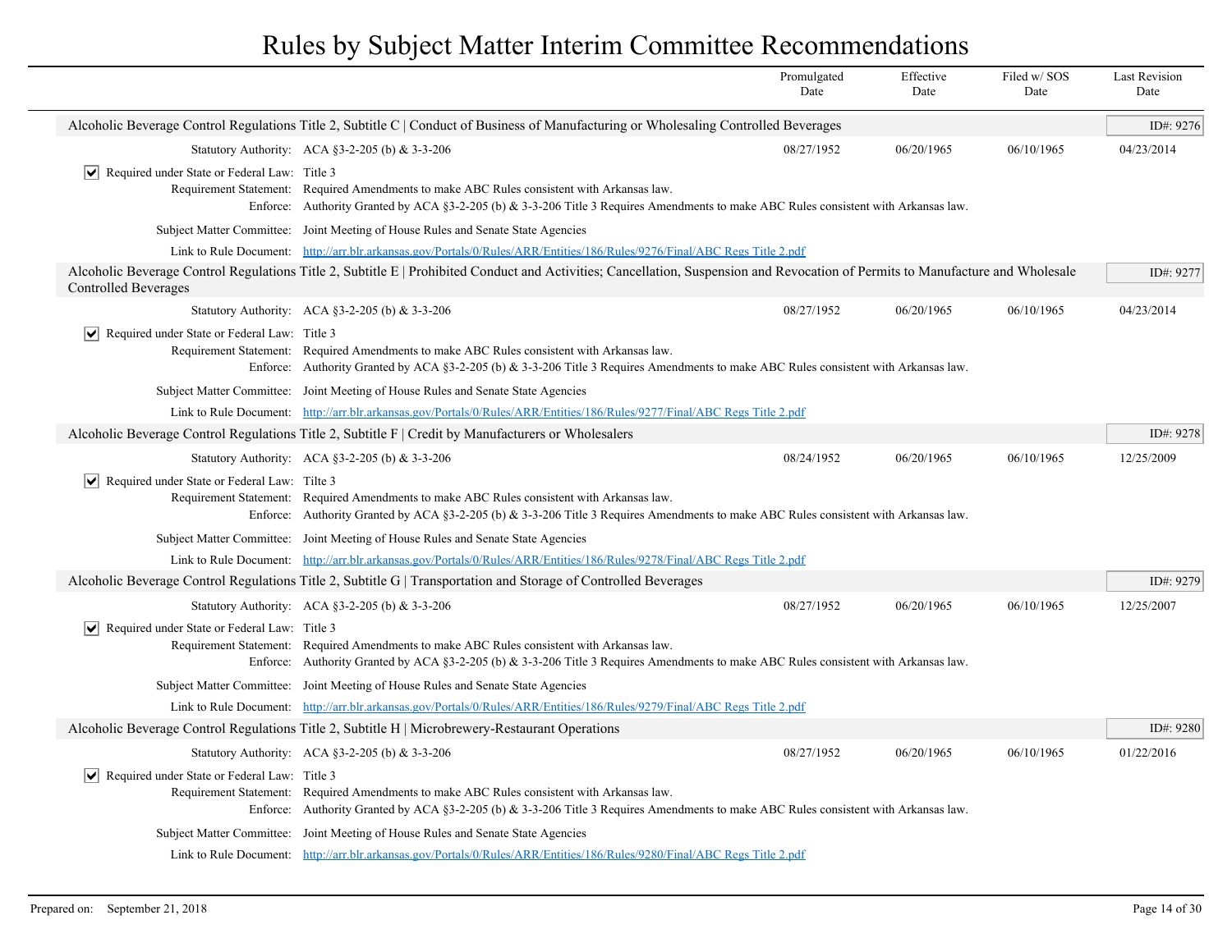# Rules by Subject Matter Interim Committee Recommendations

| | Promulgated Date | Effective Date | Filed w/ SOS Date | Last Revision Date |
|---|---|---|---|---|

## Alcoholic Beverage Control Regulations Title 2, Subtitle C | Conduct of Business of Manufacturing or Wholesaling Controlled Beverages

ID#: 9276

| | Promulgated Date | Effective Date | Filed w/ SOS Date | Last Revision Date |
|---|---|---|---|---|
| Statutory Authority: ACA §3-2-205 (b) & 3-3-206 | 08/27/1952 | 06/20/1965 | 06/10/1965 | 04/23/2014 |

- [x] Required under State or Federal Law: Title 3

Requirement Statement: Required Amendments to make ABC Rules consistent with Arkansas law.

Enforce: Authority Granted by ACA §3-2-205 (b) & 3-3-206 Title 3 Requires Amendments to make ABC Rules consistent with Arkansas law.

Subject Matter Committee: Joint Meeting of House Rules and Senate State Agencies

Link to Rule Document: http://arr.blr.arkansas.gov/Portals/0/Rules/ARR/Entities/186/Rules/9276/Final/ABC Regs Title 2.pdf

## Alcoholic Beverage Control Regulations Title 2, Subtitle E | Prohibited Conduct and Activities; Cancellation, Suspension and Revocation of Permits to Manufacture and Wholesale Controlled Beverages

ID#: 9277

| | Promulgated Date | Effective Date | Filed w/ SOS Date | Last Revision Date |
|---|---|---|---|---|
| Statutory Authority: ACA §3-2-205 (b) & 3-3-206 | 08/27/1952 | 06/20/1965 | 06/10/1965 | 04/23/2014 |

- [x] Required under State or Federal Law: Title 3

Requirement Statement: Required Amendments to make ABC Rules consistent with Arkansas law.

Enforce: Authority Granted by ACA §3-2-205 (b) & 3-3-206 Title 3 Requires Amendments to make ABC Rules consistent with Arkansas law.

Subject Matter Committee: Joint Meeting of House Rules and Senate State Agencies

Link to Rule Document: http://arr.blr.arkansas.gov/Portals/0/Rules/ARR/Entities/186/Rules/9277/Final/ABC Regs Title 2.pdf

## Alcoholic Beverage Control Regulations Title 2, Subtitle F | Credit by Manufacturers or Wholesalers

ID#: 9278

| | Promulgated Date | Effective Date | Filed w/ SOS Date | Last Revision Date |
|---|---|---|---|---|
| Statutory Authority: ACA §3-2-205 (b) & 3-3-206 | 08/24/1952 | 06/20/1965 | 06/10/1965 | 12/25/2009 |

- [x] Required under State or Federal Law: Tilte 3

Requirement Statement: Required Amendments to make ABC Rules consistent with Arkansas law.

Enforce: Authority Granted by ACA §3-2-205 (b) & 3-3-206 Title 3 Requires Amendments to make ABC Rules consistent with Arkansas law.

Subject Matter Committee: Joint Meeting of House Rules and Senate State Agencies

Link to Rule Document: http://arr.blr.arkansas.gov/Portals/0/Rules/ARR/Entities/186/Rules/9278/Final/ABC Regs Title 2.pdf

## Alcoholic Beverage Control Regulations Title 2, Subtitle G | Transportation and Storage of Controlled Beverages

ID#: 9279

| | Promulgated Date | Effective Date | Filed w/ SOS Date | Last Revision Date |
|---|---|---|---|---|
| Statutory Authority: ACA §3-2-205 (b) & 3-3-206 | 08/27/1952 | 06/20/1965 | 06/10/1965 | 12/25/2007 |

- [x] Required under State or Federal Law: Title 3

Requirement Statement: Required Amendments to make ABC Rules consistent with Arkansas law.

Enforce: Authority Granted by ACA §3-2-205 (b) & 3-3-206 Title 3 Requires Amendments to make ABC Rules consistent with Arkansas law.

Subject Matter Committee: Joint Meeting of House Rules and Senate State Agencies

Link to Rule Document: http://arr.blr.arkansas.gov/Portals/0/Rules/ARR/Entities/186/Rules/9279/Final/ABC Regs Title 2.pdf

## Alcoholic Beverage Control Regulations Title 2, Subtitle H | Microbrewery-Restaurant Operations

ID#: 9280

| | Promulgated Date | Effective Date | Filed w/ SOS Date | Last Revision Date |
|---|---|---|---|---|
| Statutory Authority: ACA §3-2-205 (b) & 3-3-206 | 08/27/1952 | 06/20/1965 | 06/10/1965 | 01/22/2016 |

- [x] Required under State or Federal Law: Title 3

Requirement Statement: Required Amendments to make ABC Rules consistent with Arkansas law.

Enforce: Authority Granted by ACA §3-2-205 (b) & 3-3-206 Title 3 Requires Amendments to make ABC Rules consistent with Arkansas law.

Subject Matter Committee: Joint Meeting of House Rules and Senate State Agencies

Link to Rule Document: http://arr.blr.arkansas.gov/Portals/0/Rules/ARR/Entities/186/Rules/9280/Final/ABC Regs Title 2.pdf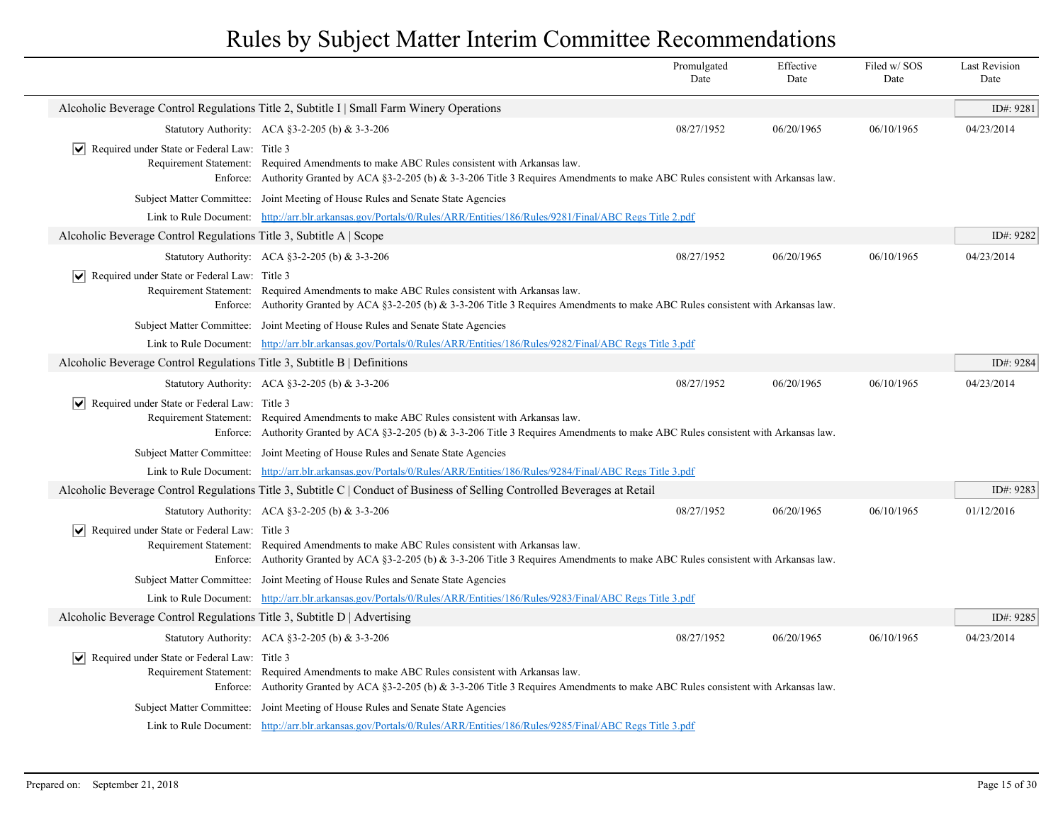# Rules by Subject Matter Interim Committee Recommendations

| | Promulgated Date | Effective Date | Filed w/ SOS Date | Last Revision Date |
|---|---|---|---|---|

## Alcoholic Beverage Control Regulations Title 2, Subtitle I | Small Farm Winery Operations

ID#: 9281

| Statutory Authority: ACA §3-2-205 (b) & 3-3-206 | 08/27/1952 | 06/20/1965 | 06/10/1965 | 04/23/2014 |
|---|---|---|---|---|

- [x] Required under State or Federal Law: Title 3

Requirement Statement: Required Amendments to make ABC Rules consistent with Arkansas law.

Enforce: Authority Granted by ACA §3-2-205 (b) & 3-3-206 Title 3 Requires Amendments to make ABC Rules consistent with Arkansas law.

Subject Matter Committee: Joint Meeting of House Rules and Senate State Agencies

Link to Rule Document: http://arr.blr.arkansas.gov/Portals/0/Rules/ARR/Entities/186/Rules/9281/Final/ABC Regs Title 2.pdf

## Alcoholic Beverage Control Regulations Title 3, Subtitle A | Scope

ID#: 9282

| Statutory Authority: ACA §3-2-205 (b) & 3-3-206 | 08/27/1952 | 06/20/1965 | 06/10/1965 | 04/23/2014 |
|---|---|---|---|---|

- [x] Required under State or Federal Law: Title 3

Requirement Statement: Required Amendments to make ABC Rules consistent with Arkansas law.

Enforce: Authority Granted by ACA §3-2-205 (b) & 3-3-206 Title 3 Requires Amendments to make ABC Rules consistent with Arkansas law.

Subject Matter Committee: Joint Meeting of House Rules and Senate State Agencies

Link to Rule Document: http://arr.blr.arkansas.gov/Portals/0/Rules/ARR/Entities/186/Rules/9282/Final/ABC Regs Title 3.pdf

## Alcoholic Beverage Control Regulations Title 3, Subtitle B | Definitions

ID#: 9284

| Statutory Authority: ACA §3-2-205 (b) & 3-3-206 | 08/27/1952 | 06/20/1965 | 06/10/1965 | 04/23/2014 |
|---|---|---|---|---|

- [x] Required under State or Federal Law: Title 3

Requirement Statement: Required Amendments to make ABC Rules consistent with Arkansas law.

Enforce: Authority Granted by ACA §3-2-205 (b) & 3-3-206 Title 3 Requires Amendments to make ABC Rules consistent with Arkansas law.

Subject Matter Committee: Joint Meeting of House Rules and Senate State Agencies

Link to Rule Document: http://arr.blr.arkansas.gov/Portals/0/Rules/ARR/Entities/186/Rules/9284/Final/ABC Regs Title 3.pdf

## Alcoholic Beverage Control Regulations Title 3, Subtitle C | Conduct of Business of Selling Controlled Beverages at Retail

ID#: 9283

| Statutory Authority: ACA §3-2-205 (b) & 3-3-206 | 08/27/1952 | 06/20/1965 | 06/10/1965 | 01/12/2016 |
|---|---|---|---|---|

- [x] Required under State or Federal Law: Title 3

Requirement Statement: Required Amendments to make ABC Rules consistent with Arkansas law.

Enforce: Authority Granted by ACA §3-2-205 (b) & 3-3-206 Title 3 Requires Amendments to make ABC Rules consistent with Arkansas law.

Subject Matter Committee: Joint Meeting of House Rules and Senate State Agencies

Link to Rule Document: http://arr.blr.arkansas.gov/Portals/0/Rules/ARR/Entities/186/Rules/9283/Final/ABC Regs Title 3.pdf

## Alcoholic Beverage Control Regulations Title 3, Subtitle D | Advertising

ID#: 9285

| Statutory Authority: ACA §3-2-205 (b) & 3-3-206 | 08/27/1952 | 06/20/1965 | 06/10/1965 | 04/23/2014 |
|---|---|---|---|---|

- [x] Required under State or Federal Law: Title 3

Requirement Statement: Required Amendments to make ABC Rules consistent with Arkansas law.

Enforce: Authority Granted by ACA §3-2-205 (b) & 3-3-206 Title 3 Requires Amendments to make ABC Rules consistent with Arkansas law.

Subject Matter Committee: Joint Meeting of House Rules and Senate State Agencies

Link to Rule Document: http://arr.blr.arkansas.gov/Portals/0/Rules/ARR/Entities/186/Rules/9285/Final/ABC Regs Title 3.pdf

Prepared on: September 21, 2018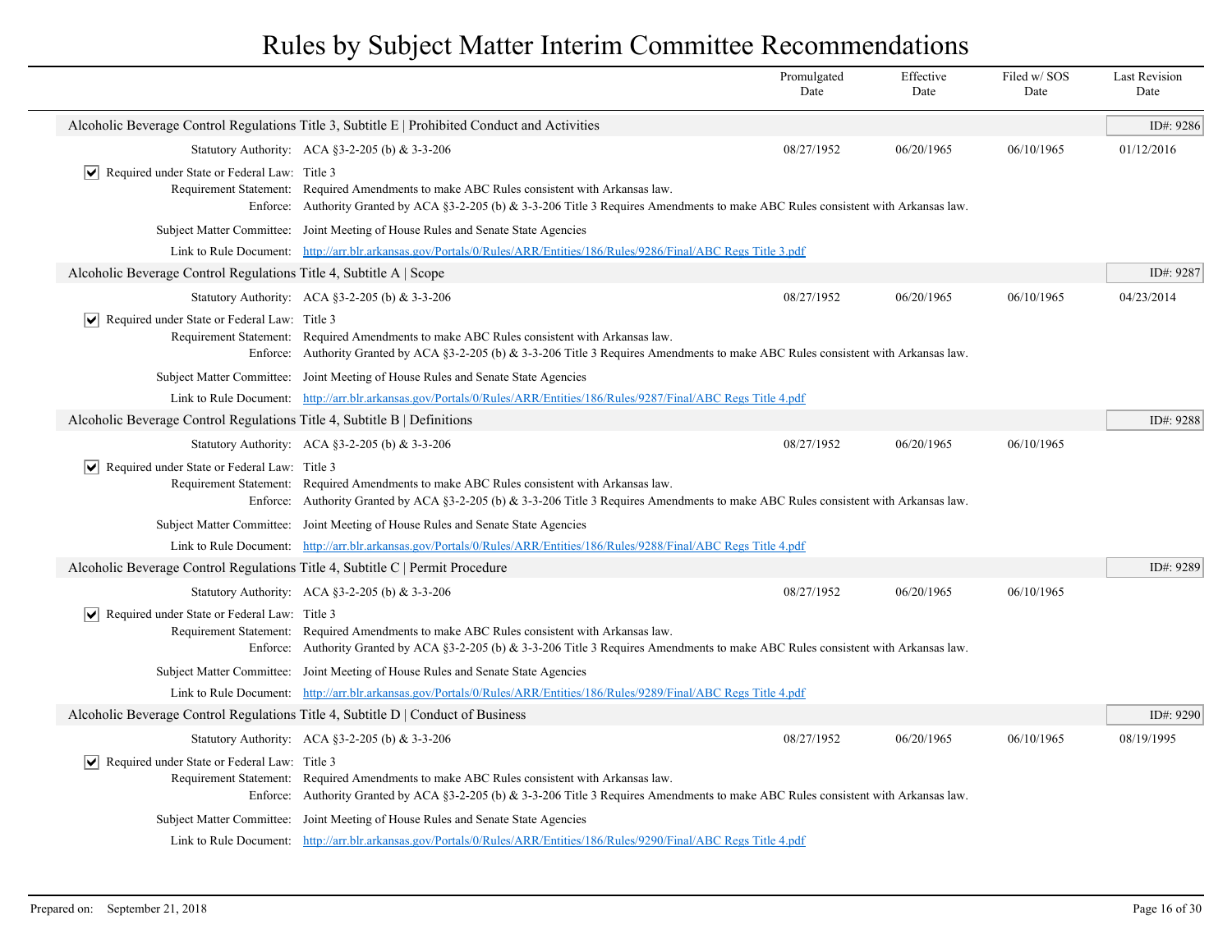# Rules by Subject Matter Interim Committee Recommendations

| | Promulgated Date | Effective Date | Filed w/ SOS Date | Last Revision Date |
|---|---|---|---|---|

## Alcoholic Beverage Control Regulations Title 3, Subtitle E | Prohibited Conduct and Activities

ID#: 9286

| | Promulgated Date | Effective Date | Filed w/ SOS Date | Last Revision Date |
|---|---|---|---|---|
| Statutory Authority: ACA §3-2-205 (b) & 3-3-206 | 08/27/1952 | 06/20/1965 | 06/10/1965 | 01/12/2016 |

- [x] Required under State or Federal Law: Title 3

Requirement Statement: Required Amendments to make ABC Rules consistent with Arkansas law.

Enforce: Authority Granted by ACA §3-2-205 (b) & 3-3-206 Title 3 Requires Amendments to make ABC Rules consistent with Arkansas law.

Subject Matter Committee: Joint Meeting of House Rules and Senate State Agencies

Link to Rule Document: http://arr.blr.arkansas.gov/Portals/0/Rules/ARR/Entities/186/Rules/9286/Final/ABC Regs Title 3.pdf

## Alcoholic Beverage Control Regulations Title 4, Subtitle A | Scope

ID#: 9287

| | Promulgated Date | Effective Date | Filed w/ SOS Date | Last Revision Date |
|---|---|---|---|---|
| Statutory Authority: ACA §3-2-205 (b) & 3-3-206 | 08/27/1952 | 06/20/1965 | 06/10/1965 | 04/23/2014 |

- [x] Required under State or Federal Law: Title 3

Requirement Statement: Required Amendments to make ABC Rules consistent with Arkansas law.

Enforce: Authority Granted by ACA §3-2-205 (b) & 3-3-206 Title 3 Requires Amendments to make ABC Rules consistent with Arkansas law.

Subject Matter Committee: Joint Meeting of House Rules and Senate State Agencies

Link to Rule Document: http://arr.blr.arkansas.gov/Portals/0/Rules/ARR/Entities/186/Rules/9287/Final/ABC Regs Title 4.pdf

## Alcoholic Beverage Control Regulations Title 4, Subtitle B | Definitions

ID#: 9288

| | Promulgated Date | Effective Date | Filed w/ SOS Date | Last Revision Date |
|---|---|---|---|---|
| Statutory Authority: ACA §3-2-205 (b) & 3-3-206 | 08/27/1952 | 06/20/1965 | 06/10/1965 | |

- [x] Required under State or Federal Law: Title 3

Requirement Statement: Required Amendments to make ABC Rules consistent with Arkansas law.

Enforce: Authority Granted by ACA §3-2-205 (b) & 3-3-206 Title 3 Requires Amendments to make ABC Rules consistent with Arkansas law.

Subject Matter Committee: Joint Meeting of House Rules and Senate State Agencies

Link to Rule Document: http://arr.blr.arkansas.gov/Portals/0/Rules/ARR/Entities/186/Rules/9288/Final/ABC Regs Title 4.pdf

## Alcoholic Beverage Control Regulations Title 4, Subtitle C | Permit Procedure

ID#: 9289

| | Promulgated Date | Effective Date | Filed w/ SOS Date | Last Revision Date |
|---|---|---|---|---|
| Statutory Authority: ACA §3-2-205 (b) & 3-3-206 | 08/27/1952 | 06/20/1965 | 06/10/1965 | |

- [x] Required under State or Federal Law: Title 3

Requirement Statement: Required Amendments to make ABC Rules consistent with Arkansas law.

Enforce: Authority Granted by ACA §3-2-205 (b) & 3-3-206 Title 3 Requires Amendments to make ABC Rules consistent with Arkansas law.

Subject Matter Committee: Joint Meeting of House Rules and Senate State Agencies

Link to Rule Document: http://arr.blr.arkansas.gov/Portals/0/Rules/ARR/Entities/186/Rules/9289/Final/ABC Regs Title 4.pdf

## Alcoholic Beverage Control Regulations Title 4, Subtitle D | Conduct of Business

ID#: 9290

| | Promulgated Date | Effective Date | Filed w/ SOS Date | Last Revision Date |
|---|---|---|---|---|
| Statutory Authority: ACA §3-2-205 (b) & 3-3-206 | 08/27/1952 | 06/20/1965 | 06/10/1965 | 08/19/1995 |

- [x] Required under State or Federal Law: Title 3

Requirement Statement: Required Amendments to make ABC Rules consistent with Arkansas law.

Enforce: Authority Granted by ACA §3-2-205 (b) & 3-3-206 Title 3 Requires Amendments to make ABC Rules consistent with Arkansas law.

Subject Matter Committee: Joint Meeting of House Rules and Senate State Agencies

Link to Rule Document: http://arr.blr.arkansas.gov/Portals/0/Rules/ARR/Entities/186/Rules/9290/Final/ABC Regs Title 4.pdf

Prepared on: September 21, 2018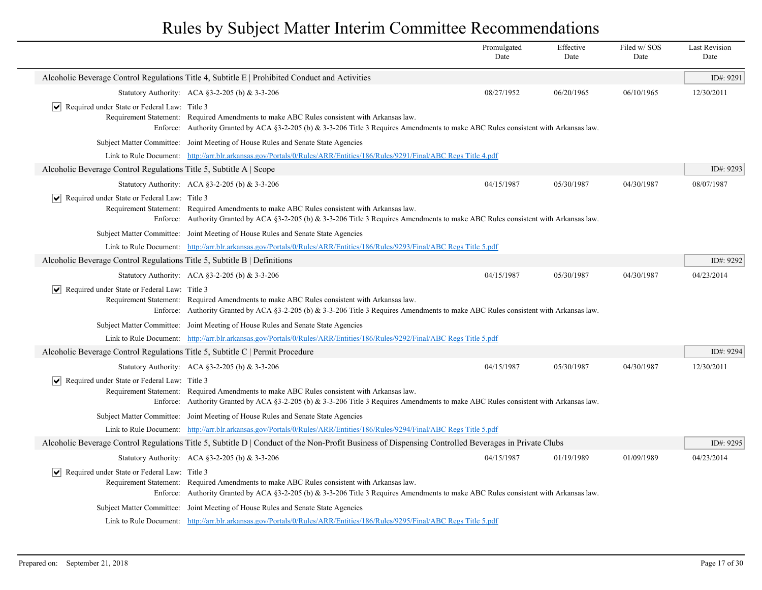# Rules by Subject Matter Interim Committee Recommendations

| | Promulgated Date | Effective Date | Filed w/ SOS Date | Last Revision Date |
|---|---|---|---|---|

## Alcoholic Beverage Control Regulations Title 4, Subtitle E | Prohibited Conduct and Activities

ID#: 9291

| | Promulgated Date | Effective Date | Filed w/ SOS Date | Last Revision Date |
|---|---|---|---|---|
| Statutory Authority: ACA §3-2-205 (b) & 3-3-206 | 08/27/1952 | 06/20/1965 | 06/10/1965 | 12/30/2011 |

- [x] Required under State or Federal Law: Title 3

Requirement Statement: Required Amendments to make ABC Rules consistent with Arkansas law.

Enforce: Authority Granted by ACA §3-2-205 (b) & 3-3-206 Title 3 Requires Amendments to make ABC Rules consistent with Arkansas law.

Subject Matter Committee: Joint Meeting of House Rules and Senate State Agencies

Link to Rule Document: http://arr.blr.arkansas.gov/Portals/0/Rules/ARR/Entities/186/Rules/9291/Final/ABC Regs Title 4.pdf

## Alcoholic Beverage Control Regulations Title 5, Subtitle A | Scope

ID#: 9293

| | Promulgated Date | Effective Date | Filed w/ SOS Date | Last Revision Date |
|---|---|---|---|---|
| Statutory Authority: ACA §3-2-205 (b) & 3-3-206 | 04/15/1987 | 05/30/1987 | 04/30/1987 | 08/07/1987 |

- [x] Required under State or Federal Law: Title 3

Requirement Statement: Required Amendments to make ABC Rules consistent with Arkansas law.

Enforce: Authority Granted by ACA §3-2-205 (b) & 3-3-206 Title 3 Requires Amendments to make ABC Rules consistent with Arkansas law.

Subject Matter Committee: Joint Meeting of House Rules and Senate State Agencies

Link to Rule Document: http://arr.blr.arkansas.gov/Portals/0/Rules/ARR/Entities/186/Rules/9293/Final/ABC Regs Title 5.pdf

## Alcoholic Beverage Control Regulations Title 5, Subtitle B | Definitions

ID#: 9292

| | Promulgated Date | Effective Date | Filed w/ SOS Date | Last Revision Date |
|---|---|---|---|---|
| Statutory Authority: ACA §3-2-205 (b) & 3-3-206 | 04/15/1987 | 05/30/1987 | 04/30/1987 | 04/23/2014 |

- [x] Required under State or Federal Law: Title 3

Requirement Statement: Required Amendments to make ABC Rules consistent with Arkansas law.

Enforce: Authority Granted by ACA §3-2-205 (b) & 3-3-206 Title 3 Requires Amendments to make ABC Rules consistent with Arkansas law.

Subject Matter Committee: Joint Meeting of House Rules and Senate State Agencies

Link to Rule Document: http://arr.blr.arkansas.gov/Portals/0/Rules/ARR/Entities/186/Rules/9292/Final/ABC Regs Title 5.pdf

## Alcoholic Beverage Control Regulations Title 5, Subtitle C | Permit Procedure

ID#: 9294

| | Promulgated Date | Effective Date | Filed w/ SOS Date | Last Revision Date |
|---|---|---|---|---|
| Statutory Authority: ACA §3-2-205 (b) & 3-3-206 | 04/15/1987 | 05/30/1987 | 04/30/1987 | 12/30/2011 |

- [x] Required under State or Federal Law: Title 3

Requirement Statement: Required Amendments to make ABC Rules consistent with Arkansas law.

Enforce: Authority Granted by ACA §3-2-205 (b) & 3-3-206 Title 3 Requires Amendments to make ABC Rules consistent with Arkansas law.

Subject Matter Committee: Joint Meeting of House Rules and Senate State Agencies

Link to Rule Document: http://arr.blr.arkansas.gov/Portals/0/Rules/ARR/Entities/186/Rules/9294/Final/ABC Regs Title 5.pdf

## Alcoholic Beverage Control Regulations Title 5, Subtitle D | Conduct of the Non-Profit Business of Dispensing Controlled Beverages in Private Clubs

ID#: 9295

| | Promulgated Date | Effective Date | Filed w/ SOS Date | Last Revision Date |
|---|---|---|---|---|
| Statutory Authority: ACA §3-2-205 (b) & 3-3-206 | 04/15/1987 | 01/19/1989 | 01/09/1989 | 04/23/2014 |

- [x] Required under State or Federal Law: Title 3

Requirement Statement: Required Amendments to make ABC Rules consistent with Arkansas law.

Enforce: Authority Granted by ACA §3-2-205 (b) & 3-3-206 Title 3 Requires Amendments to make ABC Rules consistent with Arkansas law.

Subject Matter Committee: Joint Meeting of House Rules and Senate State Agencies

Link to Rule Document: http://arr.blr.arkansas.gov/Portals/0/Rules/ARR/Entities/186/Rules/9295/Final/ABC Regs Title 5.pdf

Prepared on: September 21, 2018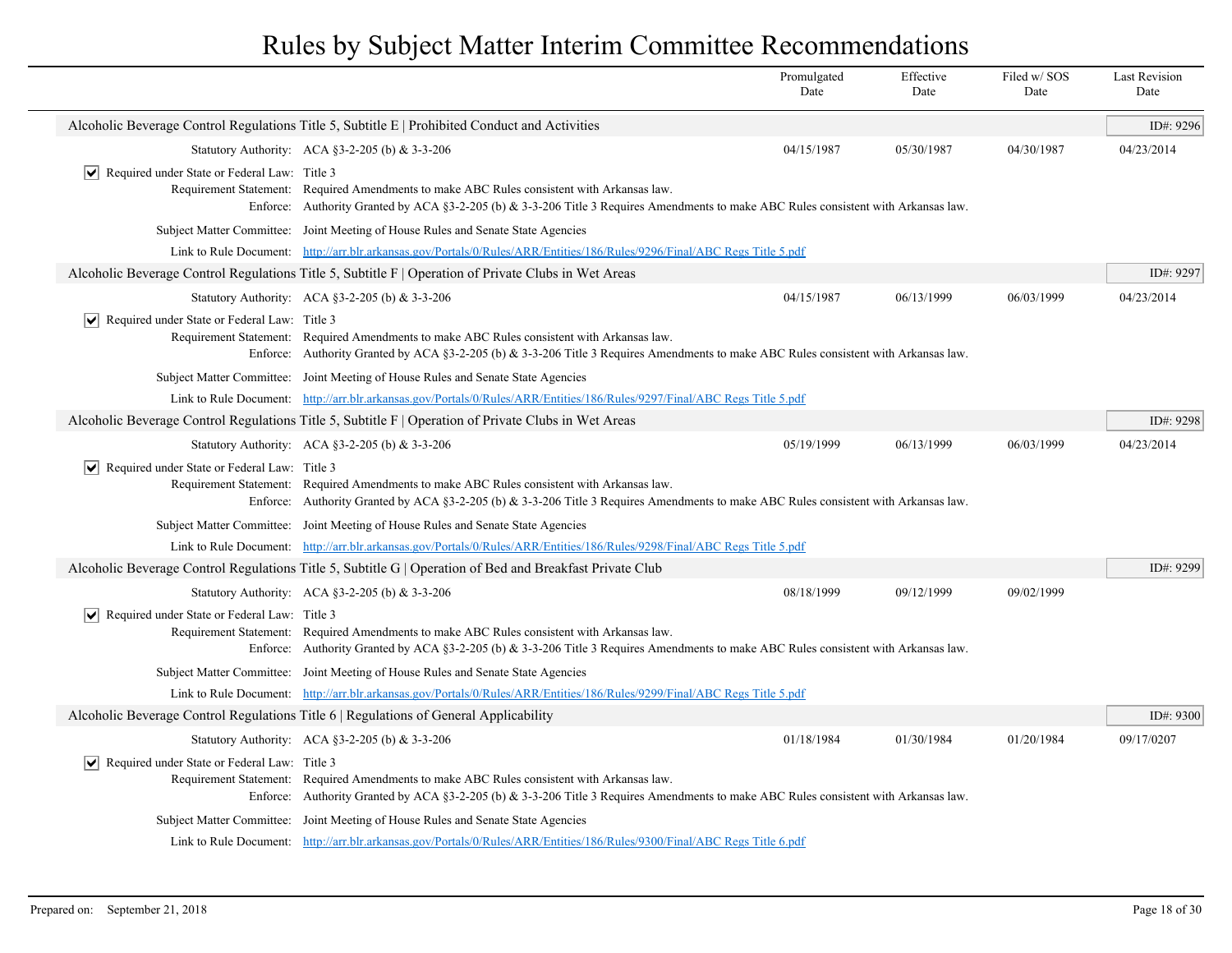# Rules by Subject Matter Interim Committee Recommendations

| | Promulgated Date | Effective Date | Filed w/ SOS Date | Last Revision Date |
|---|---|---|---|---|

## Alcoholic Beverage Control Regulations Title 5, Subtitle E | Prohibited Conduct and Activities

ID#: 9296

| | Promulgated Date | Effective Date | Filed w/ SOS Date | Last Revision Date |
|---|---|---|---|---|
| Statutory Authority: ACA §3-2-205 (b) & 3-3-206 | 04/15/1987 | 05/30/1987 | 04/30/1987 | 04/23/2014 |

☑ Required under State or Federal Law: Title 3

Requirement Statement: Required Amendments to make ABC Rules consistent with Arkansas law.

Enforce: Authority Granted by ACA §3-2-205 (b) & 3-3-206 Title 3 Requires Amendments to make ABC Rules consistent with Arkansas law.

Subject Matter Committee: Joint Meeting of House Rules and Senate State Agencies

Link to Rule Document: http://arr.blr.arkansas.gov/Portals/0/Rules/ARR/Entities/186/Rules/9296/Final/ABC Regs Title 5.pdf

## Alcoholic Beverage Control Regulations Title 5, Subtitle F | Operation of Private Clubs in Wet Areas

ID#: 9297

| | Promulgated Date | Effective Date | Filed w/ SOS Date | Last Revision Date |
|---|---|---|---|---|
| Statutory Authority: ACA §3-2-205 (b) & 3-3-206 | 04/15/1987 | 06/13/1999 | 06/03/1999 | 04/23/2014 |

☑ Required under State or Federal Law: Title 3

Requirement Statement: Required Amendments to make ABC Rules consistent with Arkansas law.

Enforce: Authority Granted by ACA §3-2-205 (b) & 3-3-206 Title 3 Requires Amendments to make ABC Rules consistent with Arkansas law.

Subject Matter Committee: Joint Meeting of House Rules and Senate State Agencies

Link to Rule Document: http://arr.blr.arkansas.gov/Portals/0/Rules/ARR/Entities/186/Rules/9297/Final/ABC Regs Title 5.pdf

## Alcoholic Beverage Control Regulations Title 5, Subtitle F | Operation of Private Clubs in Wet Areas

ID#: 9298

| | Promulgated Date | Effective Date | Filed w/ SOS Date | Last Revision Date |
|---|---|---|---|---|
| Statutory Authority: ACA §3-2-205 (b) & 3-3-206 | 05/19/1999 | 06/13/1999 | 06/03/1999 | 04/23/2014 |

☑ Required under State or Federal Law: Title 3

Requirement Statement: Required Amendments to make ABC Rules consistent with Arkansas law.

Enforce: Authority Granted by ACA §3-2-205 (b) & 3-3-206 Title 3 Requires Amendments to make ABC Rules consistent with Arkansas law.

Subject Matter Committee: Joint Meeting of House Rules and Senate State Agencies

Link to Rule Document: http://arr.blr.arkansas.gov/Portals/0/Rules/ARR/Entities/186/Rules/9298/Final/ABC Regs Title 5.pdf

## Alcoholic Beverage Control Regulations Title 5, Subtitle G | Operation of Bed and Breakfast Private Club

ID#: 9299

| | Promulgated Date | Effective Date | Filed w/ SOS Date | Last Revision Date |
|---|---|---|---|---|
| Statutory Authority: ACA §3-2-205 (b) & 3-3-206 | 08/18/1999 | 09/12/1999 | 09/02/1999 | |

☑ Required under State or Federal Law: Title 3

Requirement Statement: Required Amendments to make ABC Rules consistent with Arkansas law.

Enforce: Authority Granted by ACA §3-2-205 (b) & 3-3-206 Title 3 Requires Amendments to make ABC Rules consistent with Arkansas law.

Subject Matter Committee: Joint Meeting of House Rules and Senate State Agencies

Link to Rule Document: http://arr.blr.arkansas.gov/Portals/0/Rules/ARR/Entities/186/Rules/9299/Final/ABC Regs Title 5.pdf

## Alcoholic Beverage Control Regulations Title 6 | Regulations of General Applicability

ID#: 9300

| | Promulgated Date | Effective Date | Filed w/ SOS Date | Last Revision Date |
|---|---|---|---|---|
| Statutory Authority: ACA §3-2-205 (b) & 3-3-206 | 01/18/1984 | 01/30/1984 | 01/20/1984 | 09/17/0207 |

☑ Required under State or Federal Law: Title 3

Requirement Statement: Required Amendments to make ABC Rules consistent with Arkansas law.

Enforce: Authority Granted by ACA §3-2-205 (b) & 3-3-206 Title 3 Requires Amendments to make ABC Rules consistent with Arkansas law.

Subject Matter Committee: Joint Meeting of House Rules and Senate State Agencies

Link to Rule Document: http://arr.blr.arkansas.gov/Portals/0/Rules/ARR/Entities/186/Rules/9300/Final/ABC Regs Title 6.pdf

Prepared on: September 21, 2018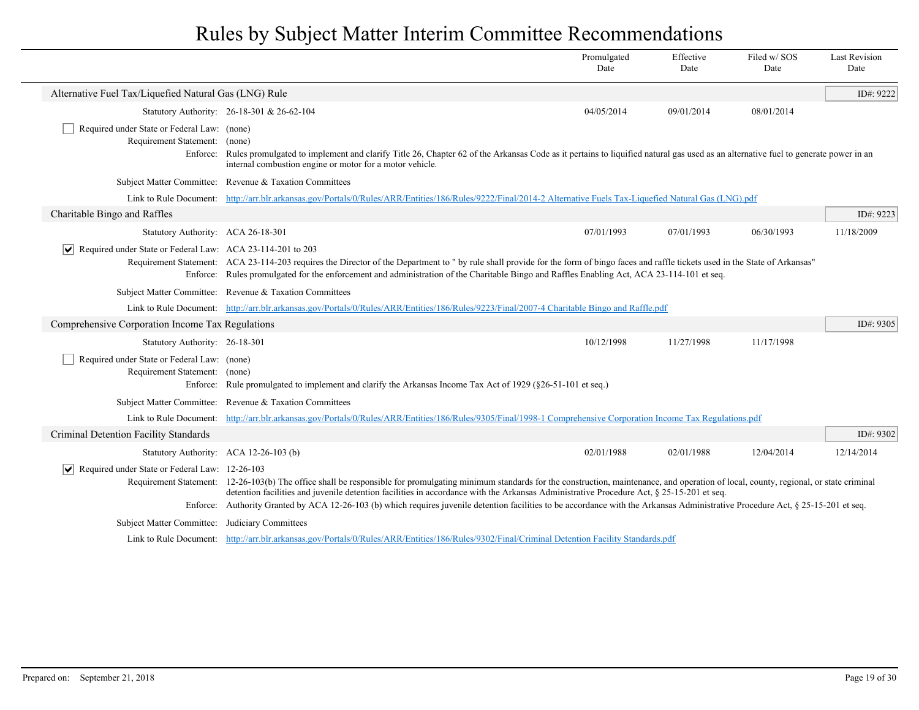# Rules by Subject Matter Interim Committee Recommendations

| | Promulgated Date | Effective Date | Filed w/ SOS Date | Last Revision Date |
|---|---|---|---|---|

## Alternative Fuel Tax/Liquefied Natural Gas (LNG) Rule

**ID#: 9222**

| | Promulgated Date | Effective Date | Filed w/ SOS Date | Last Revision Date |
|---|---|---|---|---|
| Statutory Authority: 26-18-301 & 26-62-104 | 04/05/2014 | 09/01/2014 | 08/01/2014 | |

- [ ] Required under State or Federal Law: (none)

Requirement Statement: (none)

Enforce: Rules promulgated to implement and clarify Title 26, Chapter 62 of the Arkansas Code as it pertains to liquified natural gas used as an alternative fuel to generate power in an internal combustion engine or motor for a motor vehicle.

Subject Matter Committee: Revenue & Taxation Committees

Link to Rule Document: [http://arr.blr.arkansas.gov/Portals/0/Rules/ARR/Entities/186/Rules/9222/Final/2014-2 Alternative Fuels Tax-Liquefied Natural Gas (LNG).pdf](http://arr.blr.arkansas.gov/Portals/0/Rules/ARR/Entities/186/Rules/9222/Final/2014-2 Alternative Fuels Tax-Liquefied Natural Gas (LNG).pdf)

## Charitable Bingo and Raffles

**ID#: 9223**

| | Promulgated Date | Effective Date | Filed w/ SOS Date | Last Revision Date |
|---|---|---|---|---|
| Statutory Authority: ACA 26-18-301 | 07/01/1993 | 07/01/1993 | 06/30/1993 | 11/18/2009 |

- [x] Required under State or Federal Law: ACA 23-114-201 to 203

Requirement Statement: ACA 23-114-203 requires the Director of the Department to " by rule shall provide for the form of bingo faces and raffle tickets used in the State of Arkansas"

Enforce: Rules promulgated for the enforcement and administration of the Charitable Bingo and Raffles Enabling Act, ACA 23-114-101 et seq.

Subject Matter Committee: Revenue & Taxation Committees

Link to Rule Document: [http://arr.blr.arkansas.gov/Portals/0/Rules/ARR/Entities/186/Rules/9223/Final/2007-4 Charitable Bingo and Raffle.pdf](http://arr.blr.arkansas.gov/Portals/0/Rules/ARR/Entities/186/Rules/9223/Final/2007-4 Charitable Bingo and Raffle.pdf)

## Comprehensive Corporation Income Tax Regulations

**ID#: 9305**

| | Promulgated Date | Effective Date | Filed w/ SOS Date | Last Revision Date |
|---|---|---|---|---|
| Statutory Authority: 26-18-301 | 10/12/1998 | 11/27/1998 | 11/17/1998 | |

- [ ] Required under State or Federal Law: (none)

Requirement Statement: (none)

Enforce: Rule promulgated to implement and clarify the Arkansas Income Tax Act of 1929 (§26-51-101 et seq.)

Subject Matter Committee: Revenue & Taxation Committees

Link to Rule Document: [http://arr.blr.arkansas.gov/Portals/0/Rules/ARR/Entities/186/Rules/9305/Final/1998-1 Comprehensive Corporation Income Tax Regulations.pdf](http://arr.blr.arkansas.gov/Portals/0/Rules/ARR/Entities/186/Rules/9305/Final/1998-1 Comprehensive Corporation Income Tax Regulations.pdf)

## Criminal Detention Facility Standards

**ID#: 9302**

| | Promulgated Date | Effective Date | Filed w/ SOS Date | Last Revision Date |
|---|---|---|---|---|
| Statutory Authority: ACA 12-26-103 (b) | 02/01/1988 | 02/01/1988 | 12/04/2014 | 12/14/2014 |

- [x] Required under State or Federal Law: 12-26-103

Requirement Statement: 12-26-103(b) The office shall be responsible for promulgating minimum standards for the construction, maintenance, and operation of local, county, regional, or state criminal detention facilities and juvenile detention facilities in accordance with the Arkansas Administrative Procedure Act, § 25-15-201 et seq.

Enforce: Authority Granted by ACA 12-26-103 (b) which requires juvenile detention facilities to be accordance with the Arkansas Administrative Procedure Act, § 25-15-201 et seq.

Subject Matter Committee: Judiciary Committees

Link to Rule Document: [http://arr.blr.arkansas.gov/Portals/0/Rules/ARR/Entities/186/Rules/9302/Final/Criminal Detention Facility Standards.pdf](http://arr.blr.arkansas.gov/Portals/0/Rules/ARR/Entities/186/Rules/9302/Final/Criminal Detention Facility Standards.pdf)

Prepared on: September 21, 2018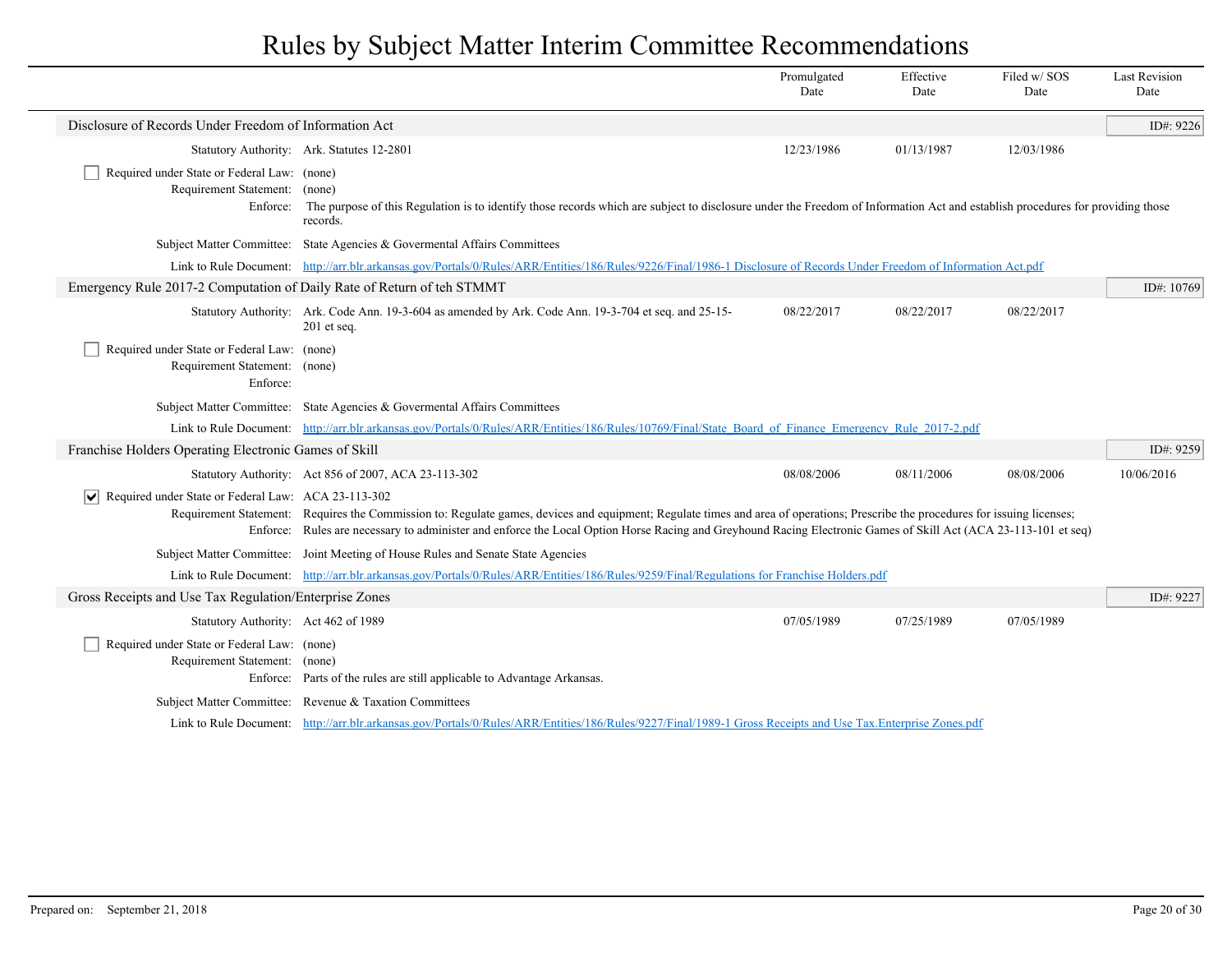# Rules by Subject Matter Interim Committee Recommendations

| | Promulgated Date | Effective Date | Filed w/ SOS Date | Last Revision Date |
|---|---|---|---|---|

## Disclosure of Records Under Freedom of Information Act

**ID#: 9226**

| | | Promulgated Date | Effective Date | Filed w/ SOS Date | Last Revision Date |
|---|---|---|---|---|---|
| Statutory Authority: | Ark. Statutes 12-2801 | 12/23/1986 | 01/13/1987 | 12/03/1986 | |

- [ ] Required under State or Federal Law: (none)

Requirement Statement: (none)

Enforce: The purpose of this Regulation is to identify those records which are subject to disclosure under the Freedom of Information Act and establish procedures for providing those records.

Subject Matter Committee: State Agencies & Govermental Affairs Committees

Link to Rule Document: http://arr.blr.arkansas.gov/Portals/0/Rules/ARR/Entities/186/Rules/9226/Final/1986-1 Disclosure of Records Under Freedom of Information Act.pdf

## Emergency Rule 2017-2 Computation of Daily Rate of Return of teh STMMT

**ID#: 10769**

| | | Promulgated Date | Effective Date | Filed w/ SOS Date | Last Revision Date |
|---|---|---|---|---|---|
| Statutory Authority: | Ark. Code Ann. 19-3-604 as amended by Ark. Code Ann. 19-3-704 et seq. and 25-15-201 et seq. | 08/22/2017 | 08/22/2017 | 08/22/2017 | |

- [ ] Required under State or Federal Law: (none)

Requirement Statement: (none)

Enforce:

Subject Matter Committee: State Agencies & Govermental Affairs Committees

Link to Rule Document: http://arr.blr.arkansas.gov/Portals/0/Rules/ARR/Entities/186/Rules/10769/Final/State_Board_of_Finance_Emergency_Rule_2017-2.pdf

## Franchise Holders Operating Electronic Games of Skill

**ID#: 9259**

| | | Promulgated Date | Effective Date | Filed w/ SOS Date | Last Revision Date |
|---|---|---|---|---|---|
| Statutory Authority: | Act 856 of 2007, ACA 23-113-302 | 08/08/2006 | 08/11/2006 | 08/08/2006 | 10/06/2016 |

- [x] Required under State or Federal Law: ACA 23-113-302

Requirement Statement: Requires the Commission to: Regulate games, devices and equipment; Regulate times and area of operations; Prescribe the procedures for issuing licenses;

Enforce: Rules are necessary to administer and enforce the Local Option Horse Racing and Greyhound Racing Electronic Games of Skill Act (ACA 23-113-101 et seq)

Subject Matter Committee: Joint Meeting of House Rules and Senate State Agencies

Link to Rule Document: http://arr.blr.arkansas.gov/Portals/0/Rules/ARR/Entities/186/Rules/9259/Final/Regulations for Franchise Holders.pdf

## Gross Receipts and Use Tax Regulation/Enterprise Zones

**ID#: 9227**

| | | Promulgated Date | Effective Date | Filed w/ SOS Date | Last Revision Date |
|---|---|---|---|---|---|
| Statutory Authority: | Act 462 of 1989 | 07/05/1989 | 07/25/1989 | 07/05/1989 | |

- [ ] Required under State or Federal Law: (none)

Requirement Statement: (none)

Enforce: Parts of the rules are still applicable to Advantage Arkansas.

Subject Matter Committee: Revenue & Taxation Committees

Link to Rule Document: http://arr.blr.arkansas.gov/Portals/0/Rules/ARR/Entities/186/Rules/9227/Final/1989-1 Gross Receipts and Use Tax.Enterprise Zones.pdf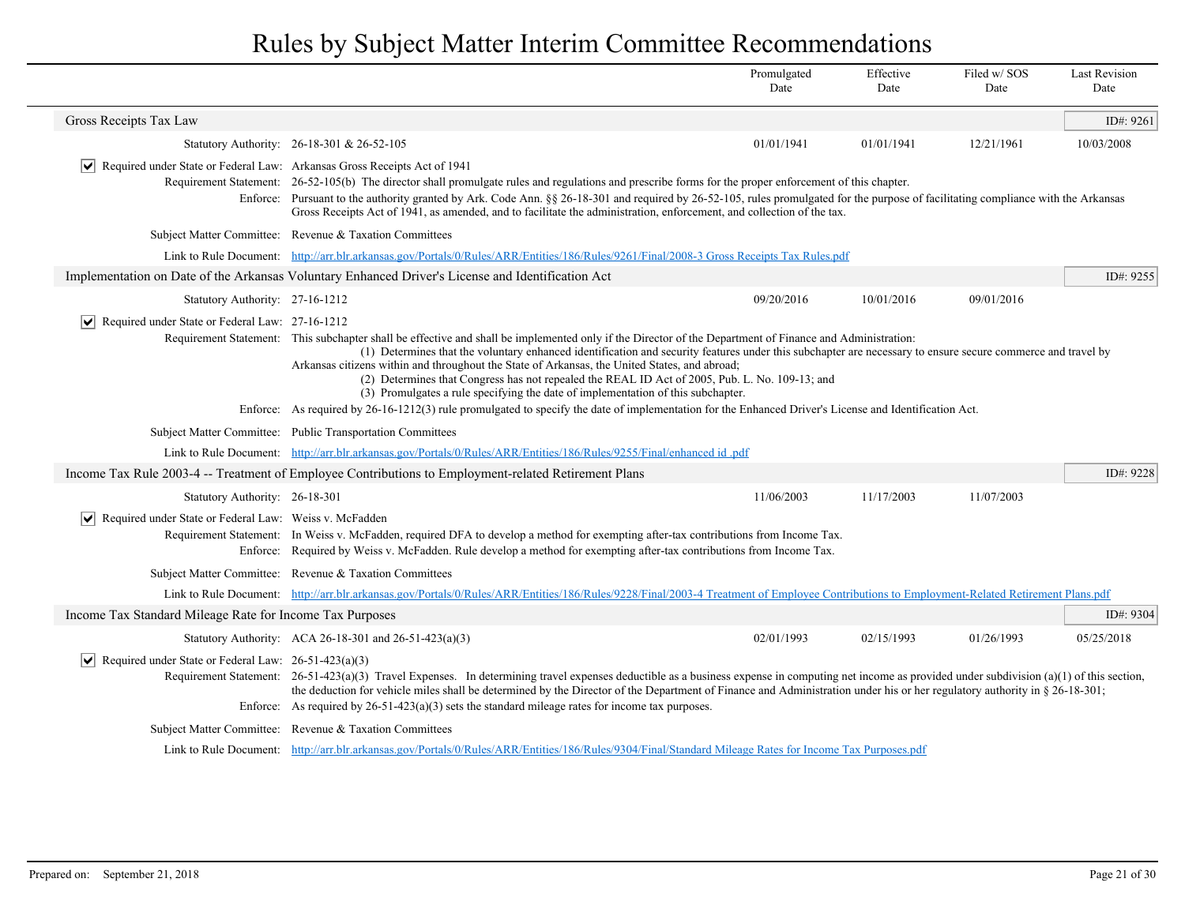# Rules by Subject Matter Interim Committee Recommendations

| | Promulgated Date | Effective Date | Filed w/ SOS Date | Last Revision Date |
|---|---|---|---|---|

## Gross Receipts Tax Law

ID#: 9261

| | Promulgated Date | Effective Date | Filed w/ SOS Date | Last Revision Date |
|---|---|---|---|---|
| Statutory Authority: 26-18-301 & 26-52-105 | 01/01/1941 | 01/01/1941 | 12/21/1961 | 10/03/2008 |

☑ Required under State or Federal Law: Arkansas Gross Receipts Act of 1941

Requirement Statement: 26-52-105(b) The director shall promulgate rules and regulations and prescribe forms for the proper enforcement of this chapter.

Enforce: Pursuant to the authority granted by Ark. Code Ann. §§ 26-18-301 and required by 26-52-105, rules promulgated for the purpose of facilitating compliance with the Arkansas Gross Receipts Act of 1941, as amended, and to facilitate the administration, enforcement, and collection of the tax.

Subject Matter Committee: Revenue & Taxation Committees

Link to Rule Document: http://arr.blr.arkansas.gov/Portals/0/Rules/ARR/Entities/186/Rules/9261/Final/2008-3 Gross Receipts Tax Rules.pdf

## Implementation on Date of the Arkansas Voluntary Enhanced Driver's License and Identification Act

ID#: 9255

| | Promulgated Date | Effective Date | Filed w/ SOS Date | Last Revision Date |
|---|---|---|---|---|
| Statutory Authority: 27-16-1212 | 09/20/2016 | 10/01/2016 | 09/01/2016 | |

☑ Required under State or Federal Law: 27-16-1212

Requirement Statement: This subchapter shall be effective and shall be implemented only if the Director of the Department of Finance and Administration:

(1) Determines that the voluntary enhanced identification and security features under this subchapter are necessary to ensure secure commerce and travel by Arkansas citizens within and throughout the State of Arkansas, the United States, and abroad;

(2) Determines that Congress has not repealed the REAL ID Act of 2005, Pub. L. No. 109-13; and

(3) Promulgates a rule specifying the date of implementation of this subchapter.

Enforce: As required by 26-16-1212(3) rule promulgated to specify the date of implementation for the Enhanced Driver's License and Identification Act.

Subject Matter Committee: Public Transportation Committees

Link to Rule Document: http://arr.blr.arkansas.gov/Portals/0/Rules/ARR/Entities/186/Rules/9255/Final/enhanced id .pdf

## Income Tax Rule 2003-4 -- Treatment of Employee Contributions to Employment-related Retirement Plans

ID#: 9228

| | Promulgated Date | Effective Date | Filed w/ SOS Date | Last Revision Date |
|---|---|---|---|---|
| Statutory Authority: 26-18-301 | 11/06/2003 | 11/17/2003 | 11/07/2003 | |

☑ Required under State or Federal Law: Weiss v. McFadden

Requirement Statement: In Weiss v. McFadden, required DFA to develop a method for exempting after-tax contributions from Income Tax.

Enforce: Required by Weiss v. McFadden. Rule develop a method for exempting after-tax contributions from Income Tax.

Subject Matter Committee: Revenue & Taxation Committees

Link to Rule Document: http://arr.blr.arkansas.gov/Portals/0/Rules/ARR/Entities/186/Rules/9228/Final/2003-4 Treatment of Employee Contributions to Employment-Related Retirement Plans.pdf

## Income Tax Standard Mileage Rate for Income Tax Purposes

ID#: 9304

| | Promulgated Date | Effective Date | Filed w/ SOS Date | Last Revision Date |
|---|---|---|---|---|
| Statutory Authority: ACA 26-18-301 and 26-51-423(a)(3) | 02/01/1993 | 02/15/1993 | 01/26/1993 | 05/25/2018 |

☑ Required under State or Federal Law: 26-51-423(a)(3)

Requirement Statement: 26-51-423(a)(3) Travel Expenses. In determining travel expenses deductible as a business expense in computing net income as provided under subdivision (a)(1) of this section, the deduction for vehicle miles shall be determined by the Director of the Department of Finance and Administration under his or her regulatory authority in § 26-18-301;

Enforce: As required by 26-51-423(a)(3) sets the standard mileage rates for income tax purposes.

Subject Matter Committee: Revenue & Taxation Committees

Link to Rule Document: http://arr.blr.arkansas.gov/Portals/0/Rules/ARR/Entities/186/Rules/9304/Final/Standard Mileage Rates for Income Tax Purposes.pdf

Prepared on: September 21, 2018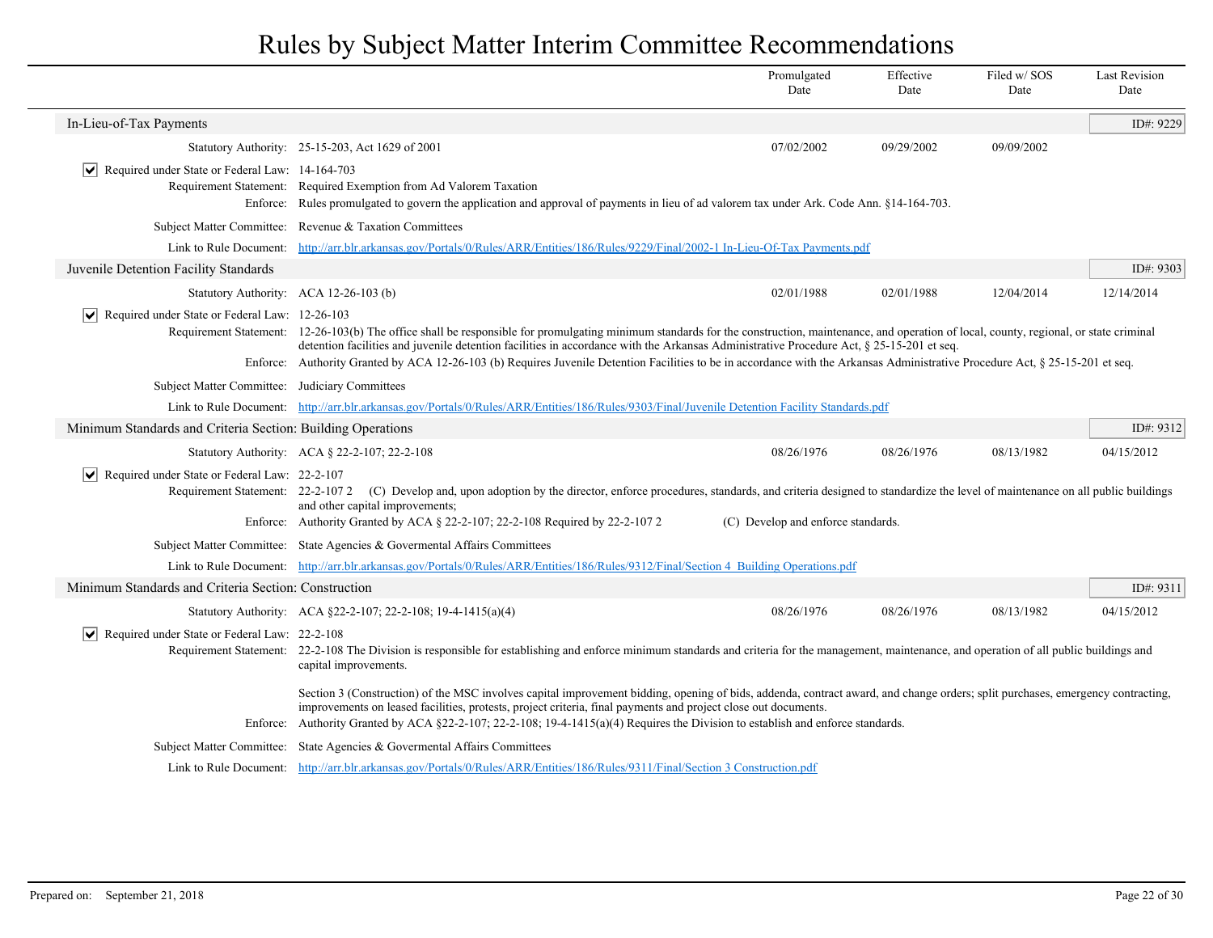# Rules by Subject Matter Interim Committee Recommendations

| | Promulgated Date | Effective Date | Filed w/ SOS Date | Last Revision Date |
|---|---|---|---|---|

## In-Lieu-of-Tax Payments

ID#: 9229

| | Promulgated Date | Effective Date | Filed w/ SOS Date | Last Revision Date |
|---|---|---|---|---|
| Statutory Authority: 25-15-203, Act 1629 of 2001 | 07/02/2002 | 09/29/2002 | 09/09/2002 | |

☑ Required under State or Federal Law: 14-164-703

Requirement Statement: Required Exemption from Ad Valorem Taxation

Enforce: Rules promulgated to govern the application and approval of payments in lieu of ad valorem tax under Ark. Code Ann. §14-164-703.

Subject Matter Committee: Revenue & Taxation Committees

Link to Rule Document: http://arr.blr.arkansas.gov/Portals/0/Rules/ARR/Entities/186/Rules/9229/Final/2002-1 In-Lieu-Of-Tax Payments.pdf

## Juvenile Detention Facility Standards

ID#: 9303

| | Promulgated Date | Effective Date | Filed w/ SOS Date | Last Revision Date |
|---|---|---|---|---|
| Statutory Authority: ACA 12-26-103 (b) | 02/01/1988 | 02/01/1988 | 12/04/2014 | 12/14/2014 |

☑ Required under State or Federal Law: 12-26-103

Requirement Statement: 12-26-103(b) The office shall be responsible for promulgating minimum standards for the construction, maintenance, and operation of local, county, regional, or state criminal detention facilities and juvenile detention facilities in accordance with the Arkansas Administrative Procedure Act, § 25-15-201 et seq.

Enforce: Authority Granted by ACA 12-26-103 (b) Requires Juvenile Detention Facilities to be in accordance with the Arkansas Administrative Procedure Act, § 25-15-201 et seq.

Subject Matter Committee: Judiciary Committees

Link to Rule Document: http://arr.blr.arkansas.gov/Portals/0/Rules/ARR/Entities/186/Rules/9303/Final/Juvenile Detention Facility Standards.pdf

## Minimum Standards and Criteria Section: Building Operations

ID#: 9312

| | Promulgated Date | Effective Date | Filed w/ SOS Date | Last Revision Date |
|---|---|---|---|---|
| Statutory Authority: ACA § 22-2-107; 22-2-108 | 08/26/1976 | 08/26/1976 | 08/13/1982 | 04/15/2012 |

☑ Required under State or Federal Law: 22-2-107

Requirement Statement: 22-2-107 2 (C) Develop and, upon adoption by the director, enforce procedures, standards, and criteria designed to standardize the level of maintenance on all public buildings and other capital improvements;

Enforce: Authority Granted by ACA § 22-2-107; 22-2-108 Required by 22-2-107 2 (C) Develop and enforce standards.

Subject Matter Committee: State Agencies & Govermental Affairs Committees

Link to Rule Document: http://arr.blr.arkansas.gov/Portals/0/Rules/ARR/Entities/186/Rules/9312/Final/Section 4 Building Operations.pdf

## Minimum Standards and Criteria Section: Construction

ID#: 9311

| | Promulgated Date | Effective Date | Filed w/ SOS Date | Last Revision Date |
|---|---|---|---|---|
| Statutory Authority: ACA §22-2-107; 22-2-108; 19-4-1415(a)(4) | 08/26/1976 | 08/26/1976 | 08/13/1982 | 04/15/2012 |

☑ Required under State or Federal Law: 22-2-108

Requirement Statement: 22-2-108 The Division is responsible for establishing and enforce minimum standards and criteria for the management, maintenance, and operation of all public buildings and capital improvements.

Section 3 (Construction) of the MSC involves capital improvement bidding, opening of bids, addenda, contract award, and change orders; split purchases, emergency contracting, improvements on leased facilities, protests, project criteria, final payments and project close out documents.

Enforce: Authority Granted by ACA §22-2-107; 22-2-108; 19-4-1415(a)(4) Requires the Division to establish and enforce standards.

Subject Matter Committee: State Agencies & Govermental Affairs Committees

Link to Rule Document: http://arr.blr.arkansas.gov/Portals/0/Rules/ARR/Entities/186/Rules/9311/Final/Section 3 Construction.pdf

Prepared on: September 21, 2018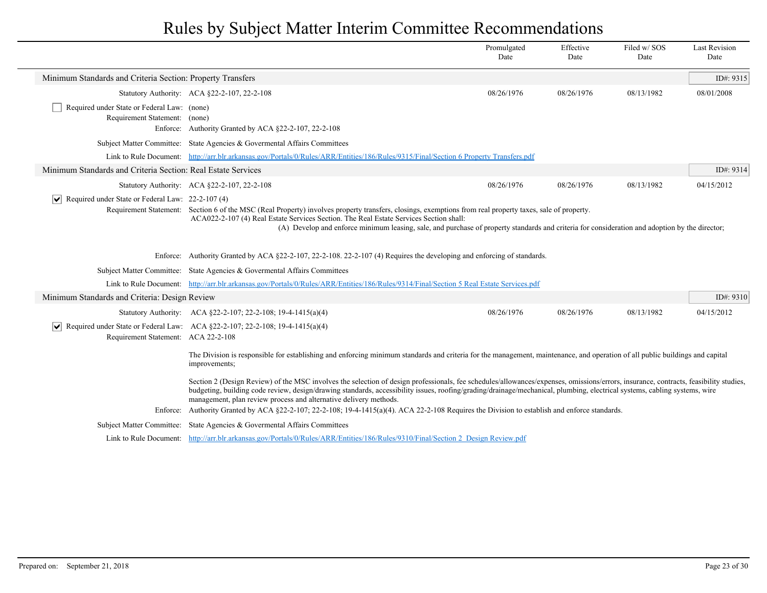# Rules by Subject Matter Interim Committee Recommendations

| | | Promulgated Date | Effective Date | Filed w/ SOS Date | Last Revision Date |
|---|---|---|---|---|---|

## Minimum Standards and Criteria Section: Property Transfers

ID#: 9315

| | | Promulgated Date | Effective Date | Filed w/ SOS Date | Last Revision Date |
|---|---|---|---|---|---|
| Statutory Authority: | ACA §22-2-107, 22-2-108 | 08/26/1976 | 08/26/1976 | 08/13/1982 | 08/01/2008 |

☐ Required under State or Federal Law: (none)

Requirement Statement: (none)

Enforce: Authority Granted by ACA §22-2-107, 22-2-108

Subject Matter Committee: State Agencies & Govermental Affairs Committees

Link to Rule Document: [http://arr.blr.arkansas.gov/Portals/0/Rules/ARR/Entities/186/Rules/9315/Final/Section 6 Property Transfers.pdf](http://arr.blr.arkansas.gov/Portals/0/Rules/ARR/Entities/186/Rules/9315/Final/Section 6 Property Transfers.pdf)

## Minimum Standards and Criteria Section: Real Estate Services

ID#: 9314

| | | Promulgated Date | Effective Date | Filed w/ SOS Date | Last Revision Date |
|---|---|---|---|---|---|
| Statutory Authority: | ACA §22-2-107, 22-2-108 | 08/26/1976 | 08/26/1976 | 08/13/1982 | 04/15/2012 |

☑ Required under State or Federal Law: 22-2-107 (4)

Requirement Statement: Section 6 of the MSC (Real Property) involves property transfers, closings, exemptions from real property taxes, sale of property.
ACA022-2-107 (4) Real Estate Services Section. The Real Estate Services Section shall:
(A) Develop and enforce minimum leasing, sale, and purchase of property standards and criteria for consideration and adoption by the director;

Enforce: Authority Granted by ACA §22-2-107, 22-2-108. 22-2-107 (4) Requires the developing and enforcing of standards.

Subject Matter Committee: State Agencies & Govermental Affairs Committees

Link to Rule Document: [http://arr.blr.arkansas.gov/Portals/0/Rules/ARR/Entities/186/Rules/9314/Final/Section 5 Real Estate Services.pdf](http://arr.blr.arkansas.gov/Portals/0/Rules/ARR/Entities/186/Rules/9314/Final/Section 5 Real Estate Services.pdf)

## Minimum Standards and Criteria: Design Review

ID#: 9310

| | | Promulgated Date | Effective Date | Filed w/ SOS Date | Last Revision Date |
|---|---|---|---|---|---|
| Statutory Authority: | ACA §22-2-107; 22-2-108; 19-4-1415(a)(4) | 08/26/1976 | 08/26/1976 | 08/13/1982 | 04/15/2012 |

☑ Required under State or Federal Law: ACA §22-2-107; 22-2-108; 19-4-1415(a)(4)

Requirement Statement: ACA 22-2-108

The Division is responsible for establishing and enforcing minimum standards and criteria for the management, maintenance, and operation of all public buildings and capital improvements;

Section 2 (Design Review) of the MSC involves the selection of design professionals, fee schedules/allowances/expenses, omissions/errors, insurance, contracts, feasibility studies, budgeting, building code review, design/drawing standards, accessibility issues, roofing/grading/drainage/mechanical, plumbing, electrical systems, cabling systems, wire management, plan review process and alternative delivery methods.

Enforce: Authority Granted by ACA §22-2-107; 22-2-108; 19-4-1415(a)(4). ACA 22-2-108 Requires the Division to establish and enforce standards.

Subject Matter Committee: State Agencies & Govermental Affairs Committees

Link to Rule Document: [http://arr.blr.arkansas.gov/Portals/0/Rules/ARR/Entities/186/Rules/9310/Final/Section 2 Design Review.pdf](http://arr.blr.arkansas.gov/Portals/0/Rules/ARR/Entities/186/Rules/9310/Final/Section 2 Design Review.pdf)

Prepared on: September 21, 2018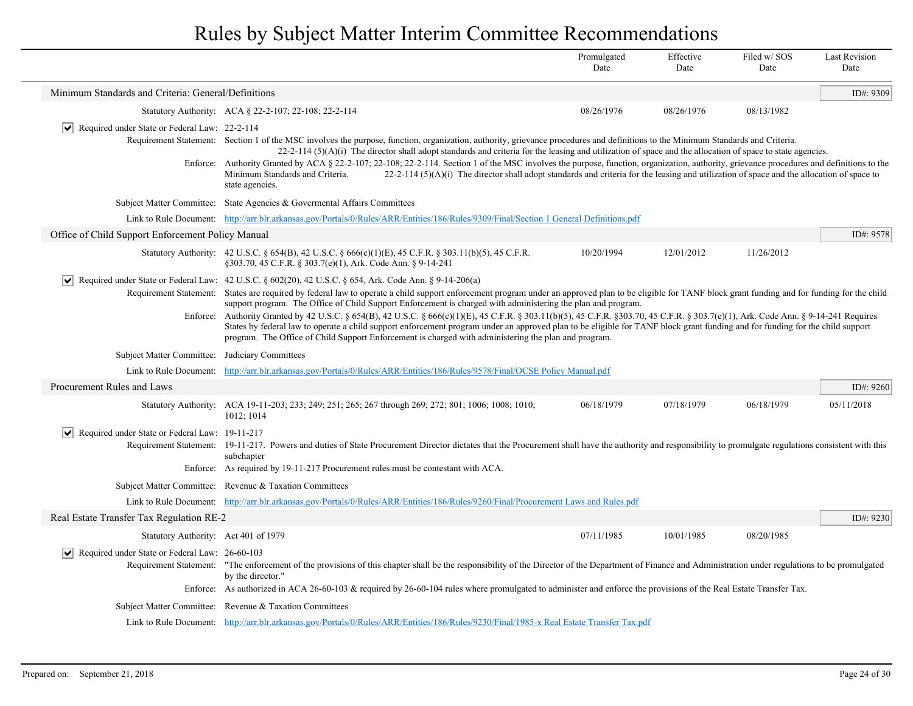# Rules by Subject Matter Interim Committee Recommendations

| | Promulgated Date | Effective Date | Filed w/ SOS Date | Last Revision Date |
|---|---|---|---|---|

## Minimum Standards and Criteria: General/Definitions

ID#: 9309

| | Promulgated Date | Effective Date | Filed w/ SOS Date | Last Revision Date |
|---|---|---|---|---|
| Statutory Authority: ACA § 22-2-107; 22-108; 22-2-114 | 08/26/1976 | 08/26/1976 | 08/13/1982 | |

☑ Required under State or Federal Law: 22-2-114

Requirement Statement: Section 1 of the MSC involves the purpose, function, organization, authority, grievance procedures and definitions to the Minimum Standards and Criteria. 22-2-114 (5)(A)(i) The director shall adopt standards and criteria for the leasing and utilization of space and the allocation of space to state agencies.

Enforce: Authority Granted by ACA § 22-2-107; 22-108; 22-2-114. Section 1 of the MSC involves the purpose, function, organization, authority, grievance procedures and definitions to the Minimum Standards and Criteria. 22-2-114 (5)(A)(i) The director shall adopt standards and criteria for the leasing and utilization of space and the allocation of space to state agencies.

Subject Matter Committee: State Agencies & Govermental Affairs Committees

Link to Rule Document: http://arr.blr.arkansas.gov/Portals/0/Rules/ARR/Entities/186/Rules/9309/Final/Section 1 General Definitions.pdf

## Office of Child Support Enforcement Policy Manual

ID#: 9578

| | Promulgated Date | Effective Date | Filed w/ SOS Date | Last Revision Date |
|---|---|---|---|---|
| Statutory Authority: 42 U.S.C. § 654(B), 42 U.S.C. § 666(c)(1)(E), 45 C.F.R. § 303.11(b)(5), 45 C.F.R. §303.70, 45 C.F.R. § 303.7(e)(1), Ark. Code Ann. § 9-14-241 | 10/20/1994 | 12/01/2012 | 11/26/2012 | |

☑ Required under State or Federal Law: 42 U.S.C. § 602(20), 42 U.S.C. § 654, Ark. Code Ann. § 9-14-206(a)

Requirement Statement: States are required by federal law to operate a child support enforcement program under an approved plan to be eligible for TANF block grant funding and for funding for the child support program. The Office of Child Support Enforcement is charged with administering the plan and program.

Enforce: Authority Granted by 42 U.S.C. § 654(B), 42 U.S.C. § 666(c)(1)(E), 45 C.F.R. § 303.11(b)(5), 45 C.F.R. §303.70, 45 C.F.R. § 303.7(e)(1), Ark. Code Ann. § 9-14-241 Requires States by federal law to operate a child support enforcement program under an approved plan to be eligible for TANF block grant funding and for funding for the child support program. The Office of Child Support Enforcement is charged with administering the plan and program.

Subject Matter Committee: Judiciary Committees

Link to Rule Document: http://arr.blr.arkansas.gov/Portals/0/Rules/ARR/Entities/186/Rules/9578/Final/OCSE Policy Manual.pdf

## Procurement Rules and Laws

ID#: 9260

| | Promulgated Date | Effective Date | Filed w/ SOS Date | Last Revision Date |
|---|---|---|---|---|
| Statutory Authority: ACA 19-11-203; 233; 249; 251; 265; 267 through 269; 272; 801; 1006; 1008; 1010; 1012; 1014 | 06/18/1979 | 07/18/1979 | 06/18/1979 | 05/11/2018 |

☑ Required under State or Federal Law: 19-11-217

Requirement Statement: 19-11-217. Powers and duties of State Procurement Director dictates that the Procurement shall have the authority and responsibility to promulgate regulations consistent with this subchapter

Enforce: As required by 19-11-217 Procurement rules must be contestant with ACA.

Subject Matter Committee: Revenue & Taxation Committees

Link to Rule Document: http://arr.blr.arkansas.gov/Portals/0/Rules/ARR/Entities/186/Rules/9260/Final/Procurement Laws and Rules.pdf

## Real Estate Transfer Tax Regulation RE-2

ID#: 9230

| | Promulgated Date | Effective Date | Filed w/ SOS Date | Last Revision Date |
|---|---|---|---|---|
| Statutory Authority: Act 401 of 1979 | 07/11/1985 | 10/01/1985 | 08/20/1985 | |

☑ Required under State or Federal Law: 26-60-103

Requirement Statement: "The enforcement of the provisions of this chapter shall be the responsibility of the Director of the Department of Finance and Administration under regulations to be promulgated by the director."

Enforce: As authorized in ACA 26-60-103 & required by 26-60-104 rules where promulgated to administer and enforce the provisions of the Real Estate Transfer Tax.

Subject Matter Committee: Revenue & Taxation Committees

Link to Rule Document: http://arr.blr.arkansas.gov/Portals/0/Rules/ARR/Entities/186/Rules/9230/Final/1985-x Real Estate Transfer Tax.pdf

Prepared on: September 21, 2018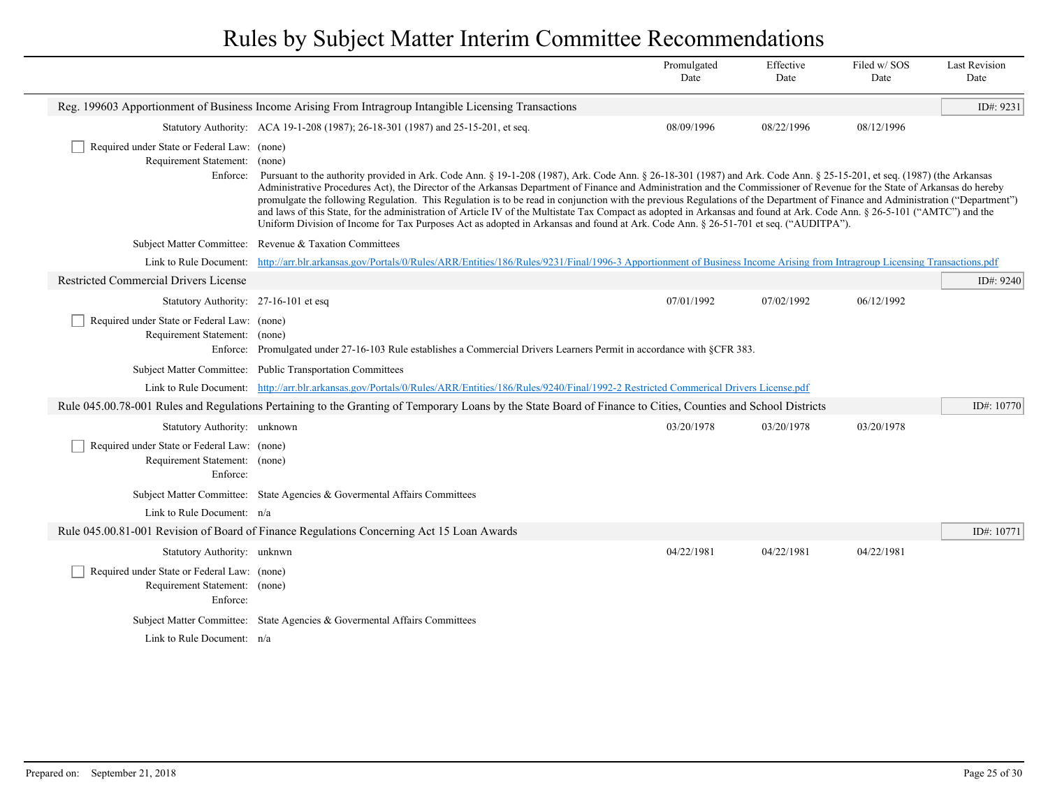| | Promulgated Date | Effective Date | Filed w/ SOS Date | Last Revision Date |
|---|---|---|---|---|

## Reg. 199603 Apportionment of Business Income Arising From Intragroup Intangible Licensing Transactions

ID#: 9231

| | | Promulgated Date | Effective Date | Filed w/ SOS Date | Last Revision Date |
|---|---|---|---|---|---|
| Statutory Authority: | ACA 19-1-208 (1987); 26-18-301 (1987) and 25-15-201, et seq. | 08/09/1996 | 08/22/1996 | 08/12/1996 | |

☐ Required under State or Federal Law: (none)

Requirement Statement: (none)

Enforce: Pursuant to the authority provided in Ark. Code Ann. § 19-1-208 (1987), Ark. Code Ann. § 26-18-301 (1987) and Ark. Code Ann. § 25-15-201, et seq. (1987) (the Arkansas Administrative Procedures Act), the Director of the Arkansas Department of Finance and Administration and the Commissioner of Revenue for the State of Arkansas do hereby promulgate the following Regulation. This Regulation is to be read in conjunction with the previous Regulations of the Department of Finance and Administration ("Department") and laws of this State, for the administration of Article IV of the Multistate Tax Compact as adopted in Arkansas and found at Ark. Code Ann. § 26-5-101 ("AMTC") and the Uniform Division of Income for Tax Purposes Act as adopted in Arkansas and found at Ark. Code Ann. § 26-51-701 et seq. ("AUDITPA").

Subject Matter Committee: Revenue & Taxation Committees

Link to Rule Document: http://arr.blr.arkansas.gov/Portals/0/Rules/ARR/Entities/186/Rules/9231/Final/1996-3 Apportionment of Business Income Arising from Intragroup Licensing Transactions.pdf

## Restricted Commercial Drivers License

ID#: 9240

| | | Promulgated Date | Effective Date | Filed w/ SOS Date | Last Revision Date |
|---|---|---|---|---|---|
| Statutory Authority: | 27-16-101 et esq | 07/01/1992 | 07/02/1992 | 06/12/1992 | |

☐ Required under State or Federal Law: (none)

Requirement Statement: (none)

Enforce: Promulgated under 27-16-103 Rule establishes a Commercial Drivers Learners Permit in accordance with §CFR 383.

Subject Matter Committee: Public Transportation Committees

Link to Rule Document: http://arr.blr.arkansas.gov/Portals/0/Rules/ARR/Entities/186/Rules/9240/Final/1992-2 Restricted Commerical Drivers License.pdf

## Rule 045.00.78-001 Rules and Regulations Pertaining to the Granting of Temporary Loans by the State Board of Finance to Cities, Counties and School Districts

ID#: 10770

| | | Promulgated Date | Effective Date | Filed w/ SOS Date | Last Revision Date |
|---|---|---|---|---|---|
| Statutory Authority: | unknown | 03/20/1978 | 03/20/1978 | 03/20/1978 | |

☐ Required under State or Federal Law: (none)

Requirement Statement: (none)

Enforce:

Subject Matter Committee: State Agencies & Govermental Affairs Committees

Link to Rule Document: n/a

## Rule 045.00.81-001 Revision of Board of Finance Regulations Concerning Act 15 Loan Awards

ID#: 10771

| | | Promulgated Date | Effective Date | Filed w/ SOS Date | Last Revision Date |
|---|---|---|---|---|---|
| Statutory Authority: | unknwn | 04/22/1981 | 04/22/1981 | 04/22/1981 | |

☐ Required under State or Federal Law: (none)

Requirement Statement: (none)

Enforce:

Subject Matter Committee: State Agencies & Govermental Affairs Committees

Link to Rule Document: n/a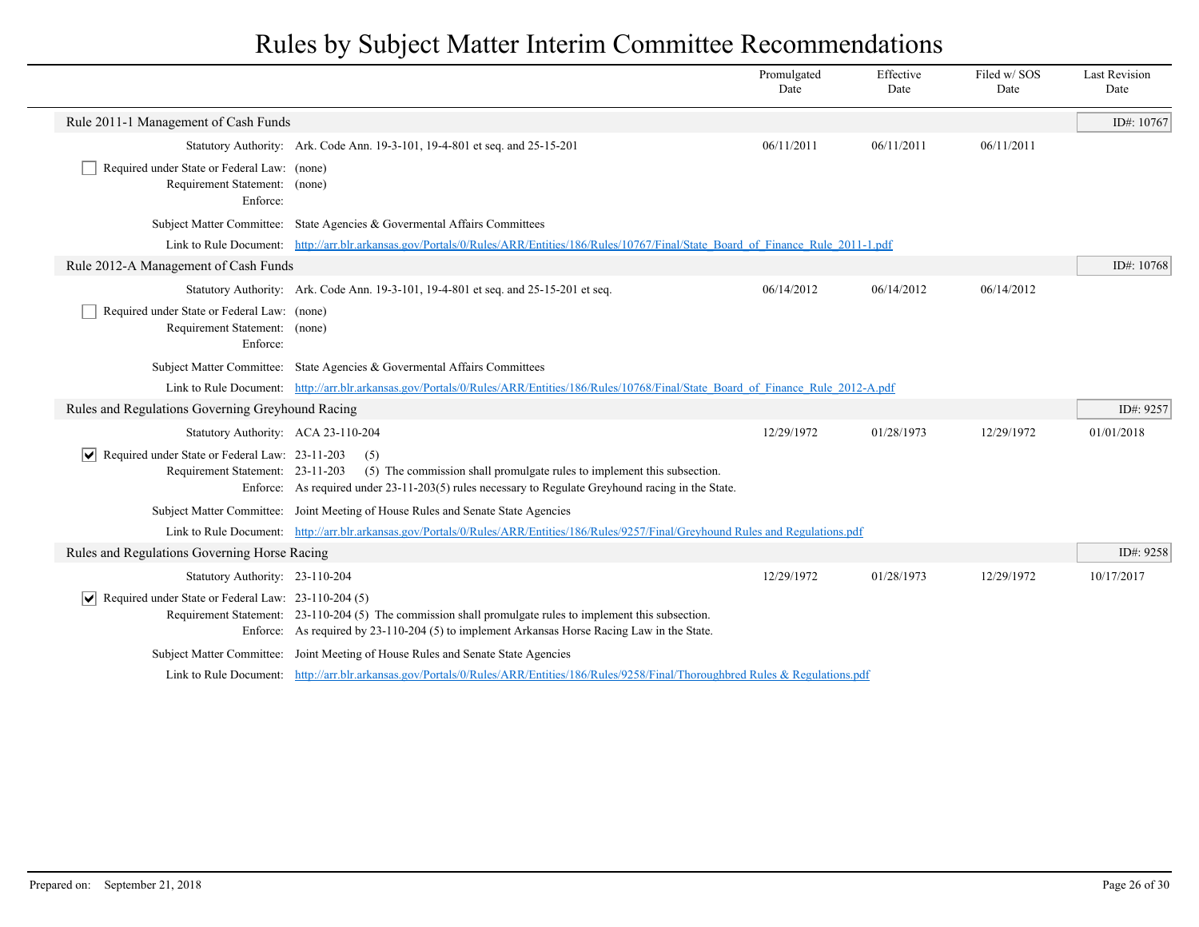# Rules by Subject Matter Interim Committee Recommendations

| | Promulgated Date | Effective Date | Filed w/ SOS Date | Last Revision Date |
|---|---|---|---|---|

## Rule 2011-1 Management of Cash Funds

ID#: 10767

| | | Promulgated Date | Effective Date | Filed w/ SOS Date | Last Revision Date |
|---|---|---|---|---|---|
| Statutory Authority: | Ark. Code Ann. 19-3-101, 19-4-801 et seq. and 25-15-201 | 06/11/2011 | 06/11/2011 | 06/11/2011 | |

☐ Required under State or Federal Law: (none)
Requirement Statement: (none)
Enforce:

Subject Matter Committee: State Agencies & Govermental Affairs Committees

Link to Rule Document: [http://arr.blr.arkansas.gov/Portals/0/Rules/ARR/Entities/186/Rules/10767/Final/State_Board_of_Finance_Rule_2011-1.pdf](http://arr.blr.arkansas.gov/Portals/0/Rules/ARR/Entities/186/Rules/10767/Final/State_Board_of_Finance_Rule_2011-1.pdf)

## Rule 2012-A Management of Cash Funds

ID#: 10768

| | | Promulgated Date | Effective Date | Filed w/ SOS Date | Last Revision Date |
|---|---|---|---|---|---|
| Statutory Authority: | Ark. Code Ann. 19-3-101, 19-4-801 et seq. and 25-15-201 et seq. | 06/14/2012 | 06/14/2012 | 06/14/2012 | |

☐ Required under State or Federal Law: (none)
Requirement Statement: (none)
Enforce:

Subject Matter Committee: State Agencies & Govermental Affairs Committees

Link to Rule Document: [http://arr.blr.arkansas.gov/Portals/0/Rules/ARR/Entities/186/Rules/10768/Final/State_Board_of_Finance_Rule_2012-A.pdf](http://arr.blr.arkansas.gov/Portals/0/Rules/ARR/Entities/186/Rules/10768/Final/State_Board_of_Finance_Rule_2012-A.pdf)

## Rules and Regulations Governing Greyhound Racing

ID#: 9257

| | | Promulgated Date | Effective Date | Filed w/ SOS Date | Last Revision Date |
|---|---|---|---|---|---|
| Statutory Authority: | ACA 23-110-204 | 12/29/1972 | 01/28/1973 | 12/29/1972 | 01/01/2018 |

☑ Required under State or Federal Law: 23-11-203 (5)
Requirement Statement: 23-11-203 (5) The commission shall promulgate rules to implement this subsection.
Enforce: As required under 23-11-203(5) rules necessary to Regulate Greyhound racing in the State.

Subject Matter Committee: Joint Meeting of House Rules and Senate State Agencies

Link to Rule Document: [http://arr.blr.arkansas.gov/Portals/0/Rules/ARR/Entities/186/Rules/9257/Final/Greyhound Rules and Regulations.pdf](http://arr.blr.arkansas.gov/Portals/0/Rules/ARR/Entities/186/Rules/9257/Final/Greyhound Rules and Regulations.pdf)

## Rules and Regulations Governing Horse Racing

ID#: 9258

| | | Promulgated Date | Effective Date | Filed w/ SOS Date | Last Revision Date |
|---|---|---|---|---|---|
| Statutory Authority: | 23-110-204 | 12/29/1972 | 01/28/1973 | 12/29/1972 | 10/17/2017 |

☑ Required under State or Federal Law: 23-110-204 (5)
Requirement Statement: 23-110-204 (5) The commission shall promulgate rules to implement this subsection.
Enforce: As required by 23-110-204 (5) to implement Arkansas Horse Racing Law in the State.

Subject Matter Committee: Joint Meeting of House Rules and Senate State Agencies

Link to Rule Document: [http://arr.blr.arkansas.gov/Portals/0/Rules/ARR/Entities/186/Rules/9258/Final/Thoroughbred Rules & Regulations.pdf](http://arr.blr.arkansas.gov/Portals/0/Rules/ARR/Entities/186/Rules/9258/Final/Thoroughbred Rules & Regulations.pdf)

Prepared on: September 21, 2018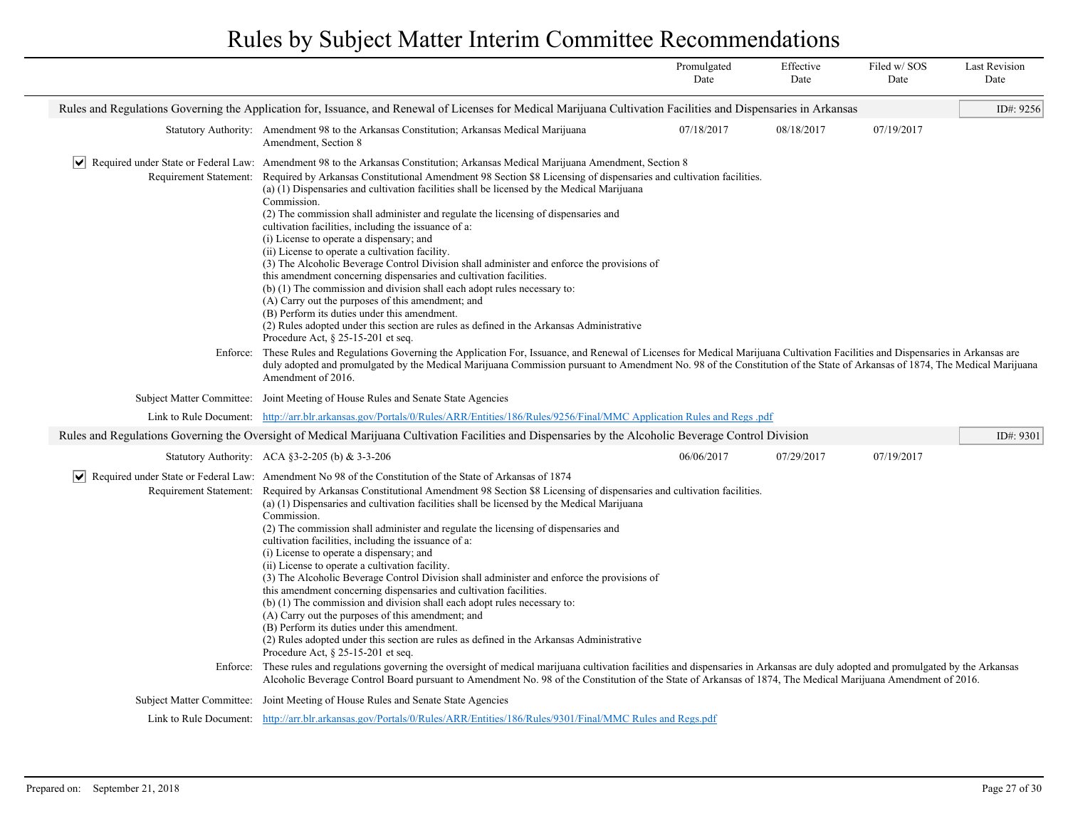# Rules by Subject Matter Interim Committee Recommendations

| | Promulgated Date | Effective Date | Filed w/ SOS Date | Last Revision Date |
|---|---|---|---|---|

## Rules and Regulations Governing the Application for, Issuance, and Renewal of Licenses for Medical Marijuana Cultivation Facilities and Dispensaries in Arkansas

ID#: 9256

| | Promulgated Date | Effective Date | Filed w/ SOS Date | Last Revision Date |
|---|---|---|---|---|
| Statutory Authority: Amendment 98 to the Arkansas Constitution; Arkansas Medical Marijuana Amendment, Section 8 | 07/18/2017 | 08/18/2017 | 07/19/2017 | |

☑ Required under State or Federal Law: Amendment 98 to the Arkansas Constitution; Arkansas Medical Marijuana Amendment, Section 8

Requirement Statement: Required by Arkansas Constitutional Amendment 98 Section $8 Licensing of dispensaries and cultivation facilities.
(a) (1) Dispensaries and cultivation facilities shall be licensed by the Medical Marijuana Commission.
(2) The commission shall administer and regulate the licensing of dispensaries and cultivation facilities, including the issuance of a:
(i) License to operate a dispensary; and
(ii) License to operate a cultivation facility.
(3) The Alcoholic Beverage Control Division shall administer and enforce the provisions of this amendment concerning dispensaries and cultivation facilities.
(b) (1) The commission and division shall each adopt rules necessary to:
(A) Carry out the purposes of this amendment; and
(B) Perform its duties under this amendment.
(2) Rules adopted under this section are rules as defined in the Arkansas Administrative Procedure Act, § 25-15-201 et seq.

Enforce: These Rules and Regulations Governing the Application For, Issuance, and Renewal of Licenses for Medical Marijuana Cultivation Facilities and Dispensaries in Arkansas are duly adopted and promulgated by the Medical Marijuana Commission pursuant to Amendment No. 98 of the Constitution of the State of Arkansas of 1874, The Medical Marijuana Amendment of 2016.

Subject Matter Committee: Joint Meeting of House Rules and Senate State Agencies

Link to Rule Document: [http://arr.blr.arkansas.gov/Portals/0/Rules/ARR/Entities/186/Rules/9256/Final/MMC Application Rules and Regs .pdf](http://arr.blr.arkansas.gov/Portals/0/Rules/ARR/Entities/186/Rules/9256/Final/MMC Application Rules and Regs .pdf)

## Rules and Regulations Governing the Oversight of Medical Marijuana Cultivation Facilities and Dispensaries by the Alcoholic Beverage Control Division

ID#: 9301

| | Promulgated Date | Effective Date | Filed w/ SOS Date | Last Revision Date |
|---|---|---|---|---|
| Statutory Authority: ACA §3-2-205 (b) & 3-3-206 | 06/06/2017 | 07/29/2017 | 07/19/2017 | |

☑ Required under State or Federal Law: Amendment No 98 of the Constitution of the State of Arkansas of 1874

Requirement Statement: Required by Arkansas Constitutional Amendment 98 Section $8 Licensing of dispensaries and cultivation facilities.
(a) (1) Dispensaries and cultivation facilities shall be licensed by the Medical Marijuana Commission.
(2) The commission shall administer and regulate the licensing of dispensaries and cultivation facilities, including the issuance of a:
(i) License to operate a dispensary; and
(ii) License to operate a cultivation facility.
(3) The Alcoholic Beverage Control Division shall administer and enforce the provisions of this amendment concerning dispensaries and cultivation facilities.
(b) (1) The commission and division shall each adopt rules necessary to:
(A) Carry out the purposes of this amendment; and
(B) Perform its duties under this amendment.
(2) Rules adopted under this section are rules as defined in the Arkansas Administrative Procedure Act, § 25-15-201 et seq.

Enforce: These rules and regulations governing the oversight of medical marijuana cultivation facilities and dispensaries in Arkansas are duly adopted and promulgated by the Arkansas Alcoholic Beverage Control Board pursuant to Amendment No. 98 of the Constitution of the State of Arkansas of 1874, The Medical Marijuana Amendment of 2016.

Subject Matter Committee: Joint Meeting of House Rules and Senate State Agencies

Link to Rule Document: [http://arr.blr.arkansas.gov/Portals/0/Rules/ARR/Entities/186/Rules/9301/Final/MMC Rules and Regs.pdf](http://arr.blr.arkansas.gov/Portals/0/Rules/ARR/Entities/186/Rules/9301/Final/MMC Rules and Regs.pdf)

Prepared on: September 21, 2018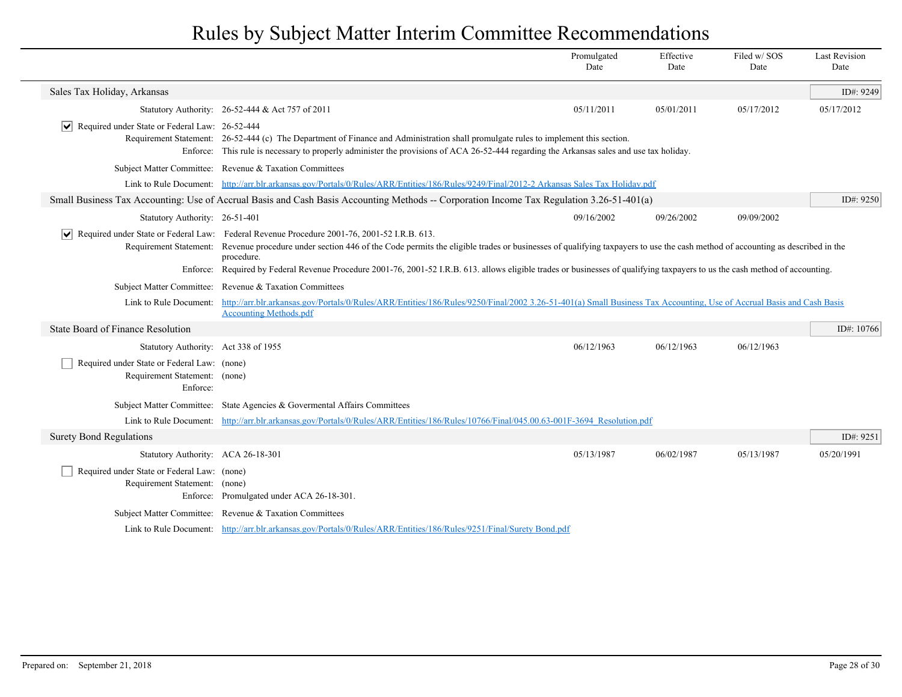# Rules by Subject Matter Interim Committee Recommendations

| | Promulgated Date | Effective Date | Filed w/ SOS Date | Last Revision Date |
|---|---|---|---|---|

## Sales Tax Holiday, Arkansas

ID#: 9249

| | | Promulgated Date | Effective Date | Filed w/ SOS Date | Last Revision Date |
|---|---|---|---|---|---|
| Statutory Authority: | 26-52-444 & Act 757 of 2011 | 05/11/2011 | 05/01/2011 | 05/17/2012 | 05/17/2012 |

- [x] Required under State or Federal Law: 26-52-444

Requirement Statement: 26-52-444 (c) The Department of Finance and Administration shall promulgate rules to implement this section.

Enforce: This rule is necessary to properly administer the provisions of ACA 26-52-444 regarding the Arkansas sales and use tax holiday.

Subject Matter Committee: Revenue & Taxation Committees

Link to Rule Document: http://arr.blr.arkansas.gov/Portals/0/Rules/ARR/Entities/186/Rules/9249/Final/2012-2 Arkansas Sales Tax Holiday.pdf

## Small Business Tax Accounting: Use of Accrual Basis and Cash Basis Accounting Methods -- Corporation Income Tax Regulation 3.26-51-401(a)

ID#: 9250

| | | Promulgated Date | Effective Date | Filed w/ SOS Date | Last Revision Date |
|---|---|---|---|---|---|
| Statutory Authority: | 26-51-401 | 09/16/2002 | 09/26/2002 | 09/09/2002 | |

- [x] Required under State or Federal Law: Federal Revenue Procedure 2001-76, 2001-52 I.R.B. 613.

Requirement Statement: Revenue procedure under section 446 of the Code permits the eligible trades or businesses of qualifying taxpayers to use the cash method of accounting as described in the procedure.

Enforce: Required by Federal Revenue Procedure 2001-76, 2001-52 I.R.B. 613. allows eligible trades or businesses of qualifying taxpayers to us the cash method of accounting.

Subject Matter Committee: Revenue & Taxation Committees

Link to Rule Document: http://arr.blr.arkansas.gov/Portals/0/Rules/ARR/Entities/186/Rules/9250/Final/2002 3.26-51-401(a) Small Business Tax Accounting, Use of Accrual Basis and Cash Basis Accounting Methods.pdf

## State Board of Finance Resolution

ID#: 10766

| | | Promulgated Date | Effective Date | Filed w/ SOS Date | Last Revision Date |
|---|---|---|---|---|---|
| Statutory Authority: | Act 338 of 1955 | 06/12/1963 | 06/12/1963 | 06/12/1963 | |

- [ ] Required under State or Federal Law: (none)

Requirement Statement: (none)

Enforce:

Subject Matter Committee: State Agencies & Govermental Affairs Committees

Link to Rule Document: http://arr.blr.arkansas.gov/Portals/0/Rules/ARR/Entities/186/Rules/10766/Final/045.00.63-001F-3694_Resolution.pdf

## Surety Bond Regulations

ID#: 9251

| | | Promulgated Date | Effective Date | Filed w/ SOS Date | Last Revision Date |
|---|---|---|---|---|---|
| Statutory Authority: | ACA 26-18-301 | 05/13/1987 | 06/02/1987 | 05/13/1987 | 05/20/1991 |

- [ ] Required under State or Federal Law: (none)

Requirement Statement: (none)

Enforce: Promulgated under ACA 26-18-301.

Subject Matter Committee: Revenue & Taxation Committees

Link to Rule Document: http://arr.blr.arkansas.gov/Portals/0/Rules/ARR/Entities/186/Rules/9251/Final/Surety Bond.pdf

Prepared on: September 21, 2018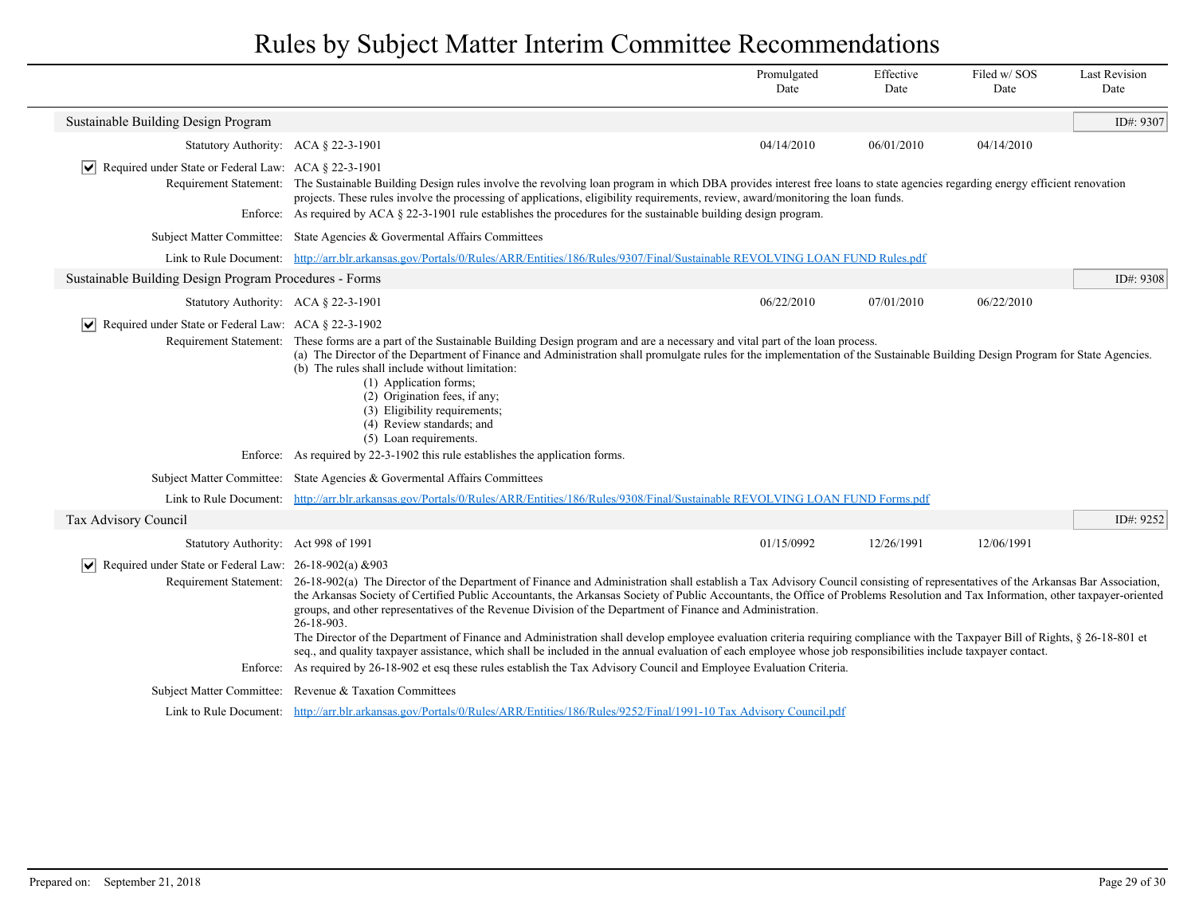# Rules by Subject Matter Interim Committee Recommendations

| | Promulgated Date | Effective Date | Filed w/ SOS Date | Last Revision Date |
|---|---|---|---|---|

## Sustainable Building Design Program

ID#: 9307

| | Promulgated Date | Effective Date | Filed w/ SOS Date | Last Revision Date |
|---|---|---|---|---|
| Statutory Authority: ACA § 22-3-1901 | 04/14/2010 | 06/01/2010 | 04/14/2010 | |

☑ Required under State or Federal Law: ACA § 22-3-1901

Requirement Statement: The Sustainable Building Design rules involve the revolving loan program in which DBA provides interest free loans to state agencies regarding energy efficient renovation projects. These rules involve the processing of applications, eligibility requirements, review, award/monitoring the loan funds.

Enforce: As required by ACA § 22-3-1901 rule establishes the procedures for the sustainable building design program.

Subject Matter Committee: State Agencies & Govermental Affairs Committees

Link to Rule Document: [http://arr.blr.arkansas.gov/Portals/0/Rules/ARR/Entities/186/Rules/9307/Final/Sustainable REVOLVING LOAN FUND Rules.pdf](http://arr.blr.arkansas.gov/Portals/0/Rules/ARR/Entities/186/Rules/9307/Final/Sustainable REVOLVING LOAN FUND Rules.pdf)

## Sustainable Building Design Program Procedures - Forms

ID#: 9308

| | Promulgated Date | Effective Date | Filed w/ SOS Date | Last Revision Date |
|---|---|---|---|---|
| Statutory Authority: ACA § 22-3-1901 | 06/22/2010 | 07/01/2010 | 06/22/2010 | |

☑ Required under State or Federal Law: ACA § 22-3-1902

Requirement Statement: These forms are a part of the Sustainable Building Design program and are a necessary and vital part of the loan process.
(a) The Director of the Department of Finance and Administration shall promulgate rules for the implementation of the Sustainable Building Design Program for State Agencies.
(b) The rules shall include without limitation:
- (1) Application forms;
- (2) Origination fees, if any;
- (3) Eligibility requirements;
- (4) Review standards; and
- (5) Loan requirements.

Enforce: As required by 22-3-1902 this rule establishes the application forms.

Subject Matter Committee: State Agencies & Govermental Affairs Committees

Link to Rule Document: [http://arr.blr.arkansas.gov/Portals/0/Rules/ARR/Entities/186/Rules/9308/Final/Sustainable REVOLVING LOAN FUND Forms.pdf](http://arr.blr.arkansas.gov/Portals/0/Rules/ARR/Entities/186/Rules/9308/Final/Sustainable REVOLVING LOAN FUND Forms.pdf)

## Tax Advisory Council

ID#: 9252

| | Promulgated Date | Effective Date | Filed w/ SOS Date | Last Revision Date |
|---|---|---|---|---|
| Statutory Authority: Act 998 of 1991 | 01/15/0992 | 12/26/1991 | 12/06/1991 | |

☑ Required under State or Federal Law: 26-18-902(a) &903

Requirement Statement: 26-18-902(a) The Director of the Department of Finance and Administration shall establish a Tax Advisory Council consisting of representatives of the Arkansas Bar Association, the Arkansas Society of Certified Public Accountants, the Arkansas Society of Public Accountants, the Office of Problems Resolution and Tax Information, other taxpayer-oriented groups, and other representatives of the Revenue Division of the Department of Finance and Administration.
26-18-903.
The Director of the Department of Finance and Administration shall develop employee evaluation criteria requiring compliance with the Taxpayer Bill of Rights, § 26-18-801 et seq., and quality taxpayer assistance, which shall be included in the annual evaluation of each employee whose job responsibilities include taxpayer contact.

Enforce: As required by 26-18-902 et esq these rules establish the Tax Advisory Council and Employee Evaluation Criteria.

Subject Matter Committee: Revenue & Taxation Committees

Link to Rule Document: [http://arr.blr.arkansas.gov/Portals/0/Rules/ARR/Entities/186/Rules/9252/Final/1991-10 Tax Advisory Council.pdf](http://arr.blr.arkansas.gov/Portals/0/Rules/ARR/Entities/186/Rules/9252/Final/1991-10 Tax Advisory Council.pdf)

Prepared on: September 21, 2018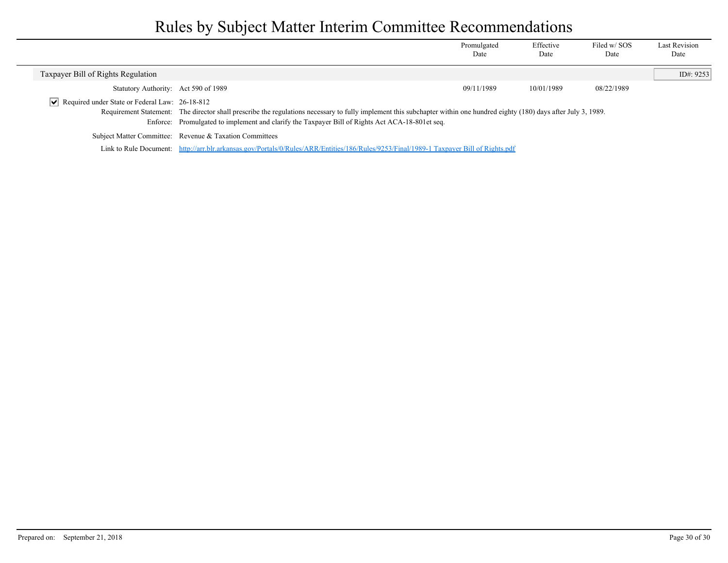# Rules by Subject Matter Interim Committee Recommendations

| | | Promulgated Date | Effective Date | Filed w/ SOS Date | Last Revision Date |
|---|---|---|---|---|---|
| **Taxpayer Bill of Rights Regulation** | | | | | ID#: 9253 |
| Statutory Authority: | Act 590 of 1989 | 09/11/1989 | 10/01/1989 | 08/22/1989 | |

☑ Required under State or Federal Law: 26-18-812

Requirement Statement: The director shall prescribe the regulations necessary to fully implement this subchapter within one hundred eighty (180) days after July 3, 1989.

Enforce: Promulgated to implement and clarify the Taxpayer Bill of Rights Act ACA-18-801et seq.

Subject Matter Committee: Revenue & Taxation Committees

Link to Rule Document: http://arr.blr.arkansas.gov/Portals/0/Rules/ARR/Entities/186/Rules/9253/Final/1989-1 Taxpayer Bill of Rights.pdf

Prepared on: September 21, 2018